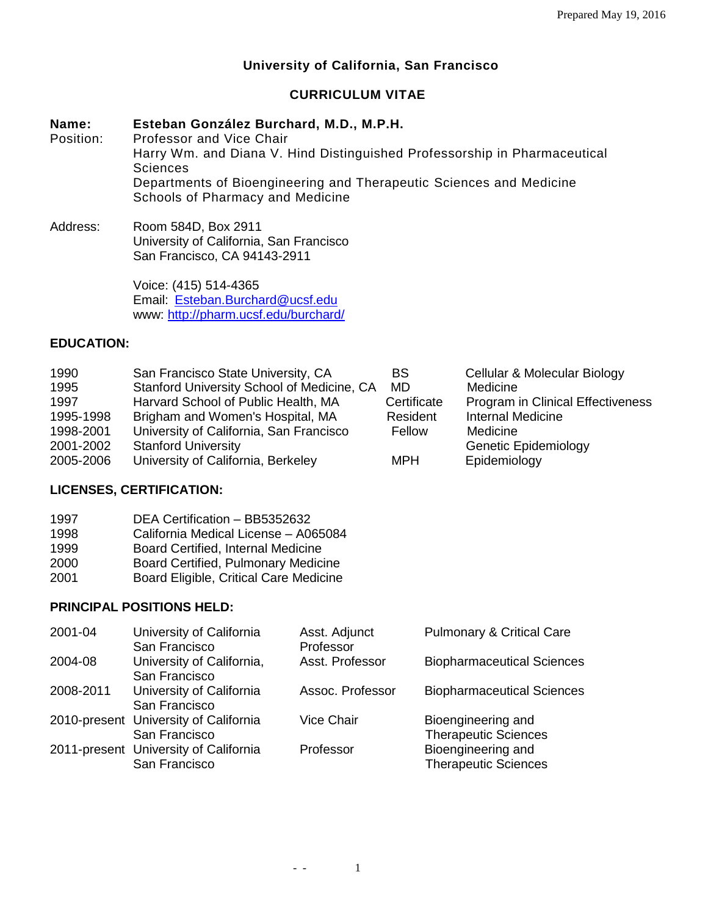Prepared May 19, 2016

# University of California, San Francisco

## CURRICULUM VITAE

**Name:** **Esteban González Burchard, M.D., M.P.H.**

Position: Professor and Vice Chair
Harry Wm. and Diana V. Hind Distinguished Professorship in Pharmaceutical Sciences
Departments of Bioengineering and Therapeutic Sciences and Medicine
Schools of Pharmacy and Medicine

Address: Room 584D, Box 2911
University of California, San Francisco
San Francisco, CA 94143-2911

Voice: (415) 514-4365
Email: Esteban.Burchard@ucsf.edu
www: http://pharm.ucsf.edu/burchard/

### EDUCATION:

| | | | |
|---|---|---|---|
| 1990 | San Francisco State University, CA | BS | Cellular & Molecular Biology |
| 1995 | Stanford University School of Medicine, CA | MD | Medicine |
| 1997 | Harvard School of Public Health, MA | Certificate | Program in Clinical Effectiveness |
| 1995-1998 | Brigham and Women's Hospital, MA | Resident | Internal Medicine |
| 1998-2001 | University of California, San Francisco | Fellow | Medicine |
| 2001-2002 | Stanford University | | Genetic Epidemiology |
| 2005-2006 | University of California, Berkeley | MPH | Epidemiology |

### LICENSES, CERTIFICATION:

| | |
|---|---|
| 1997 | DEA Certification – BB5352632 |
| 1998 | California Medical License – A065084 |
| 1999 | Board Certified, Internal Medicine |
| 2000 | Board Certified, Pulmonary Medicine |
| 2001 | Board Eligible, Critical Care Medicine |

### PRINCIPAL POSITIONS HELD:

| | | | |
|---|---|---|---|
| 2001-04 | University of California San Francisco | Asst. Adjunct Professor | Pulmonary & Critical Care |
| 2004-08 | University of California, San Francisco | Asst. Professor | Biopharmaceutical Sciences |
| 2008-2011 | University of California San Francisco | Assoc. Professor | Biopharmaceutical Sciences |
| 2010-present | University of California San Francisco | Vice Chair | Bioengineering and Therapeutic Sciences |
| 2011-present | University of California San Francisco | Professor | Bioengineering and Therapeutic Sciences |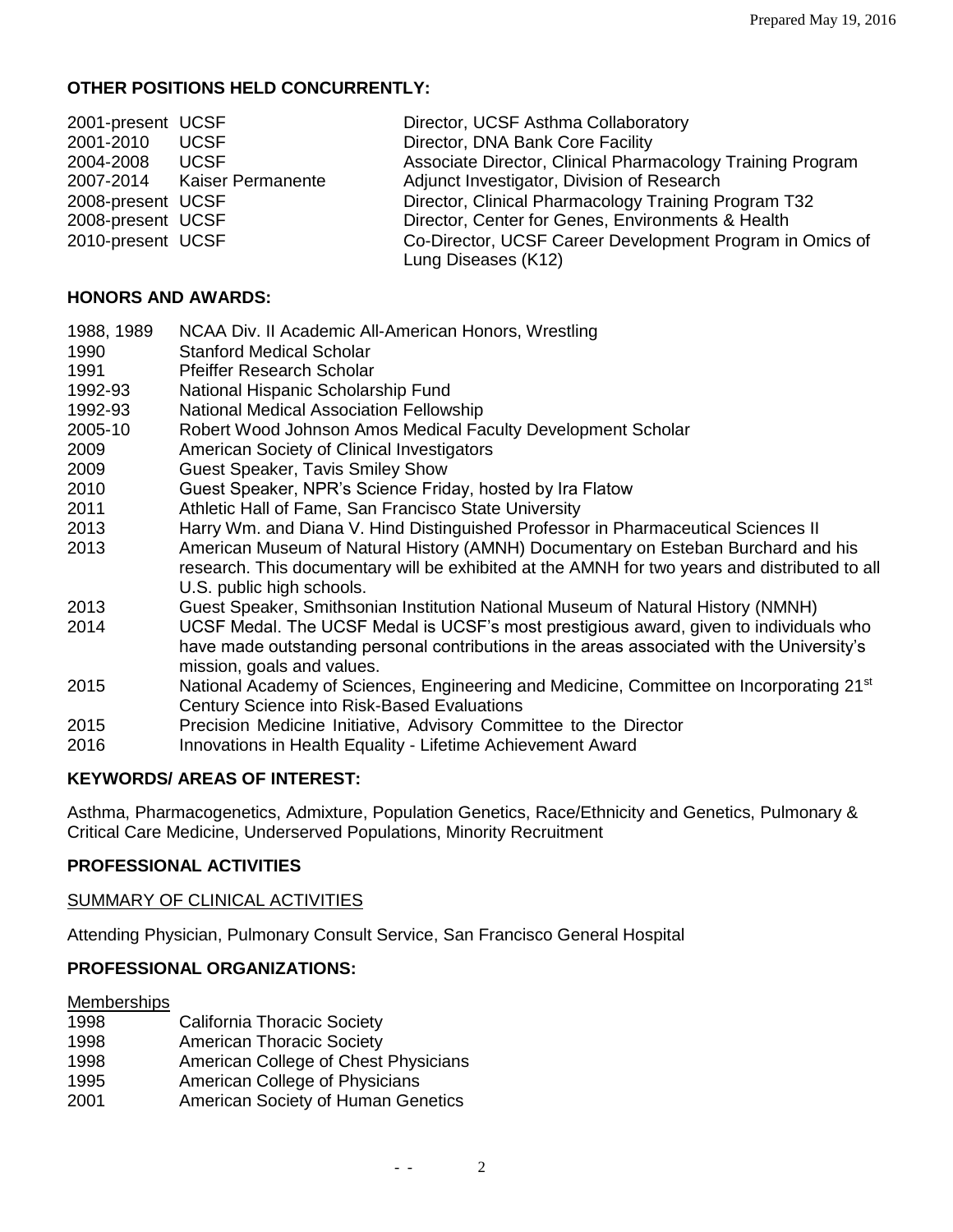## OTHER POSITIONS HELD CONCURRENTLY:

| | | |
|---|---|---|
| 2001-present | UCSF | Director, UCSF Asthma Collaboratory |
| 2001-2010 | UCSF | Director, DNA Bank Core Facility |
| 2004-2008 | UCSF | Associate Director, Clinical Pharmacology Training Program |
| 2007-2014 | Kaiser Permanente | Adjunct Investigator, Division of Research |
| 2008-present | UCSF | Director, Clinical Pharmacology Training Program T32 |
| 2008-present | UCSF | Director, Center for Genes, Environments & Health |
| 2010-present | UCSF | Co-Director, UCSF Career Development Program in Omics of Lung Diseases (K12) |

## HONORS AND AWARDS:

| | |
|---|---|
| 1988, 1989 | NCAA Div. II Academic All-American Honors, Wrestling |
| 1990 | Stanford Medical Scholar |
| 1991 | Pfeiffer Research Scholar |
| 1992-93 | National Hispanic Scholarship Fund |
| 1992-93 | National Medical Association Fellowship |
| 2005-10 | Robert Wood Johnson Amos Medical Faculty Development Scholar |
| 2009 | American Society of Clinical Investigators |
| 2009 | Guest Speaker, Tavis Smiley Show |
| 2010 | Guest Speaker, NPR's Science Friday, hosted by Ira Flatow |
| 2011 | Athletic Hall of Fame, San Francisco State University |
| 2013 | Harry Wm. and Diana V. Hind Distinguished Professor in Pharmaceutical Sciences II |
| 2013 | American Museum of Natural History (AMNH) Documentary on Esteban Burchard and his research. This documentary will be exhibited at the AMNH for two years and distributed to all U.S. public high schools. |
| 2013 | Guest Speaker, Smithsonian Institution National Museum of Natural History (NMNH) |
| 2014 | UCSF Medal. The UCSF Medal is UCSF's most prestigious award, given to individuals who have made outstanding personal contributions in the areas associated with the University's mission, goals and values. |
| 2015 | National Academy of Sciences, Engineering and Medicine, Committee on Incorporating 21st Century Science into Risk-Based Evaluations |
| 2015 | Precision Medicine Initiative, Advisory Committee to the Director |
| 2016 | Innovations in Health Equality - Lifetime Achievement Award |

## KEYWORDS/ AREAS OF INTEREST:

Asthma, Pharmacogenetics, Admixture, Population Genetics, Race/Ethnicity and Genetics, Pulmonary & Critical Care Medicine, Underserved Populations, Minority Recruitment

## PROFESSIONAL ACTIVITIES

### SUMMARY OF CLINICAL ACTIVITIES

Attending Physician, Pulmonary Consult Service, San Francisco General Hospital

## PROFESSIONAL ORGANIZATIONS:

### Memberships

| | |
|---|---|
| 1998 | California Thoracic Society |
| 1998 | American Thoracic Society |
| 1998 | American College of Chest Physicians |
| 1995 | American College of Physicians |
| 2001 | American Society of Human Genetics |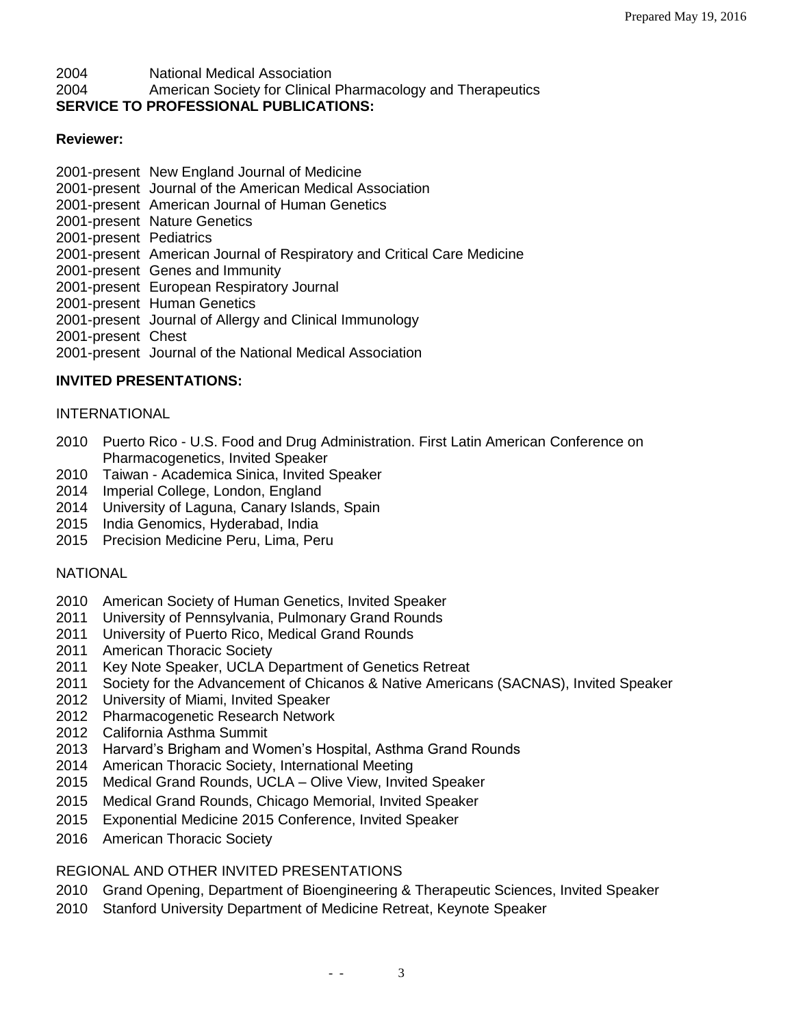2004 National Medical Association

2004 American Society for Clinical Pharmacology and Therapeutics

**SERVICE TO PROFESSIONAL PUBLICATIONS:**

**Reviewer:**

2001-present New England Journal of Medicine
2001-present Journal of the American Medical Association
2001-present American Journal of Human Genetics
2001-present Nature Genetics
2001-present Pediatrics
2001-present American Journal of Respiratory and Critical Care Medicine
2001-present Genes and Immunity
2001-present European Respiratory Journal
2001-present Human Genetics
2001-present Journal of Allergy and Clinical Immunology
2001-present Chest
2001-present Journal of the National Medical Association

**INVITED PRESENTATIONS:**

INTERNATIONAL

2010 Puerto Rico - U.S. Food and Drug Administration. First Latin American Conference on Pharmacogenetics, Invited Speaker
2010 Taiwan - Academica Sinica, Invited Speaker
2014 Imperial College, London, England
2014 University of Laguna, Canary Islands, Spain
2015 India Genomics, Hyderabad, India
2015 Precision Medicine Peru, Lima, Peru

NATIONAL

2010 American Society of Human Genetics, Invited Speaker
2011 University of Pennsylvania, Pulmonary Grand Rounds
2011 University of Puerto Rico, Medical Grand Rounds
2011 American Thoracic Society
2011 Key Note Speaker, UCLA Department of Genetics Retreat
2011 Society for the Advancement of Chicanos & Native Americans (SACNAS), Invited Speaker
2012 University of Miami, Invited Speaker
2012 Pharmacogenetic Research Network
2012 California Asthma Summit
2013 Harvard's Brigham and Women's Hospital, Asthma Grand Rounds
2014 American Thoracic Society, International Meeting
2015 Medical Grand Rounds, UCLA – Olive View, Invited Speaker
2015 Medical Grand Rounds, Chicago Memorial, Invited Speaker
2015 Exponential Medicine 2015 Conference, Invited Speaker
2016 American Thoracic Society

REGIONAL AND OTHER INVITED PRESENTATIONS

2010 Grand Opening, Department of Bioengineering & Therapeutic Sciences, Invited Speaker
2010 Stanford University Department of Medicine Retreat, Keynote Speaker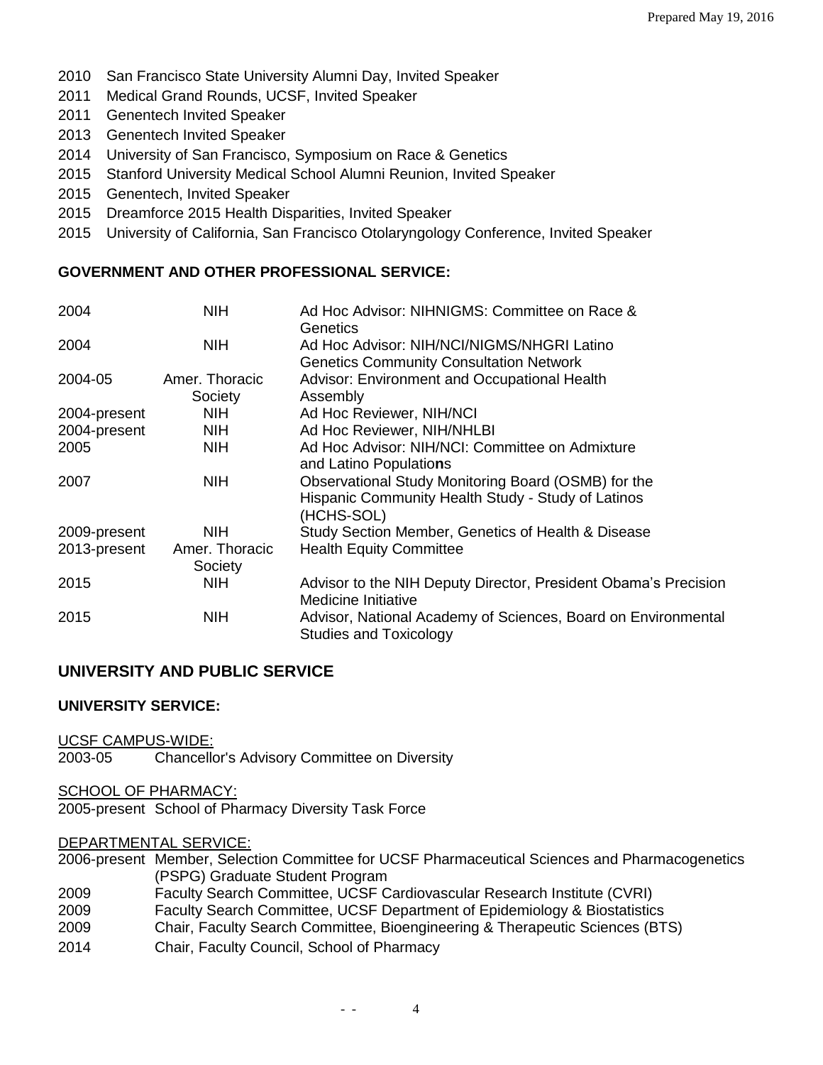2010 San Francisco State University Alumni Day, Invited Speaker
2011 Medical Grand Rounds, UCSF, Invited Speaker
2011 Genentech Invited Speaker
2013 Genentech Invited Speaker
2014 University of San Francisco, Symposium on Race & Genetics
2015 Stanford University Medical School Alumni Reunion, Invited Speaker
2015 Genentech, Invited Speaker
2015 Dreamforce 2015 Health Disparities, Invited Speaker
2015 University of California, San Francisco Otolaryngology Conference, Invited Speaker

### GOVERNMENT AND OTHER PROFESSIONAL SERVICE:

| | | |
|---|---|---|
| 2004 | NIH | Ad Hoc Advisor: NIHNIGMS: Committee on Race & Genetics |
| 2004 | NIH | Ad Hoc Advisor: NIH/NCI/NIGMS/NHGRI Latino Genetics Community Consultation Network |
| 2004-05 | Amer. Thoracic Society | Advisor: Environment and Occupational Health Assembly |
| 2004-present | NIH | Ad Hoc Reviewer, NIH/NCI |
| 2004-present | NIH | Ad Hoc Reviewer, NIH/NHLBI |
| 2005 | NIH | Ad Hoc Advisor: NIH/NCI: Committee on Admixture and Latino Populations |
| 2007 | NIH | Observational Study Monitoring Board (OSMB) for the Hispanic Community Health Study - Study of Latinos (HCHS-SOL) |
| 2009-present | NIH | Study Section Member, Genetics of Health & Disease |
| 2013-present | Amer. Thoracic Society | Health Equity Committee |
| 2015 | NIH | Advisor to the NIH Deputy Director, President Obama's Precision Medicine Initiative |
| 2015 | NIH | Advisor, National Academy of Sciences, Board on Environmental Studies and Toxicology |

## UNIVERSITY AND PUBLIC SERVICE

### UNIVERSITY SERVICE:

UCSF CAMPUS-WIDE:
2003-05 Chancellor's Advisory Committee on Diversity

SCHOOL OF PHARMACY:
2005-present School of Pharmacy Diversity Task Force

DEPARTMENTAL SERVICE:
2006-present Member, Selection Committee for UCSF Pharmaceutical Sciences and Pharmacogenetics (PSPG) Graduate Student Program
2009 Faculty Search Committee, UCSF Cardiovascular Research Institute (CVRI)
2009 Faculty Search Committee, UCSF Department of Epidemiology & Biostatistics
2009 Chair, Faculty Search Committee, Bioengineering & Therapeutic Sciences (BTS)
2014 Chair, Faculty Council, School of Pharmacy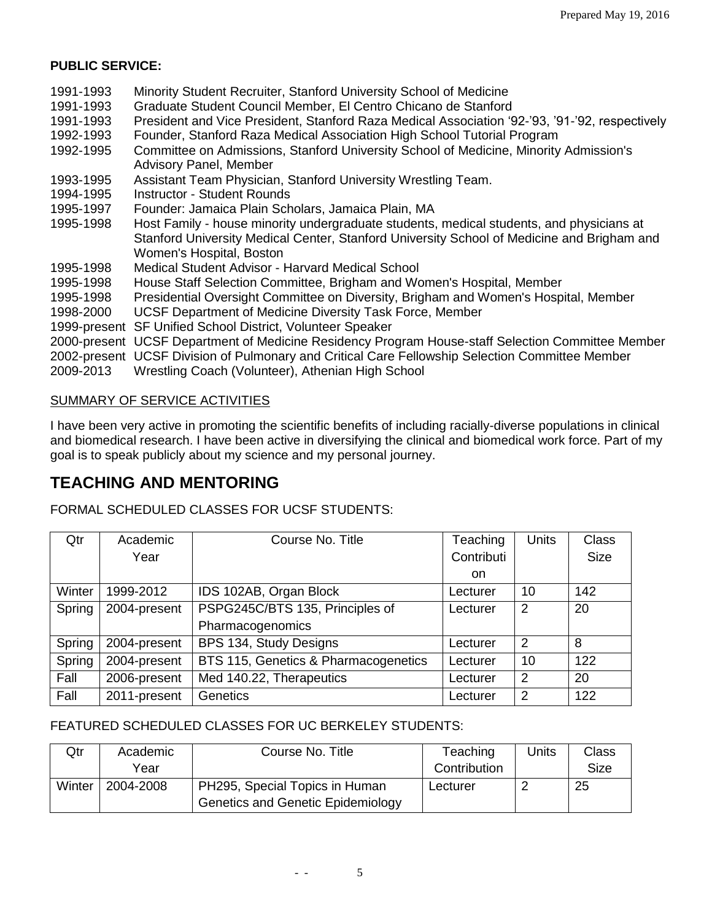**PUBLIC SERVICE:**

1991-1993 Minority Student Recruiter, Stanford University School of Medicine
1991-1993 Graduate Student Council Member, El Centro Chicano de Stanford
1991-1993 President and Vice President, Stanford Raza Medical Association '92-'93, '91-'92, respectively
1992-1993 Founder, Stanford Raza Medical Association High School Tutorial Program
1992-1995 Committee on Admissions, Stanford University School of Medicine, Minority Admission's Advisory Panel, Member
1993-1995 Assistant Team Physician, Stanford University Wrestling Team.
1994-1995 Instructor - Student Rounds
1995-1997 Founder: Jamaica Plain Scholars, Jamaica Plain, MA
1995-1998 Host Family - house minority undergraduate students, medical students, and physicians at Stanford University Medical Center, Stanford University School of Medicine and Brigham and Women's Hospital, Boston
1995-1998 Medical Student Advisor - Harvard Medical School
1995-1998 House Staff Selection Committee, Brigham and Women's Hospital, Member
1995-1998 Presidential Oversight Committee on Diversity, Brigham and Women's Hospital, Member
1998-2000 UCSF Department of Medicine Diversity Task Force, Member
1999-present SF Unified School District, Volunteer Speaker
2000-present UCSF Department of Medicine Residency Program House-staff Selection Committee Member
2002-present UCSF Division of Pulmonary and Critical Care Fellowship Selection Committee Member
2009-2013 Wrestling Coach (Volunteer), Athenian High School

SUMMARY OF SERVICE ACTIVITIES

I have been very active in promoting the scientific benefits of including racially-diverse populations in clinical and biomedical research. I have been active in diversifying the clinical and biomedical work force. Part of my goal is to speak publicly about my science and my personal journey.

# TEACHING AND MENTORING

FORMAL SCHEDULED CLASSES FOR UCSF STUDENTS:

| Qtr | Academic Year | Course No. Title | Teaching Contribution | Units | Class Size |
|---|---|---|---|---|---|
| Winter | 1999-2012 | IDS 102AB, Organ Block | Lecturer | 10 | 142 |
| Spring | 2004-present | PSPG245C/BTS 135, Principles of Pharmacogenomics | Lecturer | 2 | 20 |
| Spring | 2004-present | BPS 134, Study Designs | Lecturer | 2 | 8 |
| Spring | 2004-present | BTS 115, Genetics & Pharmacogenetics | Lecturer | 10 | 122 |
| Fall | 2006-present | Med 140.22, Therapeutics | Lecturer | 2 | 20 |
| Fall | 2011-present | Genetics | Lecturer | 2 | 122 |

FEATURED SCHEDULED CLASSES FOR UC BERKELEY STUDENTS:

| Qtr | Academic Year | Course No. Title | Teaching Contribution | Units | Class Size |
|---|---|---|---|---|---|
| Winter | 2004-2008 | PH295, Special Topics in Human Genetics and Genetic Epidemiology | Lecturer | 2 | 25 |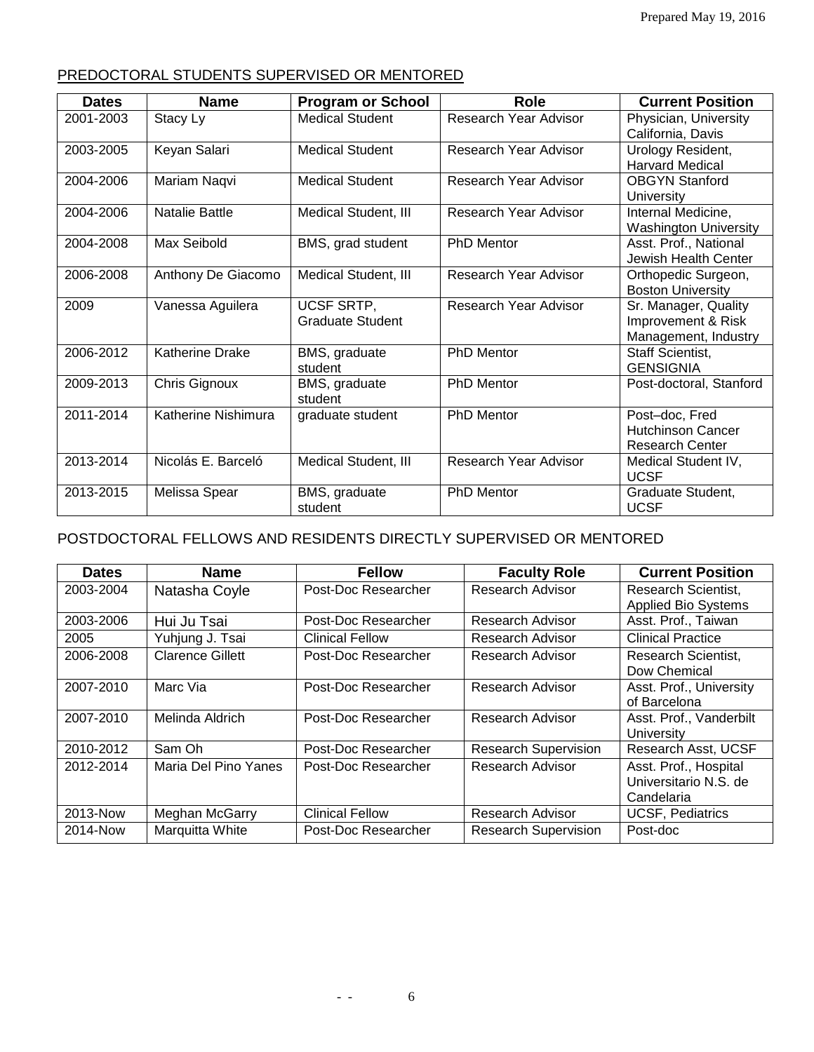## PREDOCTORAL STUDENTS SUPERVISED OR MENTORED

| Dates | Name | Program or School | Role | Current Position |
|---|---|---|---|---|
| 2001-2003 | Stacy Ly | Medical Student | Research Year Advisor | Physician, University California, Davis |
| 2003-2005 | Keyan Salari | Medical Student | Research Year Advisor | Urology Resident, Harvard Medical |
| 2004-2006 | Mariam Naqvi | Medical Student | Research Year Advisor | OBGYN Stanford University |
| 2004-2006 | Natalie Battle | Medical Student, III | Research Year Advisor | Internal Medicine, Washington University |
| 2004-2008 | Max Seibold | BMS, grad student | PhD Mentor | Asst. Prof., National Jewish Health Center |
| 2006-2008 | Anthony De Giacomo | Medical Student, III | Research Year Advisor | Orthopedic Surgeon, Boston University |
| 2009 | Vanessa Aguilera | UCSF SRTP, Graduate Student | Research Year Advisor | Sr. Manager, Quality Improvement & Risk Management, Industry |
| 2006-2012 | Katherine Drake | BMS, graduate student | PhD Mentor | Staff Scientist, GENSIGNIA |
| 2009-2013 | Chris Gignoux | BMS, graduate student | PhD Mentor | Post-doctoral, Stanford |
| 2011-2014 | Katherine Nishimura | graduate student | PhD Mentor | Post–doc, Fred Hutchinson Cancer Research Center |
| 2013-2014 | Nicolás E. Barceló | Medical Student, III | Research Year Advisor | Medical Student IV, UCSF |
| 2013-2015 | Melissa Spear | BMS, graduate student | PhD Mentor | Graduate Student, UCSF |

## POSTDOCTORAL FELLOWS AND RESIDENTS DIRECTLY SUPERVISED OR MENTORED

| Dates | Name | Fellow | Faculty Role | Current Position |
|---|---|---|---|---|
| 2003-2004 | Natasha Coyle | Post-Doc Researcher | Research Advisor | Research Scientist, Applied Bio Systems |
| 2003-2006 | Hui Ju Tsai | Post-Doc Researcher | Research Advisor | Asst. Prof., Taiwan |
| 2005 | Yuhjung J. Tsai | Clinical Fellow | Research Advisor | Clinical Practice |
| 2006-2008 | Clarence Gillett | Post-Doc Researcher | Research Advisor | Research Scientist, Dow Chemical |
| 2007-2010 | Marc Via | Post-Doc Researcher | Research Advisor | Asst. Prof., University of Barcelona |
| 2007-2010 | Melinda Aldrich | Post-Doc Researcher | Research Advisor | Asst. Prof., Vanderbilt University |
| 2010-2012 | Sam Oh | Post-Doc Researcher | Research Supervision | Research Asst, UCSF |
| 2012-2014 | Maria Del Pino Yanes | Post-Doc Researcher | Research Advisor | Asst. Prof., Hospital Universitario N.S. de Candelaria |
| 2013-Now | Meghan McGarry | Clinical Fellow | Research Advisor | UCSF, Pediatrics |
| 2014-Now | Marquitta White | Post-Doc Researcher | Research Supervision | Post-doc |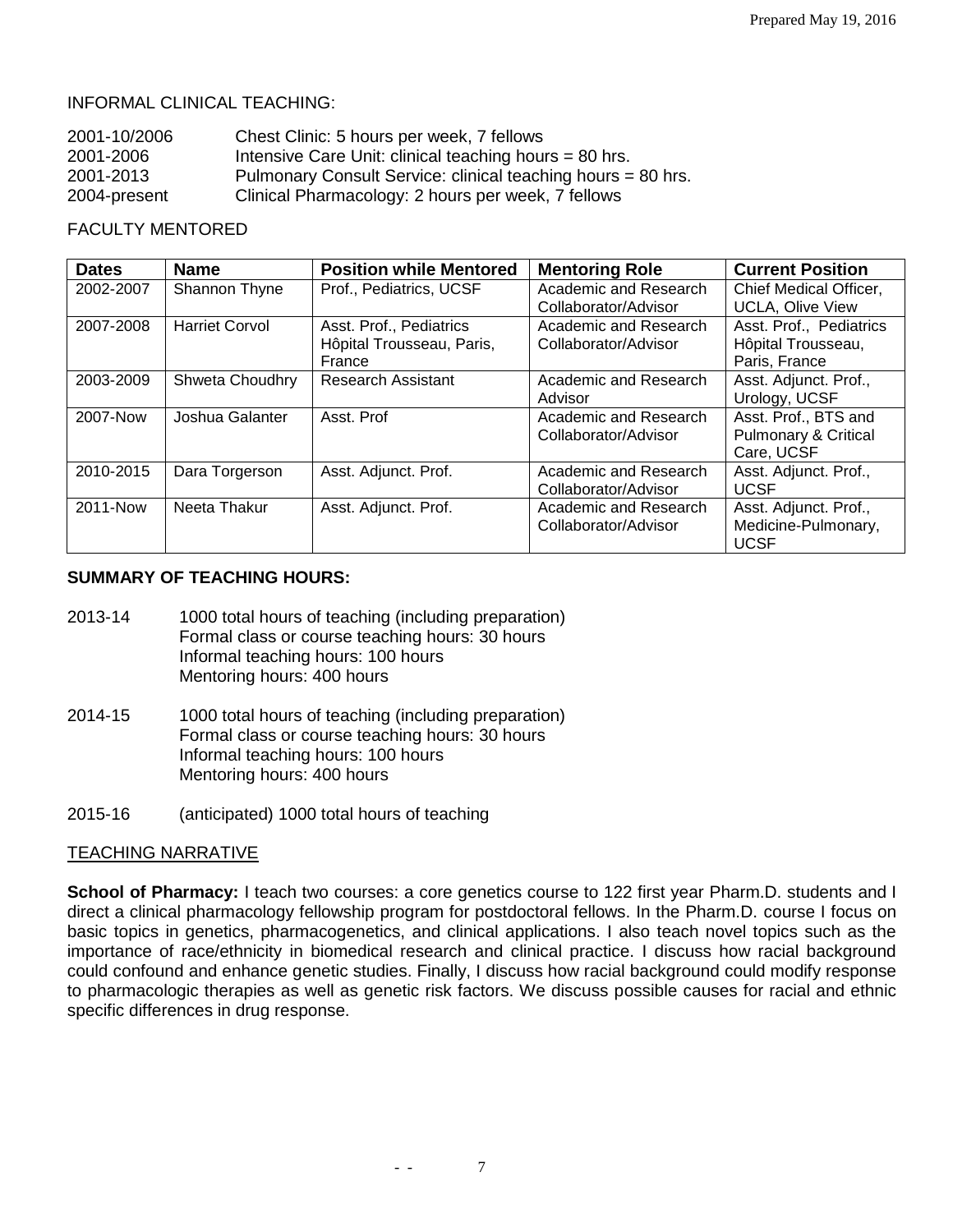INFORMAL CLINICAL TEACHING:

2001-10/2006 Chest Clinic: 5 hours per week, 7 fellows
2001-2006 Intensive Care Unit: clinical teaching hours = 80 hrs.
2001-2013 Pulmonary Consult Service: clinical teaching hours = 80 hrs.
2004-present Clinical Pharmacology: 2 hours per week, 7 fellows

FACULTY MENTORED

| Dates | Name | Position while Mentored | Mentoring Role | Current Position |
|---|---|---|---|---|
| 2002-2007 | Shannon Thyne | Prof., Pediatrics, UCSF | Academic and Research Collaborator/Advisor | Chief Medical Officer, UCLA, Olive View |
| 2007-2008 | Harriet Corvol | Asst. Prof., Pediatrics Hôpital Trousseau, Paris, France | Academic and Research Collaborator/Advisor | Asst. Prof., Pediatrics Hôpital Trousseau, Paris, France |
| 2003-2009 | Shweta Choudhry | Research Assistant | Academic and Research Advisor | Asst. Adjunct. Prof., Urology, UCSF |
| 2007-Now | Joshua Galanter | Asst. Prof | Academic and Research Collaborator/Advisor | Asst. Prof., BTS and Pulmonary & Critical Care, UCSF |
| 2010-2015 | Dara Torgerson | Asst. Adjunct. Prof. | Academic and Research Collaborator/Advisor | Asst. Adjunct. Prof., UCSF |
| 2011-Now | Neeta Thakur | Asst. Adjunct. Prof. | Academic and Research Collaborator/Advisor | Asst. Adjunct. Prof., Medicine-Pulmonary, UCSF |

**SUMMARY OF TEACHING HOURS:**

2013-14 1000 total hours of teaching (including preparation)
Formal class or course teaching hours: 30 hours
Informal teaching hours: 100 hours
Mentoring hours: 400 hours

2014-15 1000 total hours of teaching (including preparation)
Formal class or course teaching hours: 30 hours
Informal teaching hours: 100 hours
Mentoring hours: 400 hours

2015-16 (anticipated) 1000 total hours of teaching

TEACHING NARRATIVE

**School of Pharmacy:** I teach two courses: a core genetics course to 122 first year Pharm.D. students and I direct a clinical pharmacology fellowship program for postdoctoral fellows. In the Pharm.D. course I focus on basic topics in genetics, pharmacogenetics, and clinical applications. I also teach novel topics such as the importance of race/ethnicity in biomedical research and clinical practice. I discuss how racial background could confound and enhance genetic studies. Finally, I discuss how racial background could modify response to pharmacologic therapies as well as genetic risk factors. We discuss possible causes for racial and ethnic specific differences in drug response.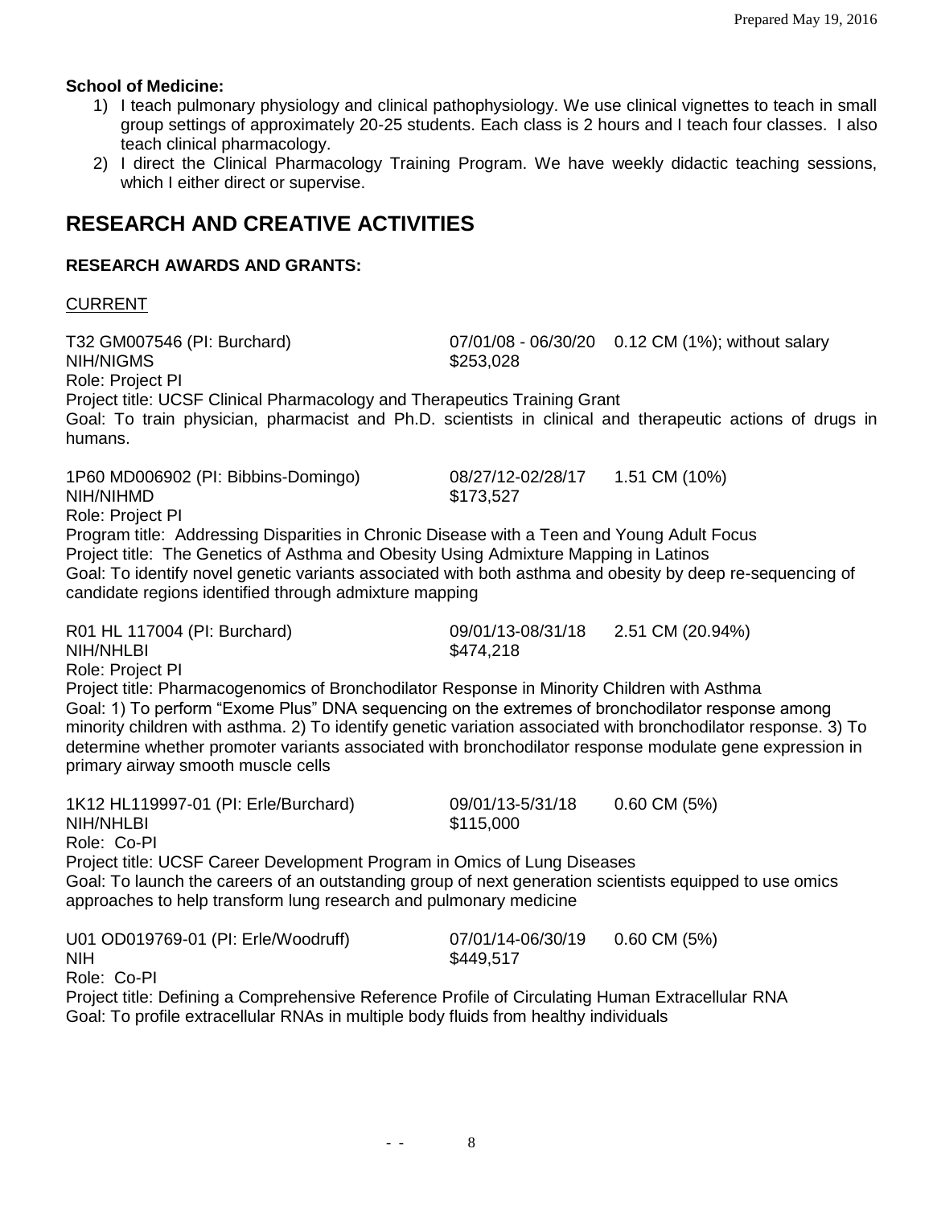**School of Medicine:**

1) I teach pulmonary physiology and clinical pathophysiology. We use clinical vignettes to teach in small group settings of approximately 20-25 students. Each class is 2 hours and I teach four classes. I also teach clinical pharmacology.
2) I direct the Clinical Pharmacology Training Program. We have weekly didactic teaching sessions, which I either direct or supervise.

# RESEARCH AND CREATIVE ACTIVITIES

### RESEARCH AWARDS AND GRANTS:

CURRENT

T32 GM007546 (PI: Burchard) 07/01/08 - 06/30/20 0.12 CM (1%); without salary
NIH/NIGMS $253,028
Role: Project PI
Project title: UCSF Clinical Pharmacology and Therapeutics Training Grant
Goal: To train physician, pharmacist and Ph.D. scientists in clinical and therapeutic actions of drugs in humans.

1P60 MD006902 (PI: Bibbins-Domingo) 08/27/12-02/28/17 1.51 CM (10%)
NIH/NIHMD $173,527
Role: Project PI
Program title: Addressing Disparities in Chronic Disease with a Teen and Young Adult Focus
Project title: The Genetics of Asthma and Obesity Using Admixture Mapping in Latinos
Goal: To identify novel genetic variants associated with both asthma and obesity by deep re-sequencing of candidate regions identified through admixture mapping

R01 HL 117004 (PI: Burchard) 09/01/13-08/31/18 2.51 CM (20.94%)
NIH/NHLBI $474,218
Role: Project PI
Project title: Pharmacogenomics of Bronchodilator Response in Minority Children with Asthma
Goal: 1) To perform "Exome Plus" DNA sequencing on the extremes of bronchodilator response among minority children with asthma. 2) To identify genetic variation associated with bronchodilator response. 3) To determine whether promoter variants associated with bronchodilator response modulate gene expression in primary airway smooth muscle cells

1K12 HL119997-01 (PI: Erle/Burchard) 09/01/13-5/31/18 0.60 CM (5%)
NIH/NHLBI $115,000
Role: Co-PI
Project title: UCSF Career Development Program in Omics of Lung Diseases
Goal: To launch the careers of an outstanding group of next generation scientists equipped to use omics approaches to help transform lung research and pulmonary medicine

U01 OD019769-01 (PI: Erle/Woodruff) 07/01/14-06/30/19 0.60 CM (5%)
NIH $449,517
Role: Co-PI
Project title: Defining a Comprehensive Reference Profile of Circulating Human Extracellular RNA
Goal: To profile extracellular RNAs in multiple body fluids from healthy individuals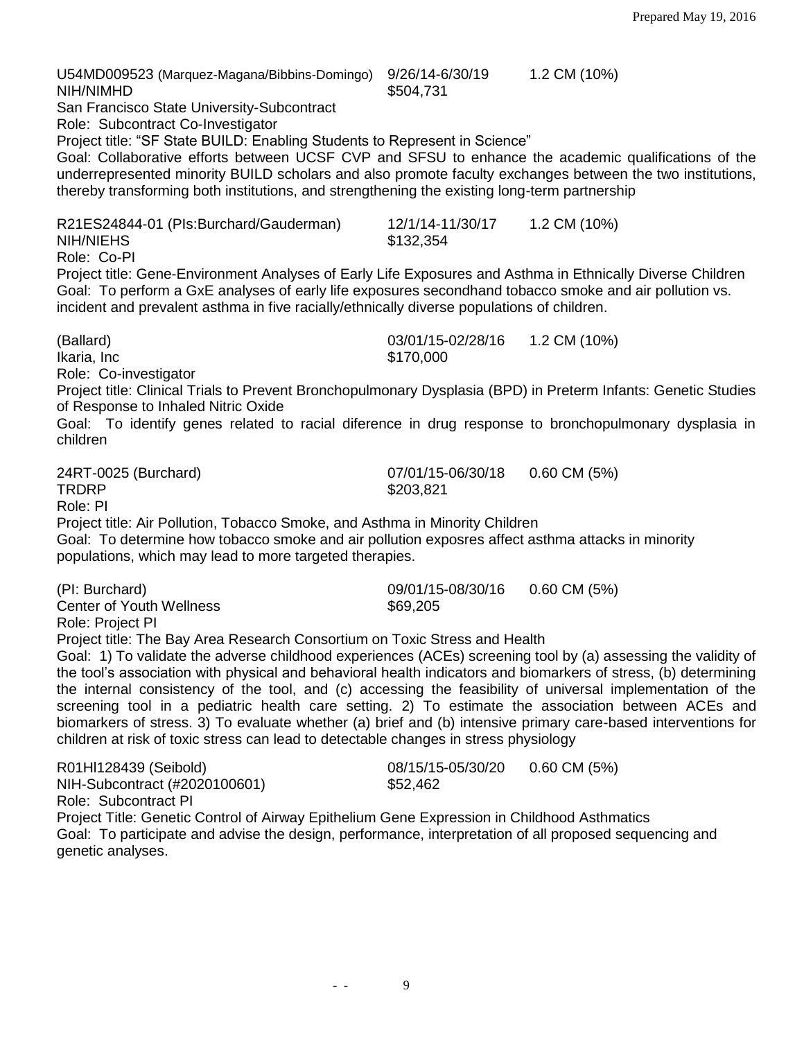U54MD009523 (Marquez-Magana/Bibbins-Domingo) 9/26/14-6/30/19 1.2 CM (10%)
NIH/NIMHD $504,731
San Francisco State University-Subcontract
Role: Subcontract Co-Investigator
Project title: "SF State BUILD: Enabling Students to Represent in Science"
Goal: Collaborative efforts between UCSF CVP and SFSU to enhance the academic qualifications of the underrepresented minority BUILD scholars and also promote faculty exchanges between the two institutions, thereby transforming both institutions, and strengthening the existing long-term partnership

R21ES24844-01 (PIs:Burchard/Gauderman) 12/1/14-11/30/17 1.2 CM (10%)
NIH/NIEHS $132,354
Role: Co-PI
Project title: Gene-Environment Analyses of Early Life Exposures and Asthma in Ethnically Diverse Children
Goal: To perform a GxE analyses of early life exposures secondhand tobacco smoke and air pollution vs. incident and prevalent asthma in five racially/ethnically diverse populations of children.

(Ballard) 03/01/15-02/28/16 1.2 CM (10%)
Ikaria, Inc $170,000
Role: Co-investigator
Project title: Clinical Trials to Prevent Bronchopulmonary Dysplasia (BPD) in Preterm Infants: Genetic Studies of Response to Inhaled Nitric Oxide
Goal: To identify genes related to racial diference in drug response to bronchopulmonary dysplasia in children

24RT-0025 (Burchard) 07/01/15-06/30/18 0.60 CM (5%)
TRDRP $203,821
Role: PI
Project title: Air Pollution, Tobacco Smoke, and Asthma in Minority Children
Goal: To determine how tobacco smoke and air pollution exposres affect asthma attacks in minority populations, which may lead to more targeted therapies.

(PI: Burchard) 09/01/15-08/30/16 0.60 CM (5%)
Center of Youth Wellness $69,205
Role: Project PI
Project title: The Bay Area Research Consortium on Toxic Stress and Health
Goal: 1) To validate the adverse childhood experiences (ACEs) screening tool by (a) assessing the validity of the tool's association with physical and behavioral health indicators and biomarkers of stress, (b) determining the internal consistency of the tool, and (c) accessing the feasibility of universal implementation of the screening tool in a pediatric health care setting. 2) To estimate the association between ACEs and biomarkers of stress. 3) To evaluate whether (a) brief and (b) intensive primary care-based interventions for children at risk of toxic stress can lead to detectable changes in stress physiology

R01Hl128439 (Seibold) 08/15/15-05/30/20 0.60 CM (5%)
NIH-Subcontract (#2020100601) $52,462
Role: Subcontract PI
Project Title: Genetic Control of Airway Epithelium Gene Expression in Childhood Asthmatics
Goal: To participate and advise the design, performance, interpretation of all proposed sequencing and genetic analyses.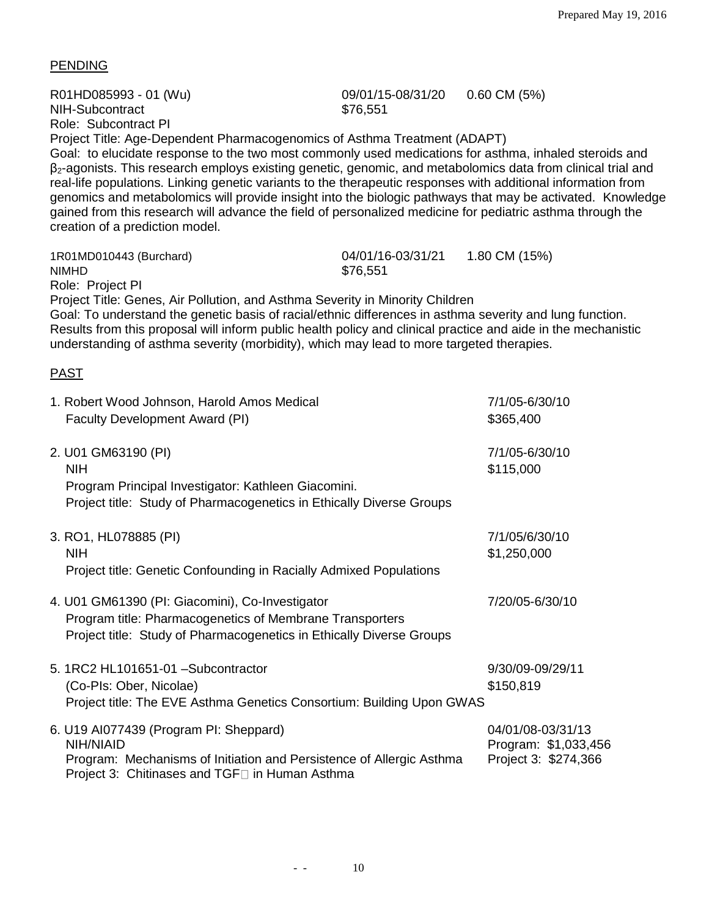## PENDING

R01HD085993 - 01 (Wu) 09/01/15-08/31/20 0.60 CM (5%)
NIH-Subcontract $76,551
Role: Subcontract PI
Project Title: Age-Dependent Pharmacogenomics of Asthma Treatment (ADAPT)
Goal: to elucidate response to the two most commonly used medications for asthma, inhaled steroids and $\beta_2$-agonists. This research employs existing genetic, genomic, and metabolomics data from clinical trial and real-life populations. Linking genetic variants to the therapeutic responses with additional information from genomics and metabolomics will provide insight into the biologic pathways that may be activated. Knowledge gained from this research will advance the field of personalized medicine for pediatric asthma through the creation of a prediction model.

1R01MD010443 (Burchard) 04/01/16-03/31/21 1.80 CM (15%)
NIMHD $76,551
Role: Project PI
Project Title: Genes, Air Pollution, and Asthma Severity in Minority Children
Goal: To understand the genetic basis of racial/ethnic differences in asthma severity and lung function. Results from this proposal will inform public health policy and clinical practice and aide in the mechanistic understanding of asthma severity (morbidity), which may lead to more targeted therapies.

## PAST

1. Robert Wood Johnson, Harold Amos Medical Faculty Development Award (PI) — 7/1/05-6/30/10 — $365,400

2. U01 GM63190 (PI) — 7/1/05-6/30/10
   NIH — $115,000
   Program Principal Investigator: Kathleen Giacomini.
   Project title: Study of Pharmacogenetics in Ethically Diverse Groups

3. RO1, HL078885 (PI) — 7/1/05/6/30/10
   NIH — $1,250,000
   Project title: Genetic Confounding in Racially Admixed Populations

4. U01 GM61390 (PI: Giacomini), Co-Investigator — 7/20/05-6/30/10
   Program title: Pharmacogenetics of Membrane Transporters
   Project title: Study of Pharmacogenetics in Ethically Diverse Groups

5. 1RC2 HL101651-01 –Subcontractor — 9/30/09-09/29/11
   (Co-PIs: Ober, Nicolae) — $150,819
   Project title: The EVE Asthma Genetics Consortium: Building Upon GWAS

6. U19 AI077439 (Program PI: Sheppard) — 04/01/08-03/31/13
   NIH/NIAID — Program: $1,033,456
   Program: Mechanisms of Initiation and Persistence of Allergic Asthma — Project 3: $274,366
   Project 3: Chitinases and TGF□ in Human Asthma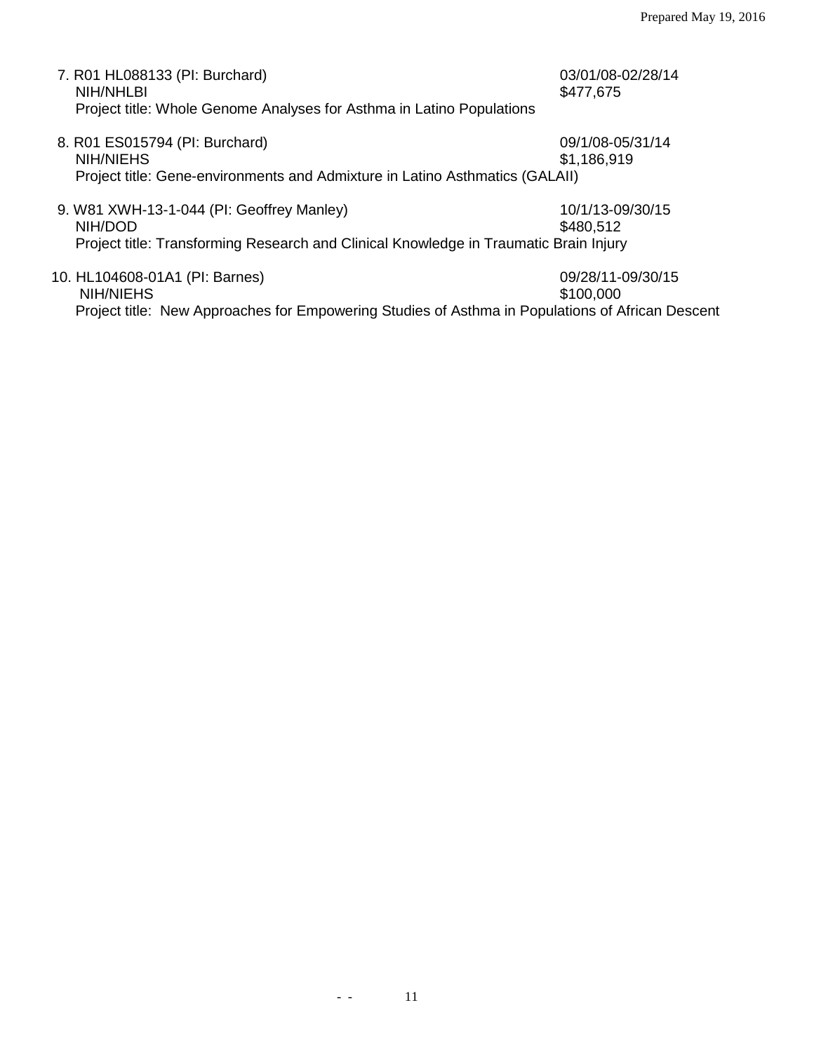7. R01 HL088133 (PI: Burchard) 03/01/08-02/28/14
   NIH/NHLBI $477,675
   Project title: Whole Genome Analyses for Asthma in Latino Populations

8. R01 ES015794 (PI: Burchard) 09/1/08-05/31/14
   NIH/NIEHS $1,186,919
   Project title: Gene-environments and Admixture in Latino Asthmatics (GALAII)

9. W81 XWH-13-1-044 (PI: Geoffrey Manley) 10/1/13-09/30/15
   NIH/DOD $480,512
   Project title: Transforming Research and Clinical Knowledge in Traumatic Brain Injury

10. HL104608-01A1 (PI: Barnes) 09/28/11-09/30/15
    NIH/NIEHS $100,000
    Project title: New Approaches for Empowering Studies of Asthma in Populations of African Descent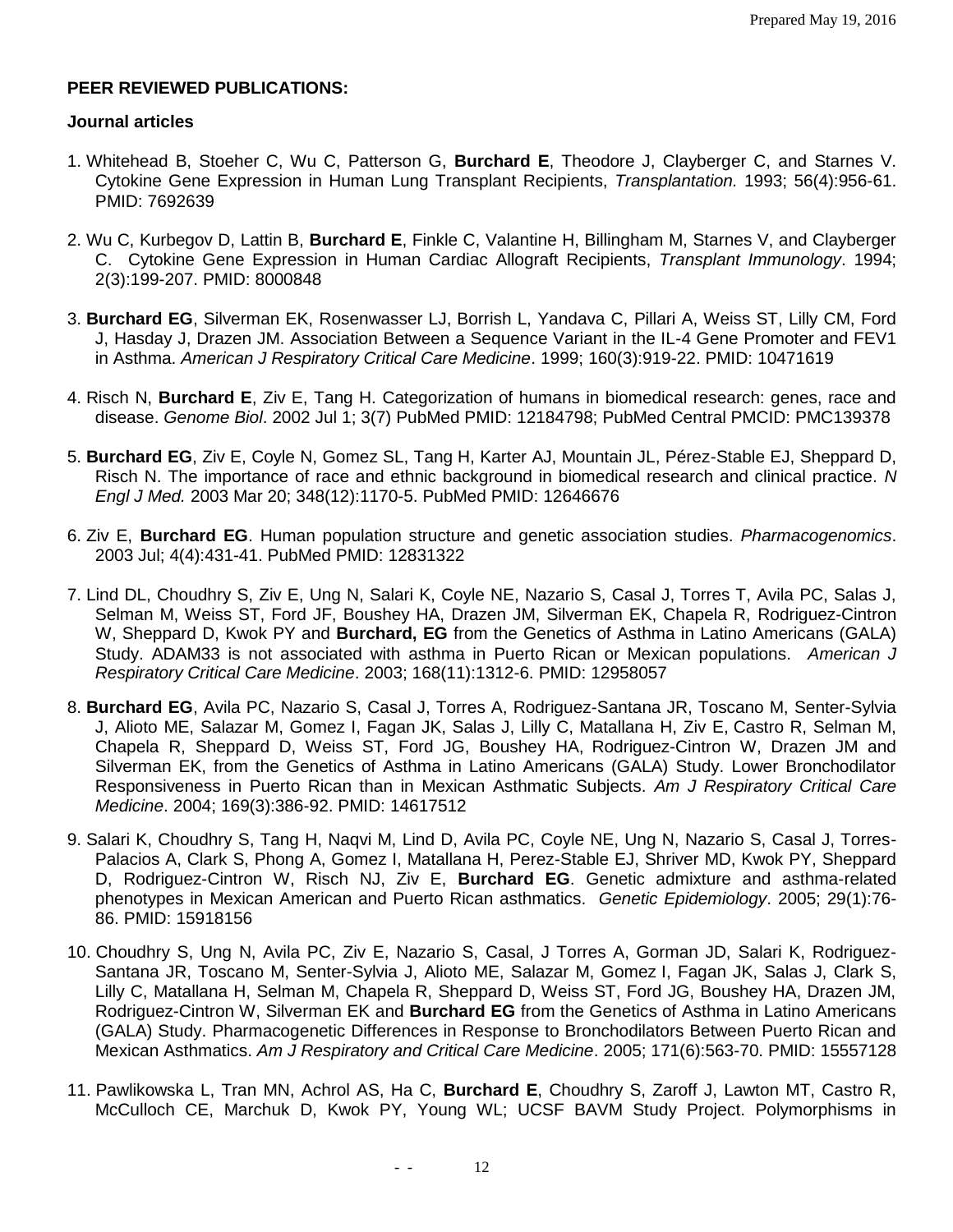**PEER REVIEWED PUBLICATIONS:**

**Journal articles**

1. Whitehead B, Stoeher C, Wu C, Patterson G, **Burchard E**, Theodore J, Clayberger C, and Starnes V. Cytokine Gene Expression in Human Lung Transplant Recipients, *Transplantation.* 1993; 56(4):956-61. PMID: 7692639

2. Wu C, Kurbegov D, Lattin B, **Burchard E**, Finkle C, Valantine H, Billingham M, Starnes V, and Clayberger C. Cytokine Gene Expression in Human Cardiac Allograft Recipients, *Transplant Immunology*. 1994; 2(3):199-207. PMID: 8000848

3. **Burchard EG**, Silverman EK, Rosenwasser LJ, Borrish L, Yandava C, Pillari A, Weiss ST, Lilly CM, Ford J, Hasday J, Drazen JM. Association Between a Sequence Variant in the IL-4 Gene Promoter and FEV1 in Asthma. *American J Respiratory Critical Care Medicine*. 1999; 160(3):919-22. PMID: 10471619

4. Risch N, **Burchard E**, Ziv E, Tang H. Categorization of humans in biomedical research: genes, race and disease. *Genome Biol*. 2002 Jul 1; 3(7) PubMed PMID: 12184798; PubMed Central PMCID: PMC139378

5. **Burchard EG**, Ziv E, Coyle N, Gomez SL, Tang H, Karter AJ, Mountain JL, Pérez-Stable EJ, Sheppard D, Risch N. The importance of race and ethnic background in biomedical research and clinical practice. *N Engl J Med.* 2003 Mar 20; 348(12):1170-5. PubMed PMID: 12646676

6. Ziv E, **Burchard EG**. Human population structure and genetic association studies. *Pharmacogenomics*. 2003 Jul; 4(4):431-41. PubMed PMID: 12831322

7. Lind DL, Choudhry S, Ziv E, Ung N, Salari K, Coyle NE, Nazario S, Casal J, Torres T, Avila PC, Salas J, Selman M, Weiss ST, Ford JF, Boushey HA, Drazen JM, Silverman EK, Chapela R, Rodriguez-Cintron W, Sheppard D, Kwok PY and **Burchard, EG** from the Genetics of Asthma in Latino Americans (GALA) Study. ADAM33 is not associated with asthma in Puerto Rican or Mexican populations. *American J Respiratory Critical Care Medicine*. 2003; 168(11):1312-6. PMID: 12958057

8. **Burchard EG**, Avila PC, Nazario S, Casal J, Torres A, Rodriguez-Santana JR, Toscano M, Senter-Sylvia J, Alioto ME, Salazar M, Gomez I, Fagan JK, Salas J, Lilly C, Matallana H, Ziv E, Castro R, Selman M, Chapela R, Sheppard D, Weiss ST, Ford JG, Boushey HA, Rodriguez-Cintron W, Drazen JM and Silverman EK, from the Genetics of Asthma in Latino Americans (GALA) Study. Lower Bronchodilator Responsiveness in Puerto Rican than in Mexican Asthmatic Subjects. *Am J Respiratory Critical Care Medicine*. 2004; 169(3):386-92. PMID: 14617512

9. Salari K, Choudhry S, Tang H, Naqvi M, Lind D, Avila PC, Coyle NE, Ung N, Nazario S, Casal J, Torres-Palacios A, Clark S, Phong A, Gomez I, Matallana H, Perez-Stable EJ, Shriver MD, Kwok PY, Sheppard D, Rodriguez-Cintron W, Risch NJ, Ziv E, **Burchard EG**. Genetic admixture and asthma-related phenotypes in Mexican American and Puerto Rican asthmatics. *Genetic Epidemiology*. 2005; 29(1):76-86. PMID: 15918156

10. Choudhry S, Ung N, Avila PC, Ziv E, Nazario S, Casal, J Torres A, Gorman JD, Salari K, Rodriguez-Santana JR, Toscano M, Senter-Sylvia J, Alioto ME, Salazar M, Gomez I, Fagan JK, Salas J, Clark S, Lilly C, Matallana H, Selman M, Chapela R, Sheppard D, Weiss ST, Ford JG, Boushey HA, Drazen JM, Rodriguez-Cintron W, Silverman EK and **Burchard EG** from the Genetics of Asthma in Latino Americans (GALA) Study. Pharmacogenetic Differences in Response to Bronchodilators Between Puerto Rican and Mexican Asthmatics. *Am J Respiratory and Critical Care Medicine*. 2005; 171(6):563-70. PMID: 15557128

11. Pawlikowska L, Tran MN, Achrol AS, Ha C, **Burchard E**, Choudhry S, Zaroff J, Lawton MT, Castro R, McCulloch CE, Marchuk D, Kwok PY, Young WL; UCSF BAVM Study Project. Polymorphisms in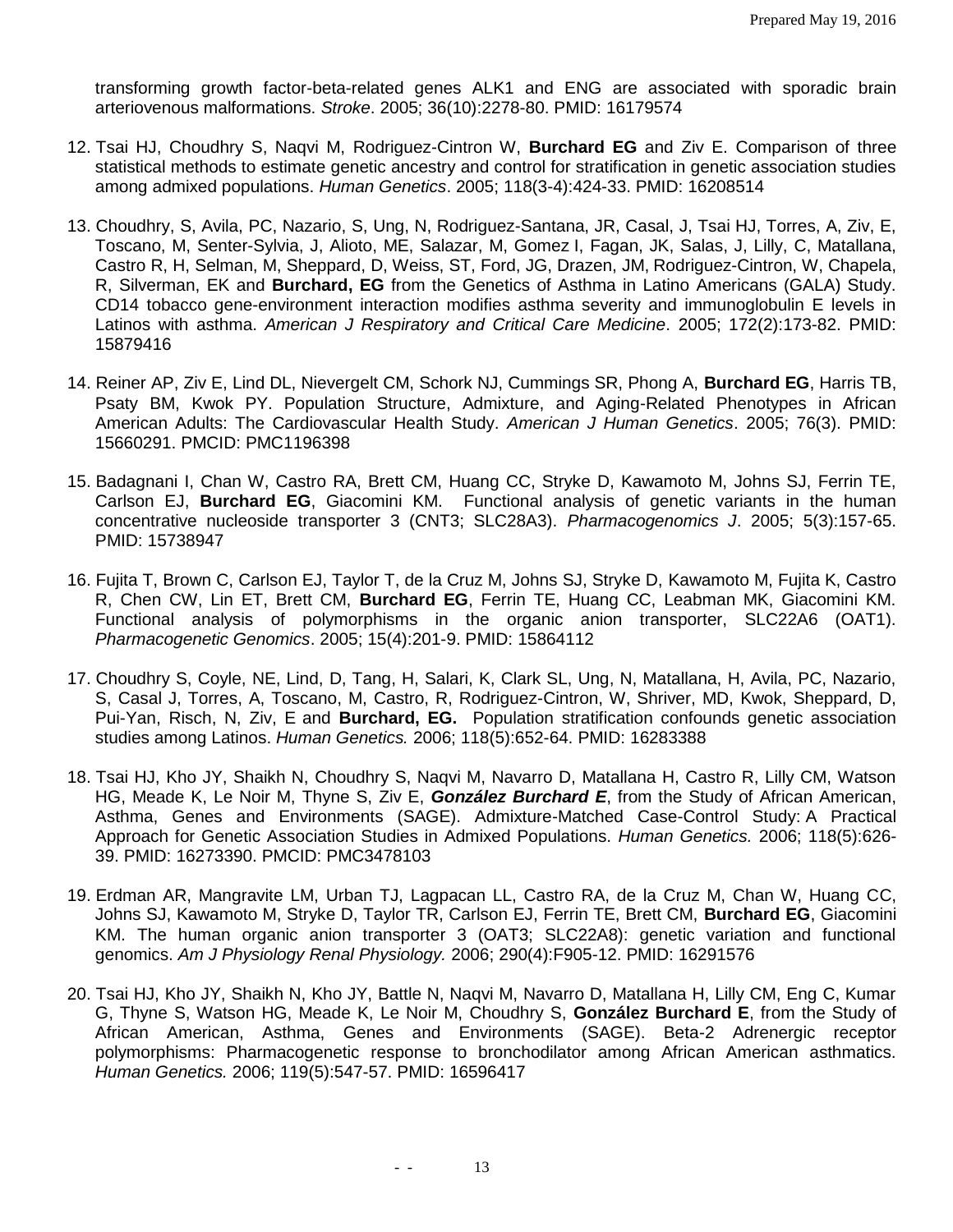transforming growth factor-beta-related genes ALK1 and ENG are associated with sporadic brain arteriovenous malformations. *Stroke*. 2005; 36(10):2278-80. PMID: 16179574

12. Tsai HJ, Choudhry S, Naqvi M, Rodriguez-Cintron W, **Burchard EG** and Ziv E. Comparison of three statistical methods to estimate genetic ancestry and control for stratification in genetic association studies among admixed populations. *Human Genetics*. 2005; 118(3-4):424-33. PMID: 16208514

13. Choudhry, S, Avila, PC, Nazario, S, Ung, N, Rodriguez-Santana, JR, Casal, J, Tsai HJ, Torres, A, Ziv, E, Toscano, M, Senter-Sylvia, J, Alioto, ME, Salazar, M, Gomez I, Fagan, JK, Salas, J, Lilly, C, Matallana, Castro R, H, Selman, M, Sheppard, D, Weiss, ST, Ford, JG, Drazen, JM, Rodriguez-Cintron, W, Chapela, R, Silverman, EK and **Burchard, EG** from the Genetics of Asthma in Latino Americans (GALA) Study. CD14 tobacco gene-environment interaction modifies asthma severity and immunoglobulin E levels in Latinos with asthma. *American J Respiratory and Critical Care Medicine*. 2005; 172(2):173-82. PMID: 15879416

14. Reiner AP, Ziv E, Lind DL, Nievergelt CM, Schork NJ, Cummings SR, Phong A, **Burchard EG**, Harris TB, Psaty BM, Kwok PY. Population Structure, Admixture, and Aging-Related Phenotypes in African American Adults: The Cardiovascular Health Study. *American J Human Genetics*. 2005; 76(3). PMID: 15660291. PMCID: PMC1196398

15. Badagnani I, Chan W, Castro RA, Brett CM, Huang CC, Stryke D, Kawamoto M, Johns SJ, Ferrin TE, Carlson EJ, **Burchard EG**, Giacomini KM. Functional analysis of genetic variants in the human concentrative nucleoside transporter 3 (CNT3; SLC28A3). *Pharmacogenomics J*. 2005; 5(3):157-65. PMID: 15738947

16. Fujita T, Brown C, Carlson EJ, Taylor T, de la Cruz M, Johns SJ, Stryke D, Kawamoto M, Fujita K, Castro R, Chen CW, Lin ET, Brett CM, **Burchard EG**, Ferrin TE, Huang CC, Leabman MK, Giacomini KM. Functional analysis of polymorphisms in the organic anion transporter, SLC22A6 (OAT1). *Pharmacogenetic Genomics*. 2005; 15(4):201-9. PMID: 15864112

17. Choudhry S, Coyle, NE, Lind, D, Tang, H, Salari, K, Clark SL, Ung, N, Matallana, H, Avila, PC, Nazario, S, Casal J, Torres, A, Toscano, M, Castro, R, Rodriguez-Cintron, W, Shriver, MD, Kwok, Sheppard, D, Pui-Yan, Risch, N, Ziv, E and **Burchard, EG.** Population stratification confounds genetic association studies among Latinos. *Human Genetics.* 2006; 118(5):652-64. PMID: 16283388

18. Tsai HJ, Kho JY, Shaikh N, Choudhry S, Naqvi M, Navarro D, Matallana H, Castro R, Lilly CM, Watson HG, Meade K, Le Noir M, Thyne S, Ziv E, ***González Burchard E***, from the Study of African American, Asthma, Genes and Environments (SAGE). Admixture-Matched Case-Control Study: A Practical Approach for Genetic Association Studies in Admixed Populations. *Human Genetics.* 2006; 118(5):626-39. PMID: 16273390. PMCID: PMC3478103

19. Erdman AR, Mangravite LM, Urban TJ, Lagpacan LL, Castro RA, de la Cruz M, Chan W, Huang CC, Johns SJ, Kawamoto M, Stryke D, Taylor TR, Carlson EJ, Ferrin TE, Brett CM, **Burchard EG**, Giacomini KM. The human organic anion transporter 3 (OAT3; SLC22A8): genetic variation and functional genomics. *Am J Physiology Renal Physiology.* 2006; 290(4):F905-12. PMID: 16291576

20. Tsai HJ, Kho JY, Shaikh N, Kho JY, Battle N, Naqvi M, Navarro D, Matallana H, Lilly CM, Eng C, Kumar G, Thyne S, Watson HG, Meade K, Le Noir M, Choudhry S, **González Burchard E**, from the Study of African American, Asthma, Genes and Environments (SAGE). Beta-2 Adrenergic receptor polymorphisms: Pharmacogenetic response to bronchodilator among African American asthmatics. *Human Genetics.* 2006; 119(5):547-57. PMID: 16596417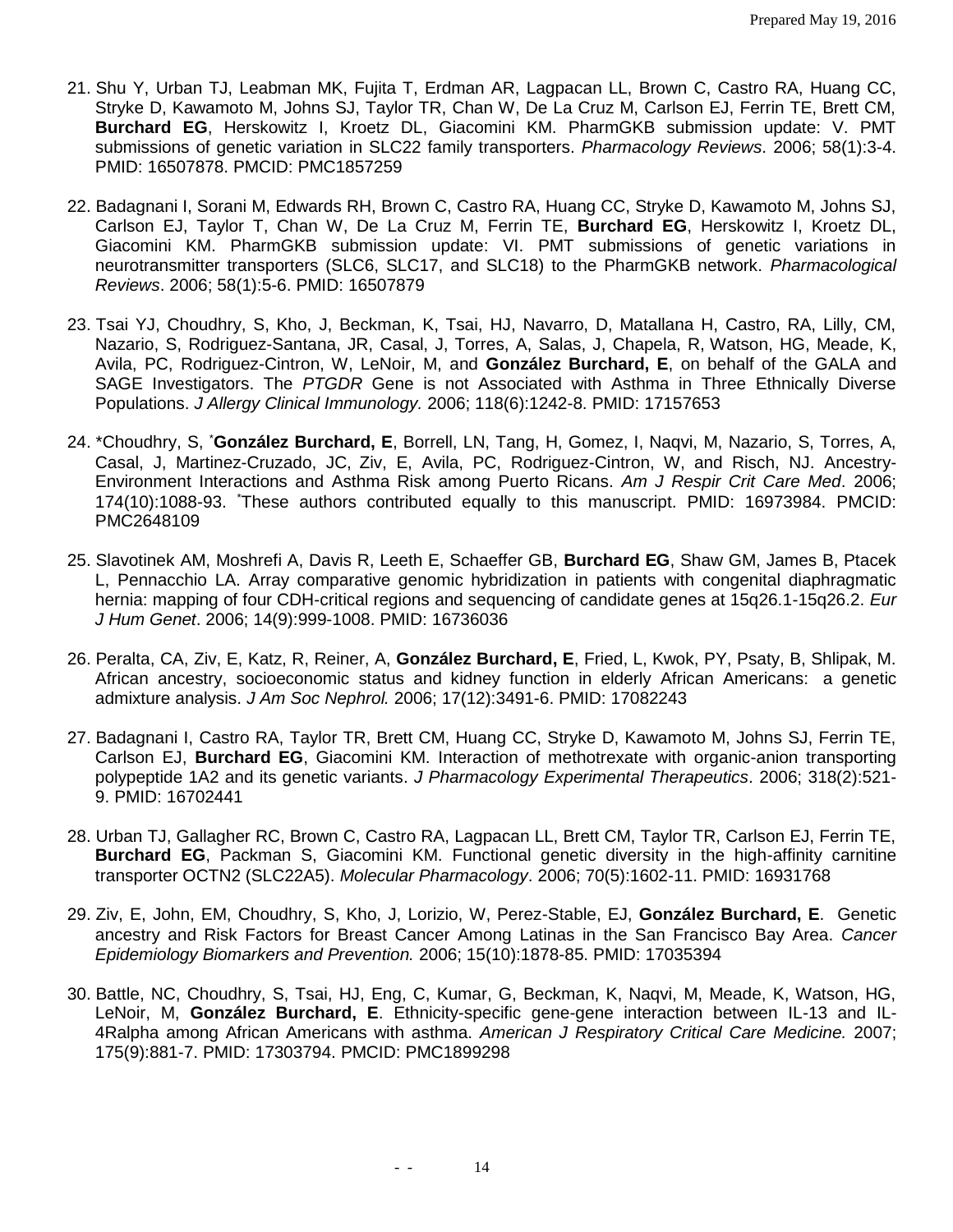21. Shu Y, Urban TJ, Leabman MK, Fujita T, Erdman AR, Lagpacan LL, Brown C, Castro RA, Huang CC, Stryke D, Kawamoto M, Johns SJ, Taylor TR, Chan W, De La Cruz M, Carlson EJ, Ferrin TE, Brett CM, **Burchard EG**, Herskowitz I, Kroetz DL, Giacomini KM. PharmGKB submission update: V. PMT submissions of genetic variation in SLC22 family transporters. *Pharmacology Reviews*. 2006; 58(1):3-4. PMID: 16507878. PMCID: PMC1857259

22. Badagnani I, Sorani M, Edwards RH, Brown C, Castro RA, Huang CC, Stryke D, Kawamoto M, Johns SJ, Carlson EJ, Taylor T, Chan W, De La Cruz M, Ferrin TE, **Burchard EG**, Herskowitz I, Kroetz DL, Giacomini KM. PharmGKB submission update: VI. PMT submissions of genetic variations in neurotransmitter transporters (SLC6, SLC17, and SLC18) to the PharmGKB network. *Pharmacological Reviews*. 2006; 58(1):5-6. PMID: 16507879

23. Tsai YJ, Choudhry, S, Kho, J, Beckman, K, Tsai, HJ, Navarro, D, Matallana H, Castro, RA, Lilly, CM, Nazario, S, Rodriguez-Santana, JR, Casal, J, Torres, A, Salas, J, Chapela, R, Watson, HG, Meade, K, Avila, PC, Rodriguez-Cintron, W, LeNoir, M, and **González Burchard, E**, on behalf of the GALA and SAGE Investigators. The *PTGDR* Gene is not Associated with Asthma in Three Ethnically Diverse Populations. *J Allergy Clinical Immunology.* 2006; 118(6):1242-8. PMID: 17157653

24. *Choudhry, S, ***González Burchard, E**, Borrell, LN, Tang, H, Gomez, I, Naqvi, M, Nazario, S, Torres, A, Casal, J, Martinez-Cruzado, JC, Ziv, E, Avila, PC, Rodriguez-Cintron, W, and Risch, NJ. Ancestry-Environment Interactions and Asthma Risk among Puerto Ricans. *Am J Respir Crit Care Med*. 2006; 174(10):1088-93. *These authors contributed equally to this manuscript. PMID: 16973984. PMCID: PMC2648109

25. Slavotinek AM, Moshrefi A, Davis R, Leeth E, Schaeffer GB, **Burchard EG**, Shaw GM, James B, Ptacek L, Pennacchio LA. Array comparative genomic hybridization in patients with congenital diaphragmatic hernia: mapping of four CDH-critical regions and sequencing of candidate genes at 15q26.1-15q26.2. *Eur J Hum Genet*. 2006; 14(9):999-1008. PMID: 16736036

26. Peralta, CA, Ziv, E, Katz, R, Reiner, A, **González Burchard, E**, Fried, L, Kwok, PY, Psaty, B, Shlipak, M. African ancestry, socioeconomic status and kidney function in elderly African Americans: a genetic admixture analysis. *J Am Soc Nephrol.* 2006; 17(12):3491-6. PMID: 17082243

27. Badagnani I, Castro RA, Taylor TR, Brett CM, Huang CC, Stryke D, Kawamoto M, Johns SJ, Ferrin TE, Carlson EJ, **Burchard EG**, Giacomini KM. Interaction of methotrexate with organic-anion transporting polypeptide 1A2 and its genetic variants. *J Pharmacology Experimental Therapeutics*. 2006; 318(2):521-9. PMID: 16702441

28. Urban TJ, Gallagher RC, Brown C, Castro RA, Lagpacan LL, Brett CM, Taylor TR, Carlson EJ, Ferrin TE, **Burchard EG**, Packman S, Giacomini KM. Functional genetic diversity in the high-affinity carnitine transporter OCTN2 (SLC22A5). *Molecular Pharmacology*. 2006; 70(5):1602-11. PMID: 16931768

29. Ziv, E, John, EM, Choudhry, S, Kho, J, Lorizio, W, Perez-Stable, EJ, **González Burchard, E**. Genetic ancestry and Risk Factors for Breast Cancer Among Latinas in the San Francisco Bay Area. *Cancer Epidemiology Biomarkers and Prevention.* 2006; 15(10):1878-85. PMID: 17035394

30. Battle, NC, Choudhry, S, Tsai, HJ, Eng, C, Kumar, G, Beckman, K, Naqvi, M, Meade, K, Watson, HG, LeNoir, M, **González Burchard, E**. Ethnicity-specific gene-gene interaction between IL-13 and IL-4Ralpha among African Americans with asthma. *American J Respiratory Critical Care Medicine.* 2007; 175(9):881-7. PMID: 17303794. PMCID: PMC1899298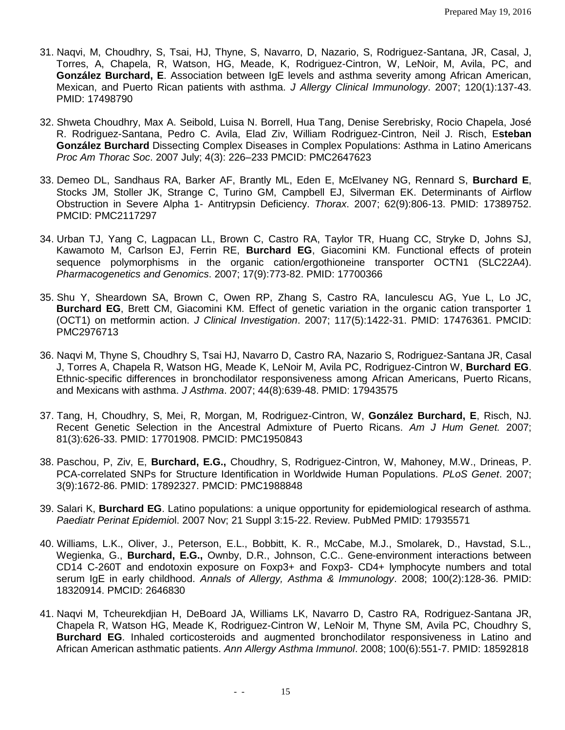31. Naqvi, M, Choudhry, S, Tsai, HJ, Thyne, S, Navarro, D, Nazario, S, Rodriguez-Santana, JR, Casal, J, Torres, A, Chapela, R, Watson, HG, Meade, K, Rodriguez-Cintron, W, LeNoir, M, Avila, PC, and **González Burchard, E**. Association between IgE levels and asthma severity among African American, Mexican, and Puerto Rican patients with asthma. *J Allergy Clinical Immunology*. 2007; 120(1):137-43. PMID: 17498790

32. Shweta Choudhry, Max A. Seibold, Luisa N. Borrell, Hua Tang, Denise Serebrisky, Rocio Chapela, José R. Rodriguez-Santana, Pedro C. Avila, Elad Ziv, William Rodriguez-Cintron, Neil J. Risch, E**steban González Burchard** Dissecting Complex Diseases in Complex Populations: Asthma in Latino Americans *Proc Am Thorac Soc*. 2007 July; 4(3): 226–233 PMCID: PMC2647623

33. Demeo DL, Sandhaus RA, Barker AF, Brantly ML, Eden E, McElvaney NG, Rennard S, **Burchard E**, Stocks JM, Stoller JK, Strange C, Turino GM, Campbell EJ, Silverman EK. Determinants of Airflow Obstruction in Severe Alpha 1- Antitrypsin Deficiency. *Thorax*. 2007; 62(9):806-13. PMID: 17389752. PMCID: PMC2117297

34. Urban TJ, Yang C, Lagpacan LL, Brown C, Castro RA, Taylor TR, Huang CC, Stryke D, Johns SJ, Kawamoto M, Carlson EJ, Ferrin RE, **Burchard EG**, Giacomini KM. Functional effects of protein sequence polymorphisms in the organic cation/ergothioneine transporter OCTN1 (SLC22A4). *Pharmacogenetics and Genomics*. 2007; 17(9):773-82. PMID: 17700366

35. Shu Y, Sheardown SA, Brown C, Owen RP, Zhang S, Castro RA, Ianculescu AG, Yue L, Lo JC, **Burchard EG**, Brett CM, Giacomini KM. Effect of genetic variation in the organic cation transporter 1 (OCT1) on metformin action. *J Clinical Investigation*. 2007; 117(5):1422-31. PMID: 17476361. PMCID: PMC2976713

36. Naqvi M, Thyne S, Choudhry S, Tsai HJ, Navarro D, Castro RA, Nazario S, Rodriguez-Santana JR, Casal J, Torres A, Chapela R, Watson HG, Meade K, LeNoir M, Avila PC, Rodriguez-Cintron W, **Burchard EG**. Ethnic-specific differences in bronchodilator responsiveness among African Americans, Puerto Ricans, and Mexicans with asthma. *J Asthma*. 2007; 44(8):639-48. PMID: 17943575

37. Tang, H, Choudhry, S, Mei, R, Morgan, M, Rodriguez-Cintron, W, **González Burchard, E**, Risch, NJ. Recent Genetic Selection in the Ancestral Admixture of Puerto Ricans. *Am J Hum Genet.* 2007; 81(3):626-33. PMID: 17701908. PMCID: PMC1950843

38. Paschou, P, Ziv, E, **Burchard, E.G.,** Choudhry, S, Rodriguez-Cintron, W, Mahoney, M.W., Drineas, P. PCA-correlated SNPs for Structure Identification in Worldwide Human Populations. *PLoS Genet*. 2007; 3(9):1672-86. PMID: 17892327. PMCID: PMC1988848

39. Salari K, **Burchard EG**. Latino populations: a unique opportunity for epidemiological research of asthma. *Paediatr Perinat Epidemio*l. 2007 Nov; 21 Suppl 3:15-22. Review. PubMed PMID: 17935571

40. Williams, L.K., Oliver, J., Peterson, E.L., Bobbitt, K. R., McCabe, M.J., Smolarek, D., Havstad, S.L., Wegienka, G., **Burchard, E.G.,** Ownby, D.R., Johnson, C.C.. Gene-environment interactions between CD14 C-260T and endotoxin exposure on Foxp3+ and Foxp3- CD4+ lymphocyte numbers and total serum IgE in early childhood. *Annals of Allergy, Asthma & Immunology*. 2008; 100(2):128-36. PMID: 18320914. PMCID: 2646830

41. Naqvi M, Tcheurekdjian H, DeBoard JA, Williams LK, Navarro D, Castro RA, Rodriguez-Santana JR, Chapela R, Watson HG, Meade K, Rodriguez-Cintron W, LeNoir M, Thyne SM, Avila PC, Choudhry S, **Burchard EG**. Inhaled corticosteroids and augmented bronchodilator responsiveness in Latino and African American asthmatic patients. *Ann Allergy Asthma Immunol*. 2008; 100(6):551-7. PMID: 18592818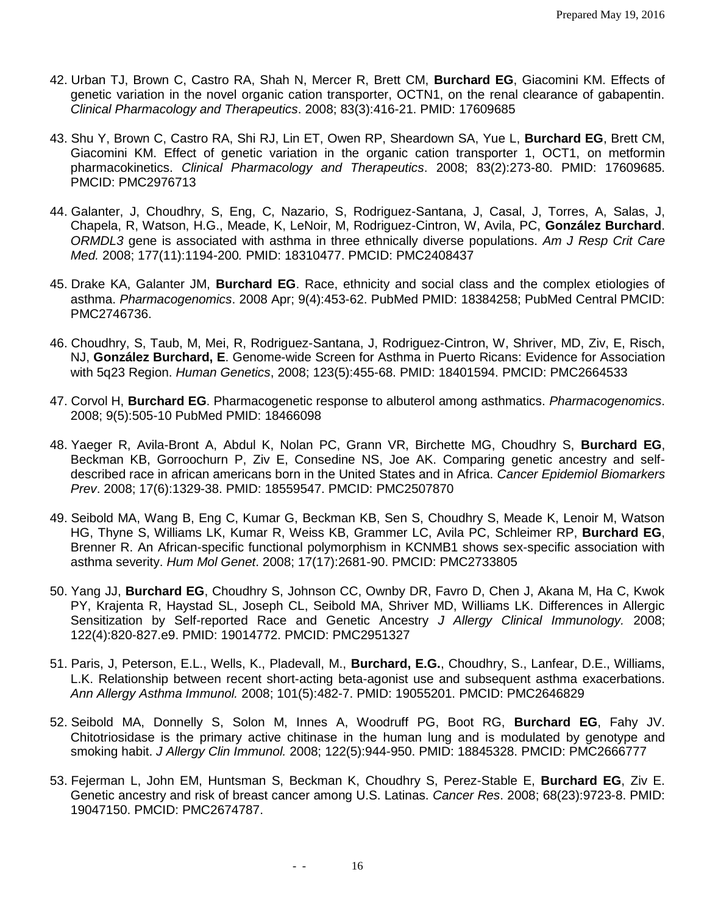42. Urban TJ, Brown C, Castro RA, Shah N, Mercer R, Brett CM, **Burchard EG**, Giacomini KM. Effects of genetic variation in the novel organic cation transporter, OCTN1, on the renal clearance of gabapentin. *Clinical Pharmacology and Therapeutics*. 2008; 83(3):416-21. PMID: 17609685

43. Shu Y, Brown C, Castro RA, Shi RJ, Lin ET, Owen RP, Sheardown SA, Yue L, **Burchard EG**, Brett CM, Giacomini KM. Effect of genetic variation in the organic cation transporter 1, OCT1, on metformin pharmacokinetics. *Clinical Pharmacology and Therapeutics*. 2008; 83(2):273-80. PMID: 17609685. PMCID: PMC2976713

44. Galanter, J, Choudhry, S, Eng, C, Nazario, S, Rodriguez-Santana, J, Casal, J, Torres, A, Salas, J, Chapela, R, Watson, H.G., Meade, K, LeNoir, M, Rodriguez-Cintron, W, Avila, PC, **González Burchard**. *ORMDL3* gene is associated with asthma in three ethnically diverse populations. *Am J Resp Crit Care Med.* 2008; 177(11):1194-200*.* PMID: 18310477. PMCID: PMC2408437

45. Drake KA, Galanter JM, **Burchard EG**. Race, ethnicity and social class and the complex etiologies of asthma. *Pharmacogenomics*. 2008 Apr; 9(4):453-62. PubMed PMID: 18384258; PubMed Central PMCID: PMC2746736.

46. Choudhry, S, Taub, M, Mei, R, Rodriguez-Santana, J, Rodriguez-Cintron, W, Shriver, MD, Ziv, E, Risch, NJ, **González Burchard, E**. Genome-wide Screen for Asthma in Puerto Ricans: Evidence for Association with 5q23 Region. *Human Genetics*, 2008; 123(5):455-68. PMID: 18401594. PMCID: PMC2664533

47. Corvol H, **Burchard EG**. Pharmacogenetic response to albuterol among asthmatics. *Pharmacogenomics*. 2008; 9(5):505-10 PubMed PMID: 18466098

48. Yaeger R, Avila-Bront A, Abdul K, Nolan PC, Grann VR, Birchette MG, Choudhry S, **Burchard EG**, Beckman KB, Gorroochurn P, Ziv E, Consedine NS, Joe AK. Comparing genetic ancestry and self-described race in african americans born in the United States and in Africa. *Cancer Epidemiol Biomarkers Prev*. 2008; 17(6):1329-38. PMID: 18559547. PMCID: PMC2507870

49. Seibold MA, Wang B, Eng C, Kumar G, Beckman KB, Sen S, Choudhry S, Meade K, Lenoir M, Watson HG, Thyne S, Williams LK, Kumar R, Weiss KB, Grammer LC, Avila PC, Schleimer RP, **Burchard EG**, Brenner R. An African-specific functional polymorphism in KCNMB1 shows sex-specific association with asthma severity. *Hum Mol Genet*. 2008; 17(17):2681-90. PMCID: PMC2733805

50. Yang JJ, **Burchard EG**, Choudhry S, Johnson CC, Ownby DR, Favro D, Chen J, Akana M, Ha C, Kwok PY, Krajenta R, Haystad SL, Joseph CL, Seibold MA, Shriver MD, Williams LK. Differences in Allergic Sensitization by Self-reported Race and Genetic Ancestry *J Allergy Clinical Immunology.* 2008; 122(4):820-827.e9. PMID: 19014772. PMCID: PMC2951327

51. Paris, J, Peterson, E.L., Wells, K., Pladevall, M., **Burchard, E.G.**, Choudhry, S., Lanfear, D.E., Williams, L.K. Relationship between recent short-acting beta-agonist use and subsequent asthma exacerbations. *Ann Allergy Asthma Immunol.* 2008; 101(5):482-7. PMID: 19055201. PMCID: PMC2646829

52. Seibold MA, Donnelly S, Solon M, Innes A, Woodruff PG, Boot RG, **Burchard EG**, Fahy JV. Chitotriosidase is the primary active chitinase in the human lung and is modulated by genotype and smoking habit. *J Allergy Clin Immunol.* 2008; 122(5):944-950. PMID: 18845328. PMCID: PMC2666777

53. Fejerman L, John EM, Huntsman S, Beckman K, Choudhry S, Perez-Stable E, **Burchard EG**, Ziv E. Genetic ancestry and risk of breast cancer among U.S. Latinas. *Cancer Res*. 2008; 68(23):9723-8. PMID: 19047150. PMCID: PMC2674787.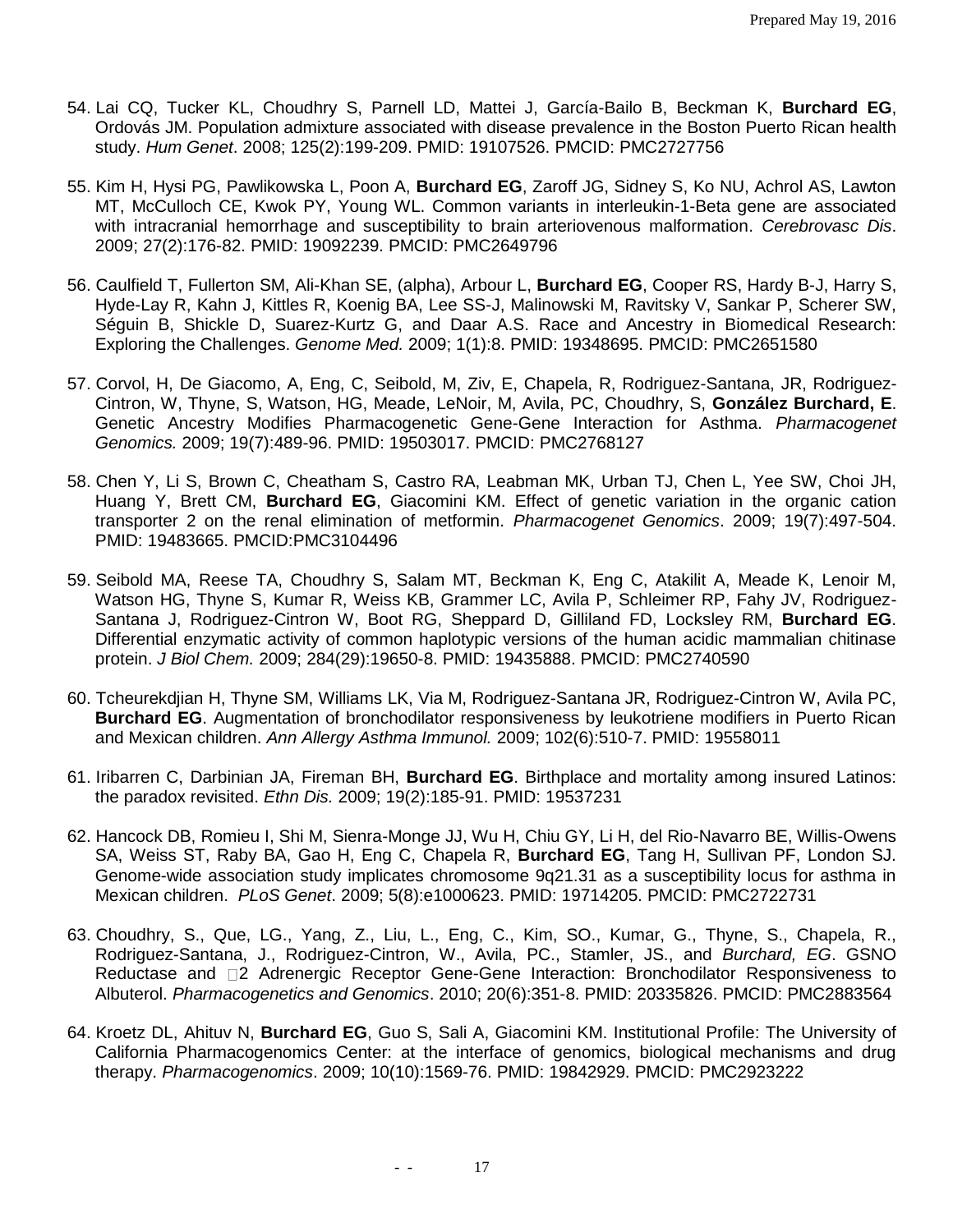54. Lai CQ, Tucker KL, Choudhry S, Parnell LD, Mattei J, García-Bailo B, Beckman K, **Burchard EG**, Ordovás JM. Population admixture associated with disease prevalence in the Boston Puerto Rican health study. *Hum Genet*. 2008; 125(2):199-209. PMID: 19107526. PMCID: PMC2727756

55. Kim H, Hysi PG, Pawlikowska L, Poon A, **Burchard EG**, Zaroff JG, Sidney S, Ko NU, Achrol AS, Lawton MT, McCulloch CE, Kwok PY, Young WL. Common variants in interleukin-1-Beta gene are associated with intracranial hemorrhage and susceptibility to brain arteriovenous malformation. *Cerebrovasc Dis*. 2009; 27(2):176-82. PMID: 19092239. PMCID: PMC2649796

56. Caulfield T, Fullerton SM, Ali-Khan SE, (alpha), Arbour L, **Burchard EG**, Cooper RS, Hardy B-J, Harry S, Hyde-Lay R, Kahn J, Kittles R, Koenig BA, Lee SS-J, Malinowski M, Ravitsky V, Sankar P, Scherer SW, Séguin B, Shickle D, Suarez-Kurtz G, and Daar A.S. Race and Ancestry in Biomedical Research: Exploring the Challenges. *Genome Med.* 2009; 1(1):8. PMID: 19348695. PMCID: PMC2651580

57. Corvol, H, De Giacomo, A, Eng, C, Seibold, M, Ziv, E, Chapela, R, Rodriguez-Santana, JR, Rodriguez-Cintron, W, Thyne, S, Watson, HG, Meade, LeNoir, M, Avila, PC, Choudhry, S, **González Burchard, E**. Genetic Ancestry Modifies Pharmacogenetic Gene-Gene Interaction for Asthma. *Pharmacogenet Genomics.* 2009; 19(7):489-96. PMID: 19503017. PMCID: PMC2768127

58. Chen Y, Li S, Brown C, Cheatham S, Castro RA, Leabman MK, Urban TJ, Chen L, Yee SW, Choi JH, Huang Y, Brett CM, **Burchard EG**, Giacomini KM. Effect of genetic variation in the organic cation transporter 2 on the renal elimination of metformin. *Pharmacogenet Genomics*. 2009; 19(7):497-504. PMID: 19483665. PMCID:PMC3104496

59. Seibold MA, Reese TA, Choudhry S, Salam MT, Beckman K, Eng C, Atakilit A, Meade K, Lenoir M, Watson HG, Thyne S, Kumar R, Weiss KB, Grammer LC, Avila P, Schleimer RP, Fahy JV, Rodriguez-Santana J, Rodriguez-Cintron W, Boot RG, Sheppard D, Gilliland FD, Locksley RM, **Burchard EG**. Differential enzymatic activity of common haplotypic versions of the human acidic mammalian chitinase protein. *J Biol Chem.* 2009; 284(29):19650-8. PMID: 19435888. PMCID: PMC2740590

60. Tcheurekdjian H, Thyne SM, Williams LK, Via M, Rodriguez-Santana JR, Rodriguez-Cintron W, Avila PC, **Burchard EG**. Augmentation of bronchodilator responsiveness by leukotriene modifiers in Puerto Rican and Mexican children. *Ann Allergy Asthma Immunol.* 2009; 102(6):510-7. PMID: 19558011

61. Iribarren C, Darbinian JA, Fireman BH, **Burchard EG**. Birthplace and mortality among insured Latinos: the paradox revisited. *Ethn Dis.* 2009; 19(2):185-91. PMID: 19537231

62. Hancock DB, Romieu I, Shi M, Sienra-Monge JJ, Wu H, Chiu GY, Li H, del Rio-Navarro BE, Willis-Owens SA, Weiss ST, Raby BA, Gao H, Eng C, Chapela R, **Burchard EG**, Tang H, Sullivan PF, London SJ. Genome-wide association study implicates chromosome 9q21.31 as a susceptibility locus for asthma in Mexican children. *PLoS Genet*. 2009; 5(8):e1000623. PMID: 19714205. PMCID: PMC2722731

63. Choudhry, S., Que, LG., Yang, Z., Liu, L., Eng, C., Kim, SO., Kumar, G., Thyne, S., Chapela, R., Rodriguez-Santana, J., Rodriguez-Cintron, W., Avila, PC., Stamler, JS., and *Burchard, EG*. GSNO Reductase and 2 Adrenergic Receptor Gene-Gene Interaction: Bronchodilator Responsiveness to Albuterol. *Pharmacogenetics and Genomics*. 2010; 20(6):351-8. PMID: 20335826. PMCID: PMC2883564

64. Kroetz DL, Ahituv N, **Burchard EG**, Guo S, Sali A, Giacomini KM. Institutional Profile: The University of California Pharmacogenomics Center: at the interface of genomics, biological mechanisms and drug therapy. *Pharmacogenomics*. 2009; 10(10):1569-76. PMID: 19842929. PMCID: PMC2923222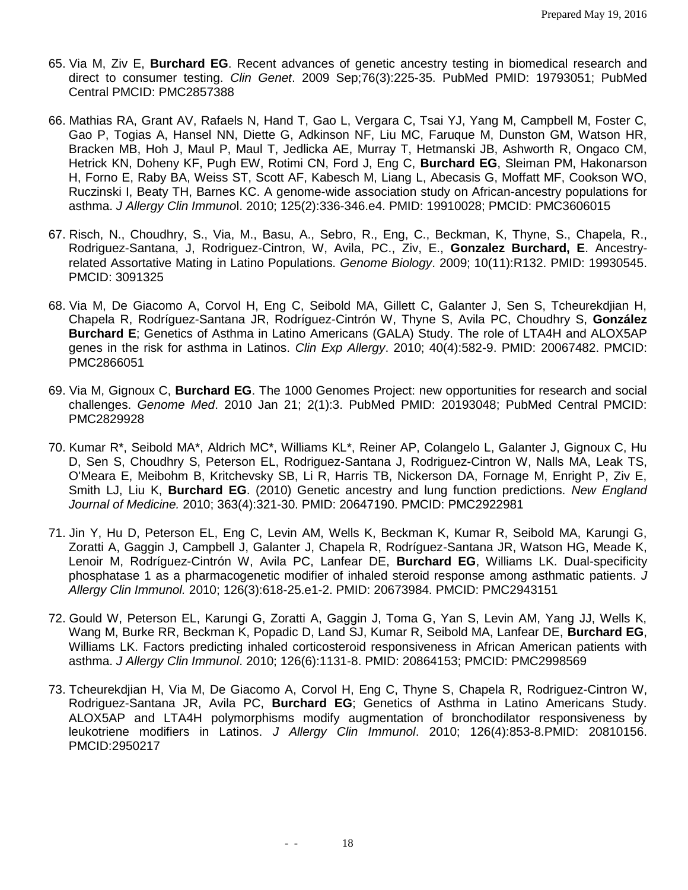65. Via M, Ziv E, **Burchard EG**. Recent advances of genetic ancestry testing in biomedical research and direct to consumer testing. *Clin Genet*. 2009 Sep;76(3):225-35. PubMed PMID: 19793051; PubMed Central PMCID: PMC2857388

66. Mathias RA, Grant AV, Rafaels N, Hand T, Gao L, Vergara C, Tsai YJ, Yang M, Campbell M, Foster C, Gao P, Togias A, Hansel NN, Diette G, Adkinson NF, Liu MC, Faruque M, Dunston GM, Watson HR, Bracken MB, Hoh J, Maul P, Maul T, Jedlicka AE, Murray T, Hetmanski JB, Ashworth R, Ongaco CM, Hetrick KN, Doheny KF, Pugh EW, Rotimi CN, Ford J, Eng C, **Burchard EG**, Sleiman PM, Hakonarson H, Forno E, Raby BA, Weiss ST, Scott AF, Kabesch M, Liang L, Abecasis G, Moffatt MF, Cookson WO, Ruczinski I, Beaty TH, Barnes KC. A genome-wide association study on African-ancestry populations for asthma. *J Allergy Clin Immuno*l. 2010; 125(2):336-346.e4. PMID: 19910028; PMCID: PMC3606015

67. Risch, N., Choudhry, S., Via, M., Basu, A., Sebro, R., Eng, C., Beckman, K, Thyne, S., Chapela, R., Rodriguez-Santana, J, Rodriguez-Cintron, W, Avila, PC., Ziv, E., **Gonzalez Burchard, E**. Ancestry-related Assortative Mating in Latino Populations. *Genome Biology*. 2009; 10(11):R132. PMID: 19930545. PMCID: 3091325

68. Via M, De Giacomo A, Corvol H, Eng C, Seibold MA, Gillett C, Galanter J, Sen S, Tcheurekdjian H, Chapela R, Rodríguez-Santana JR, Rodríguez-Cintrón W, Thyne S, Avila PC, Choudhry S, **González Burchard E**; Genetics of Asthma in Latino Americans (GALA) Study. The role of LTA4H and ALOX5AP genes in the risk for asthma in Latinos. *Clin Exp Allergy*. 2010; 40(4):582-9. PMID: 20067482. PMCID: PMC2866051

69. Via M, Gignoux C, **Burchard EG**. The 1000 Genomes Project: new opportunities for research and social challenges. *Genome Med*. 2010 Jan 21; 2(1):3. PubMed PMID: 20193048; PubMed Central PMCID: PMC2829928

70. Kumar R*, Seibold MA*, Aldrich MC*, Williams KL*, Reiner AP, Colangelo L, Galanter J, Gignoux C, Hu D, Sen S, Choudhry S, Peterson EL, Rodriguez-Santana J, Rodriguez-Cintron W, Nalls MA, Leak TS, O'Meara E, Meibohm B, Kritchevsky SB, Li R, Harris TB, Nickerson DA, Fornage M, Enright P, Ziv E, Smith LJ, Liu K, **Burchard EG**. (2010) Genetic ancestry and lung function predictions. *New England Journal of Medicine.* 2010; 363(4):321-30. PMID: 20647190. PMCID: PMC2922981

71. Jin Y, Hu D, Peterson EL, Eng C, Levin AM, Wells K, Beckman K, Kumar R, Seibold MA, Karungi G, Zoratti A, Gaggin J, Campbell J, Galanter J, Chapela R, Rodríguez-Santana JR, Watson HG, Meade K, Lenoir M, Rodríguez-Cintrón W, Avila PC, Lanfear DE, **Burchard EG**, Williams LK. Dual-specificity phosphatase 1 as a pharmacogenetic modifier of inhaled steroid response among asthmatic patients. *J Allergy Clin Immunol.* 2010; 126(3):618-25.e1-2. PMID: 20673984. PMCID: PMC2943151

72. Gould W, Peterson EL, Karungi G, Zoratti A, Gaggin J, Toma G, Yan S, Levin AM, Yang JJ, Wells K, Wang M, Burke RR, Beckman K, Popadic D, Land SJ, Kumar R, Seibold MA, Lanfear DE, **Burchard EG**, Williams LK. Factors predicting inhaled corticosteroid responsiveness in African American patients with asthma. *J Allergy Clin Immunol*. 2010; 126(6):1131-8. PMID: 20864153; PMCID: PMC2998569

73. Tcheurekdjian H, Via M, De Giacomo A, Corvol H, Eng C, Thyne S, Chapela R, Rodriguez-Cintron W, Rodriguez-Santana JR, Avila PC, **Burchard EG**; Genetics of Asthma in Latino Americans Study. ALOX5AP and LTA4H polymorphisms modify augmentation of bronchodilator responsiveness by leukotriene modifiers in Latinos. *J Allergy Clin Immunol*. 2010; 126(4):853-8.PMID: 20810156. PMCID:2950217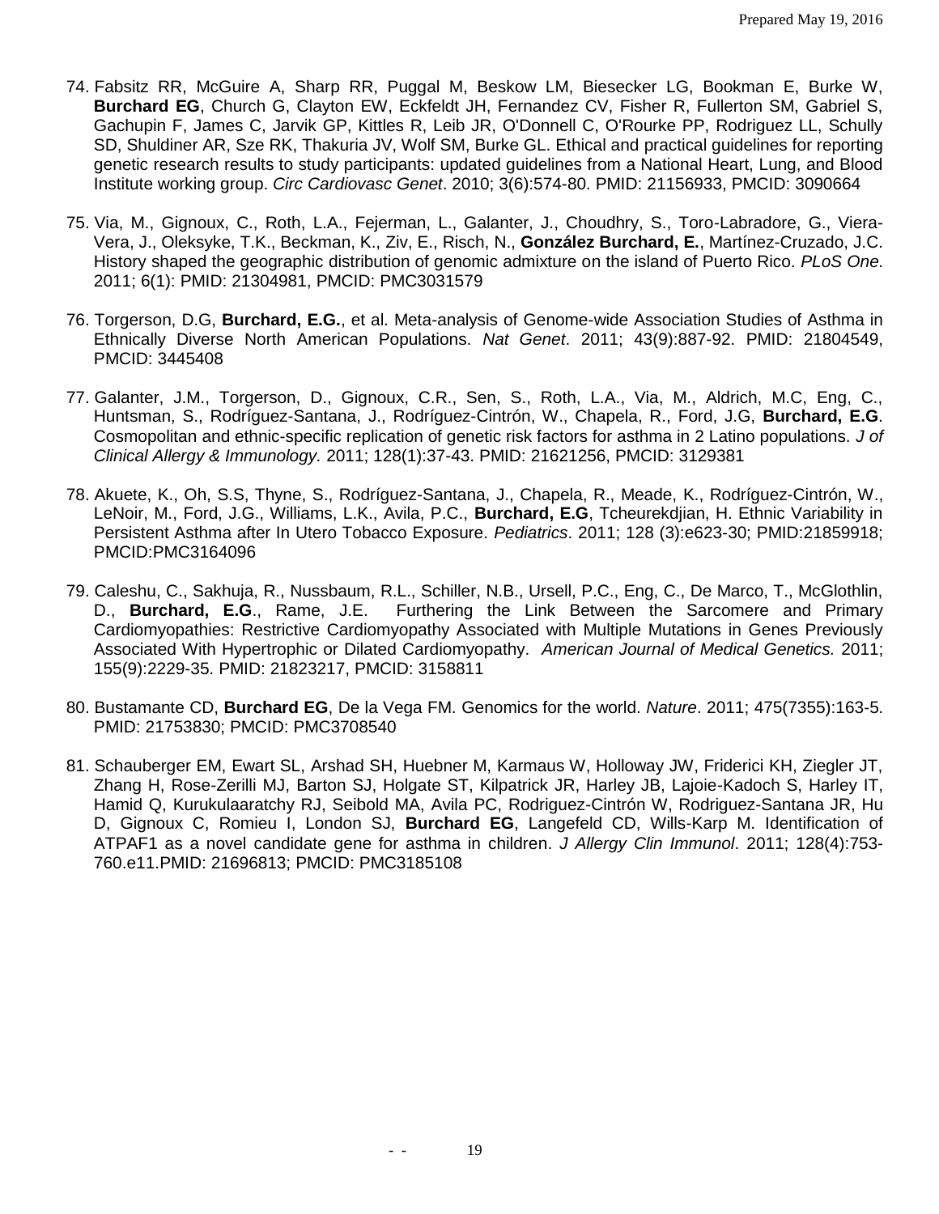74. Fabsitz RR, McGuire A, Sharp RR, Puggal M, Beskow LM, Biesecker LG, Bookman E, Burke W, **Burchard EG**, Church G, Clayton EW, Eckfeldt JH, Fernandez CV, Fisher R, Fullerton SM, Gabriel S, Gachupin F, James C, Jarvik GP, Kittles R, Leib JR, O'Donnell C, O'Rourke PP, Rodriguez LL, Schully SD, Shuldiner AR, Sze RK, Thakuria JV, Wolf SM, Burke GL. Ethical and practical guidelines for reporting genetic research results to study participants: updated guidelines from a National Heart, Lung, and Blood Institute working group. *Circ Cardiovasc Genet*. 2010; 3(6):574-80. PMID: 21156933, PMCID: 3090664

75. Via, M., Gignoux, C., Roth, L.A., Fejerman, L., Galanter, J., Choudhry, S., Toro-Labradore, G., Viera-Vera, J., Oleksyke, T.K., Beckman, K., Ziv, E., Risch, N., **González Burchard, E.**, Martínez-Cruzado, J.C. History shaped the geographic distribution of genomic admixture on the island of Puerto Rico. *PLoS One*. 2011; 6(1): PMID: 21304981, PMCID: PMC3031579

76. Torgerson, D.G, **Burchard, E.G.**, et al. Meta-analysis of Genome-wide Association Studies of Asthma in Ethnically Diverse North American Populations. *Nat Genet*. 2011; 43(9):887-92. PMID: 21804549, PMCID: 3445408

77. Galanter, J.M., Torgerson, D., Gignoux, C.R., Sen, S., Roth, L.A., Via, M., Aldrich, M.C, Eng, C., Huntsman, S., Rodríguez-Santana, J., Rodríguez-Cintrón, W., Chapela, R., Ford, J.G, **Burchard, E.G**. Cosmopolitan and ethnic-specific replication of genetic risk factors for asthma in 2 Latino populations. *J of Clinical Allergy & Immunology.* 2011; 128(1):37-43. PMID: 21621256, PMCID: 3129381

78. Akuete, K., Oh, S.S, Thyne, S., Rodríguez-Santana, J., Chapela, R., Meade, K., Rodríguez-Cintrón, W., LeNoir, M., Ford, J.G., Williams, L.K., Avila, P.C., **Burchard, E.G**, Tcheurekdjian, H. Ethnic Variability in Persistent Asthma after In Utero Tobacco Exposure. *Pediatrics*. 2011; 128 (3):e623-30; PMID:21859918; PMCID:PMC3164096

79. Caleshu, C., Sakhuja, R., Nussbaum, R.L., Schiller, N.B., Ursell, P.C., Eng, C., De Marco, T., McGlothlin, D., **Burchard, E.G**., Rame, J.E. Furthering the Link Between the Sarcomere and Primary Cardiomyopathies: Restrictive Cardiomyopathy Associated with Multiple Mutations in Genes Previously Associated With Hypertrophic or Dilated Cardiomyopathy. *American Journal of Medical Genetics.* 2011; 155(9):2229-35. PMID: 21823217, PMCID: 3158811

80. Bustamante CD, **Burchard EG**, De la Vega FM. Genomics for the world. *Nature*. 2011; 475(7355):163-5. PMID: 21753830; PMCID: PMC3708540

81. Schauberger EM, Ewart SL, Arshad SH, Huebner M, Karmaus W, Holloway JW, Friderici KH, Ziegler JT, Zhang H, Rose-Zerilli MJ, Barton SJ, Holgate ST, Kilpatrick JR, Harley JB, Lajoie-Kadoch S, Harley IT, Hamid Q, Kurukulaaratchy RJ, Seibold MA, Avila PC, Rodriguez-Cintrón W, Rodriguez-Santana JR, Hu D, Gignoux C, Romieu I, London SJ, **Burchard EG**, Langefeld CD, Wills-Karp M. Identification of ATPAF1 as a novel candidate gene for asthma in children. *J Allergy Clin Immunol*. 2011; 128(4):753-760.e11.PMID: 21696813; PMCID: PMC3185108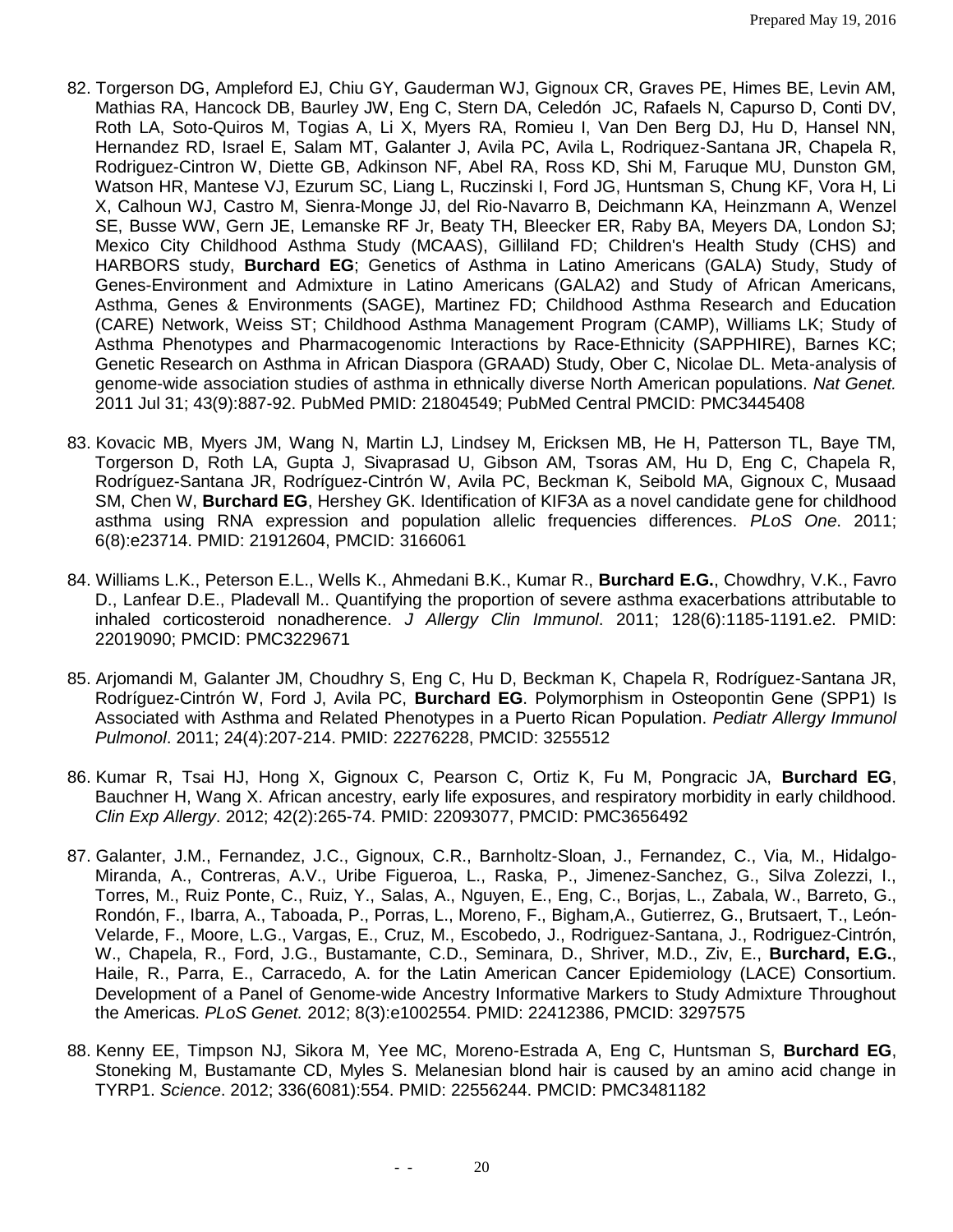82. Torgerson DG, Ampleford EJ, Chiu GY, Gauderman WJ, Gignoux CR, Graves PE, Himes BE, Levin AM, Mathias RA, Hancock DB, Baurley JW, Eng C, Stern DA, Celedón JC, Rafaels N, Capurso D, Conti DV, Roth LA, Soto-Quiros M, Togias A, Li X, Myers RA, Romieu I, Van Den Berg DJ, Hu D, Hansel NN, Hernandez RD, Israel E, Salam MT, Galanter J, Avila PC, Avila L, Rodriquez-Santana JR, Chapela R, Rodriguez-Cintron W, Diette GB, Adkinson NF, Abel RA, Ross KD, Shi M, Faruque MU, Dunston GM, Watson HR, Mantese VJ, Ezurum SC, Liang L, Ruczinski I, Ford JG, Huntsman S, Chung KF, Vora H, Li X, Calhoun WJ, Castro M, Sienra-Monge JJ, del Rio-Navarro B, Deichmann KA, Heinzmann A, Wenzel SE, Busse WW, Gern JE, Lemanske RF Jr, Beaty TH, Bleecker ER, Raby BA, Meyers DA, London SJ; Mexico City Childhood Asthma Study (MCAAS), Gilliland FD; Children's Health Study (CHS) and HARBORS study, **Burchard EG**; Genetics of Asthma in Latino Americans (GALA) Study, Study of Genes-Environment and Admixture in Latino Americans (GALA2) and Study of African Americans, Asthma, Genes & Environments (SAGE), Martinez FD; Childhood Asthma Research and Education (CARE) Network, Weiss ST; Childhood Asthma Management Program (CAMP), Williams LK; Study of Asthma Phenotypes and Pharmacogenomic Interactions by Race-Ethnicity (SAPPHIRE), Barnes KC; Genetic Research on Asthma in African Diaspora (GRAAD) Study, Ober C, Nicolae DL. Meta-analysis of genome-wide association studies of asthma in ethnically diverse North American populations. *Nat Genet.* 2011 Jul 31; 43(9):887-92. PubMed PMID: 21804549; PubMed Central PMCID: PMC3445408

83. Kovacic MB, Myers JM, Wang N, Martin LJ, Lindsey M, Ericksen MB, He H, Patterson TL, Baye TM, Torgerson D, Roth LA, Gupta J, Sivaprasad U, Gibson AM, Tsoras AM, Hu D, Eng C, Chapela R, Rodríguez-Santana JR, Rodríguez-Cintrón W, Avila PC, Beckman K, Seibold MA, Gignoux C, Musaad SM, Chen W, **Burchard EG**, Hershey GK. Identification of KIF3A as a novel candidate gene for childhood asthma using RNA expression and population allelic frequencies differences. *PLoS One.* 2011; 6(8):e23714. PMID: 21912604, PMCID: 3166061

84. Williams L.K., Peterson E.L., Wells K., Ahmedani B.K., Kumar R., **Burchard E.G.**, Chowdhry, V.K., Favro D., Lanfear D.E., Pladevall M.. Quantifying the proportion of severe asthma exacerbations attributable to inhaled corticosteroid nonadherence. *J Allergy Clin Immunol*. 2011; 128(6):1185-1191.e2. PMID: 22019090; PMCID: PMC3229671

85. Arjomandi M, Galanter JM, Choudhry S, Eng C, Hu D, Beckman K, Chapela R, Rodríguez-Santana JR, Rodríguez-Cintrón W, Ford J, Avila PC, **Burchard EG**. Polymorphism in Osteopontin Gene (SPP1) Is Associated with Asthma and Related Phenotypes in a Puerto Rican Population. *Pediatr Allergy Immunol Pulmonol*. 2011; 24(4):207-214. PMID: 22276228, PMCID: 3255512

86. Kumar R, Tsai HJ, Hong X, Gignoux C, Pearson C, Ortiz K, Fu M, Pongracic JA, **Burchard EG**, Bauchner H, Wang X. African ancestry, early life exposures, and respiratory morbidity in early childhood. *Clin Exp Allergy*. 2012; 42(2):265-74. PMID: 22093077, PMCID: PMC3656492

87. Galanter, J.M., Fernandez, J.C., Gignoux, C.R., Barnholtz-Sloan, J., Fernandez, C., Via, M., Hidalgo-Miranda, A., Contreras, A.V., Uribe Figueroa, L., Raska, P., Jimenez-Sanchez, G., Silva Zolezzi, I., Torres, M., Ruiz Ponte, C., Ruiz, Y., Salas, A., Nguyen, E., Eng, C., Borjas, L., Zabala, W., Barreto, G., Rondón, F., Ibarra, A., Taboada, P., Porras, L., Moreno, F., Bigham,A., Gutierrez, G., Brutsaert, T., León-Velarde, F., Moore, L.G., Vargas, E., Cruz, M., Escobedo, J., Rodriguez-Santana, J., Rodriguez-Cintrón, W., Chapela, R., Ford, J.G., Bustamante, C.D., Seminara, D., Shriver, M.D., Ziv, E., **Burchard, E.G.**, Haile, R., Parra, E., Carracedo, A. for the Latin American Cancer Epidemiology (LACE) Consortium. Development of a Panel of Genome-wide Ancestry Informative Markers to Study Admixture Throughout the Americas. *PLoS Genet.* 2012; 8(3):e1002554. PMID: 22412386, PMCID: 3297575

88. Kenny EE, Timpson NJ, Sikora M, Yee MC, Moreno-Estrada A, Eng C, Huntsman S, **Burchard EG**, Stoneking M, Bustamante CD, Myles S. Melanesian blond hair is caused by an amino acid change in TYRP1. *Science*. 2012; 336(6081):554. PMID: 22556244. PMCID: PMC3481182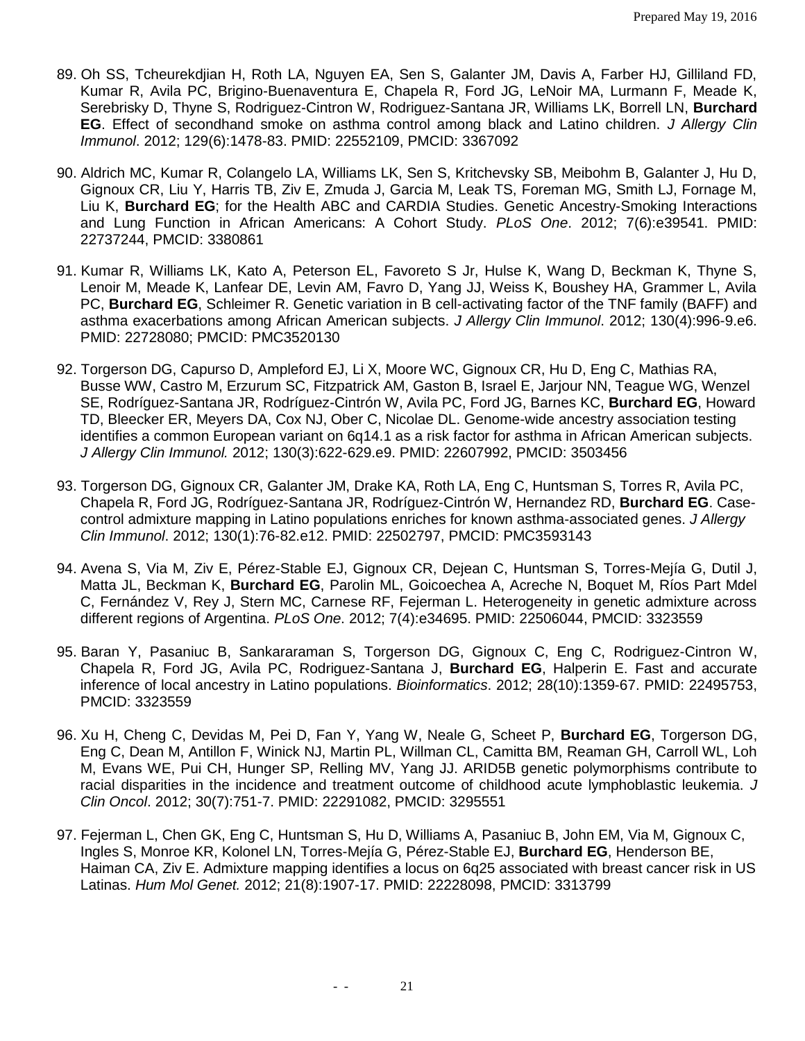89. Oh SS, Tcheurekdjian H, Roth LA, Nguyen EA, Sen S, Galanter JM, Davis A, Farber HJ, Gilliland FD, Kumar R, Avila PC, Brigino-Buenaventura E, Chapela R, Ford JG, LeNoir MA, Lurmann F, Meade K, Serebrisky D, Thyne S, Rodriguez-Cintron W, Rodriguez-Santana JR, Williams LK, Borrell LN, **Burchard EG**. Effect of secondhand smoke on asthma control among black and Latino children. *J Allergy Clin Immunol*. 2012; 129(6):1478-83. PMID: 22552109, PMCID: 3367092

90. Aldrich MC, Kumar R, Colangelo LA, Williams LK, Sen S, Kritchevsky SB, Meibohm B, Galanter J, Hu D, Gignoux CR, Liu Y, Harris TB, Ziv E, Zmuda J, Garcia M, Leak TS, Foreman MG, Smith LJ, Fornage M, Liu K, **Burchard EG**; for the Health ABC and CARDIA Studies. Genetic Ancestry-Smoking Interactions and Lung Function in African Americans: A Cohort Study. *PLoS One*. 2012; 7(6):e39541. PMID: 22737244, PMCID: 3380861

91. Kumar R, Williams LK, Kato A, Peterson EL, Favoreto S Jr, Hulse K, Wang D, Beckman K, Thyne S, Lenoir M, Meade K, Lanfear DE, Levin AM, Favro D, Yang JJ, Weiss K, Boushey HA, Grammer L, Avila PC, **Burchard EG**, Schleimer R. Genetic variation in B cell-activating factor of the TNF family (BAFF) and asthma exacerbations among African American subjects. *J Allergy Clin Immunol*. 2012; 130(4):996-9.e6. PMID: 22728080; PMCID: PMC3520130

92. Torgerson DG, Capurso D, Ampleford EJ, Li X, Moore WC, Gignoux CR, Hu D, Eng C, Mathias RA, Busse WW, Castro M, Erzurum SC, Fitzpatrick AM, Gaston B, Israel E, Jarjour NN, Teague WG, Wenzel SE, Rodríguez-Santana JR, Rodríguez-Cintrón W, Avila PC, Ford JG, Barnes KC, **Burchard EG**, Howard TD, Bleecker ER, Meyers DA, Cox NJ, Ober C, Nicolae DL. Genome-wide ancestry association testing identifies a common European variant on 6q14.1 as a risk factor for asthma in African American subjects. *J Allergy Clin Immunol.* 2012; 130(3):622-629.e9. PMID: 22607992, PMCID: 3503456

93. Torgerson DG, Gignoux CR, Galanter JM, Drake KA, Roth LA, Eng C, Huntsman S, Torres R, Avila PC, Chapela R, Ford JG, Rodríguez-Santana JR, Rodríguez-Cintrón W, Hernandez RD, **Burchard EG**. Case-control admixture mapping in Latino populations enriches for known asthma-associated genes. *J Allergy Clin Immunol*. 2012; 130(1):76-82.e12. PMID: 22502797, PMCID: PMC3593143

94. Avena S, Via M, Ziv E, Pérez-Stable EJ, Gignoux CR, Dejean C, Huntsman S, Torres-Mejía G, Dutil J, Matta JL, Beckman K, **Burchard EG**, Parolin ML, Goicoechea A, Acreche N, Boquet M, Ríos Part Mdel C, Fernández V, Rey J, Stern MC, Carnese RF, Fejerman L. Heterogeneity in genetic admixture across different regions of Argentina. *PLoS One*. 2012; 7(4):e34695. PMID: 22506044, PMCID: 3323559

95. Baran Y, Pasaniuc B, Sankararaman S, Torgerson DG, Gignoux C, Eng C, Rodriguez-Cintron W, Chapela R, Ford JG, Avila PC, Rodriguez-Santana J, **Burchard EG**, Halperin E. Fast and accurate inference of local ancestry in Latino populations. *Bioinformatics*. 2012; 28(10):1359-67. PMID: 22495753, PMCID: 3323559

96. Xu H, Cheng C, Devidas M, Pei D, Fan Y, Yang W, Neale G, Scheet P, **Burchard EG**, Torgerson DG, Eng C, Dean M, Antillon F, Winick NJ, Martin PL, Willman CL, Camitta BM, Reaman GH, Carroll WL, Loh M, Evans WE, Pui CH, Hunger SP, Relling MV, Yang JJ. ARID5B genetic polymorphisms contribute to racial disparities in the incidence and treatment outcome of childhood acute lymphoblastic leukemia. *J Clin Oncol*. 2012; 30(7):751-7. PMID: 22291082, PMCID: 3295551

97. Fejerman L, Chen GK, Eng C, Huntsman S, Hu D, Williams A, Pasaniuc B, John EM, Via M, Gignoux C, Ingles S, Monroe KR, Kolonel LN, Torres-Mejía G, Pérez-Stable EJ, **Burchard EG**, Henderson BE, Haiman CA, Ziv E. Admixture mapping identifies a locus on 6q25 associated with breast cancer risk in US Latinas. *Hum Mol Genet.* 2012; 21(8):1907-17. PMID: 22228098, PMCID: 3313799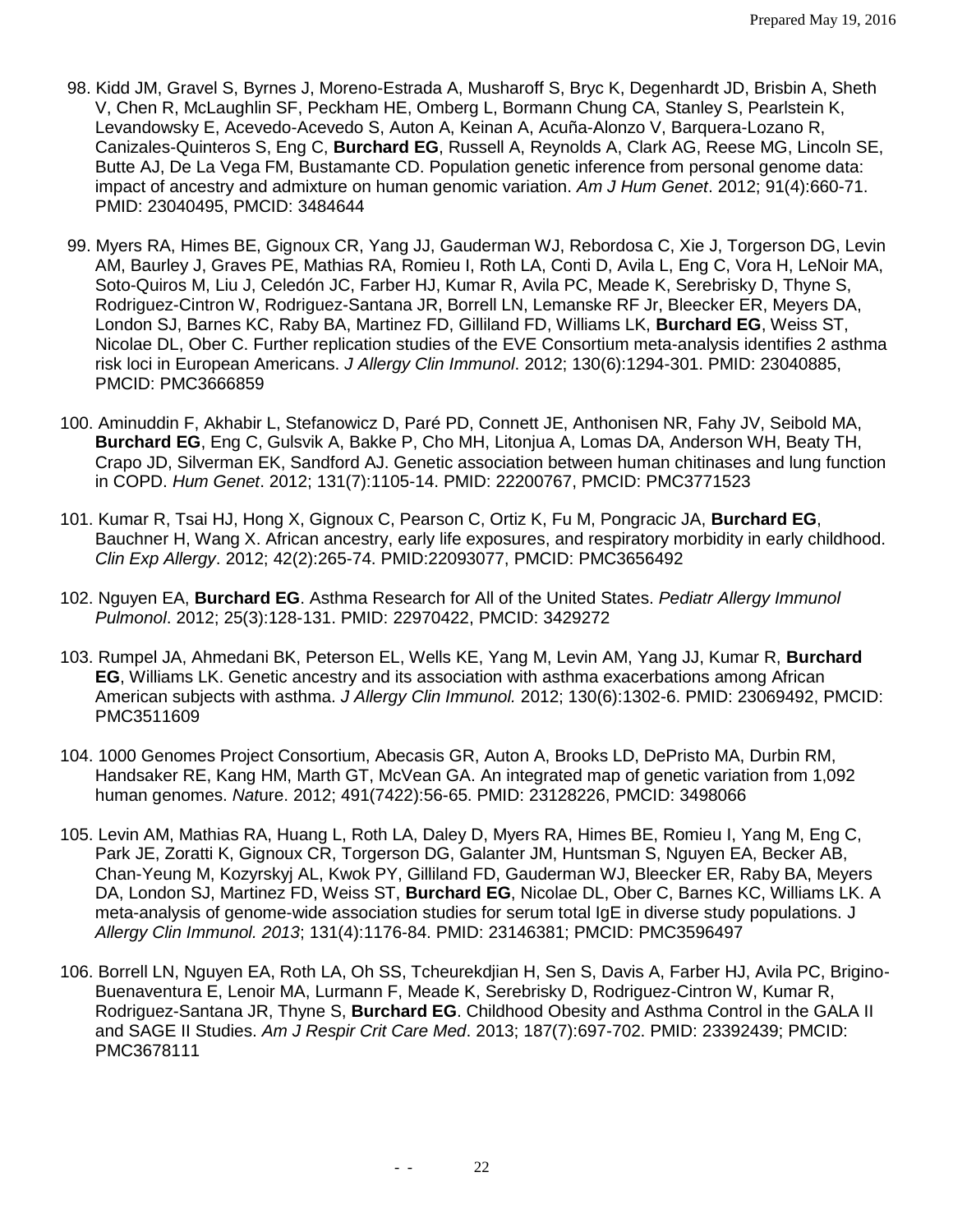98. Kidd JM, Gravel S, Byrnes J, Moreno-Estrada A, Musharoff S, Bryc K, Degenhardt JD, Brisbin A, Sheth V, Chen R, McLaughlin SF, Peckham HE, Omberg L, Bormann Chung CA, Stanley S, Pearlstein K, Levandowsky E, Acevedo-Acevedo S, Auton A, Keinan A, Acuña-Alonzo V, Barquera-Lozano R, Canizales-Quinteros S, Eng C, **Burchard EG**, Russell A, Reynolds A, Clark AG, Reese MG, Lincoln SE, Butte AJ, De La Vega FM, Bustamante CD. Population genetic inference from personal genome data: impact of ancestry and admixture on human genomic variation. *Am J Hum Genet*. 2012; 91(4):660-71. PMID: 23040495, PMCID: 3484644

99. Myers RA, Himes BE, Gignoux CR, Yang JJ, Gauderman WJ, Rebordosa C, Xie J, Torgerson DG, Levin AM, Baurley J, Graves PE, Mathias RA, Romieu I, Roth LA, Conti D, Avila L, Eng C, Vora H, LeNoir MA, Soto-Quiros M, Liu J, Celedón JC, Farber HJ, Kumar R, Avila PC, Meade K, Serebrisky D, Thyne S, Rodriguez-Cintron W, Rodriguez-Santana JR, Borrell LN, Lemanske RF Jr, Bleecker ER, Meyers DA, London SJ, Barnes KC, Raby BA, Martinez FD, Gilliland FD, Williams LK, **Burchard EG**, Weiss ST, Nicolae DL, Ober C. Further replication studies of the EVE Consortium meta-analysis identifies 2 asthma risk loci in European Americans. *J Allergy Clin Immunol*. 2012; 130(6):1294-301. PMID: 23040885, PMCID: PMC3666859

100. Aminuddin F, Akhabir L, Stefanowicz D, Paré PD, Connett JE, Anthonisen NR, Fahy JV, Seibold MA, **Burchard EG**, Eng C, Gulsvik A, Bakke P, Cho MH, Litonjua A, Lomas DA, Anderson WH, Beaty TH, Crapo JD, Silverman EK, Sandford AJ. Genetic association between human chitinases and lung function in COPD. *Hum Genet*. 2012; 131(7):1105-14. PMID: 22200767, PMCID: PMC3771523

101. Kumar R, Tsai HJ, Hong X, Gignoux C, Pearson C, Ortiz K, Fu M, Pongracic JA, **Burchard EG**, Bauchner H, Wang X. African ancestry, early life exposures, and respiratory morbidity in early childhood. *Clin Exp Allergy*. 2012; 42(2):265-74. PMID:22093077, PMCID: PMC3656492

102. Nguyen EA, **Burchard EG**. Asthma Research for All of the United States. *Pediatr Allergy Immunol Pulmonol*. 2012; 25(3):128-131. PMID: 22970422, PMCID: 3429272

103. Rumpel JA, Ahmedani BK, Peterson EL, Wells KE, Yang M, Levin AM, Yang JJ, Kumar R, **Burchard EG**, Williams LK. Genetic ancestry and its association with asthma exacerbations among African American subjects with asthma. *J Allergy Clin Immunol.* 2012; 130(6):1302-6. PMID: 23069492, PMCID: PMC3511609

104. 1000 Genomes Project Consortium, Abecasis GR, Auton A, Brooks LD, DePristo MA, Durbin RM, Handsaker RE, Kang HM, Marth GT, McVean GA. An integrated map of genetic variation from 1,092 human genomes. *Nat*ure. 2012; 491(7422):56-65. PMID: 23128226, PMCID: 3498066

105. Levin AM, Mathias RA, Huang L, Roth LA, Daley D, Myers RA, Himes BE, Romieu I, Yang M, Eng C, Park JE, Zoratti K, Gignoux CR, Torgerson DG, Galanter JM, Huntsman S, Nguyen EA, Becker AB, Chan-Yeung M, Kozyrskyj AL, Kwok PY, Gilliland FD, Gauderman WJ, Bleecker ER, Raby BA, Meyers DA, London SJ, Martinez FD, Weiss ST, **Burchard EG**, Nicolae DL, Ober C, Barnes KC, Williams LK. A meta-analysis of genome-wide association studies for serum total IgE in diverse study populations. J *Allergy Clin Immunol. 2013*; 131(4):1176-84. PMID: 23146381; PMCID: PMC3596497

106. Borrell LN, Nguyen EA, Roth LA, Oh SS, Tcheurekdjian H, Sen S, Davis A, Farber HJ, Avila PC, Brigino-Buenaventura E, Lenoir MA, Lurmann F, Meade K, Serebrisky D, Rodriguez-Cintron W, Kumar R, Rodriguez-Santana JR, Thyne S, **Burchard EG**. Childhood Obesity and Asthma Control in the GALA II and SAGE II Studies. *Am J Respir Crit Care Med*. 2013; 187(7):697-702. PMID: 23392439; PMCID: PMC3678111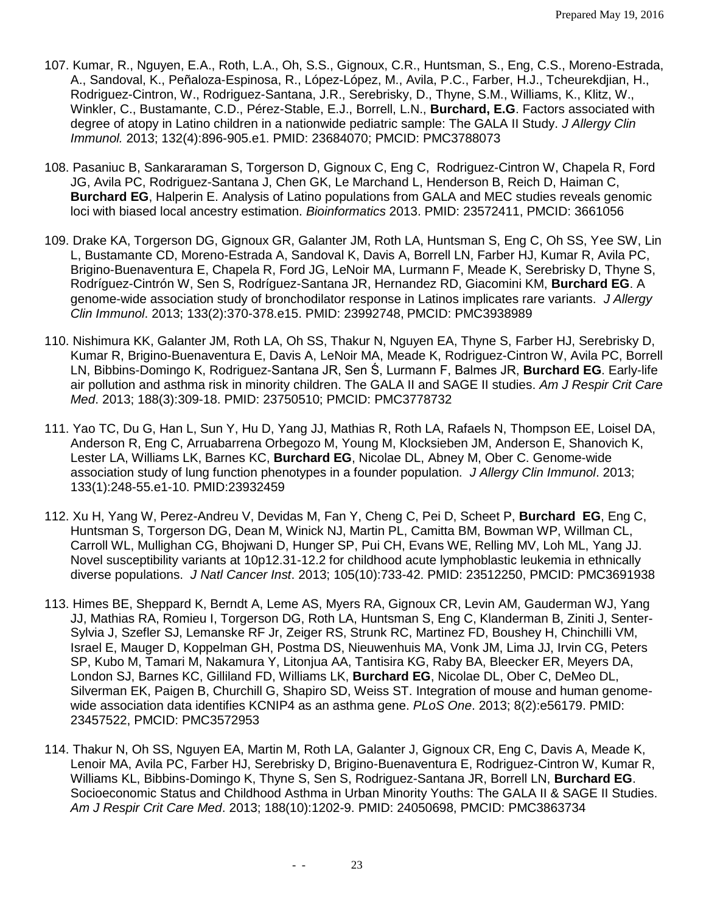107. Kumar, R., Nguyen, E.A., Roth, L.A., Oh, S.S., Gignoux, C.R., Huntsman, S., Eng, C.S., Moreno-Estrada, A., Sandoval, K., Peñaloza-Espinosa, R., López-López, M., Avila, P.C., Farber, H.J., Tcheurekdjian, H., Rodriguez-Cintron, W., Rodriguez-Santana, J.R., Serebrisky, D., Thyne, S.M., Williams, K., Klitz, W., Winkler, C., Bustamante, C.D., Pérez-Stable, E.J., Borrell, L.N., **Burchard, E.G**. Factors associated with degree of atopy in Latino children in a nationwide pediatric sample: The GALA II Study. *J Allergy Clin Immunol.* 2013; 132(4):896-905.e1. PMID: 23684070; PMCID: PMC3788073

108. Pasaniuc B, Sankararaman S, Torgerson D, Gignoux C, Eng C, Rodriguez-Cintron W, Chapela R, Ford JG, Avila PC, Rodriguez-Santana J, Chen GK, Le Marchand L, Henderson B, Reich D, Haiman C, **Burchard EG**, Halperin E. Analysis of Latino populations from GALA and MEC studies reveals genomic loci with biased local ancestry estimation. *Bioinformatics* 2013. PMID: 23572411, PMCID: 3661056

109. Drake KA, Torgerson DG, Gignoux GR, Galanter JM, Roth LA, Huntsman S, Eng C, Oh SS, Yee SW, Lin L, Bustamante CD, Moreno-Estrada A, Sandoval K, Davis A, Borrell LN, Farber HJ, Kumar R, Avila PC, Brigino-Buenaventura E, Chapela R, Ford JG, LeNoir MA, Lurmann F, Meade K, Serebrisky D, Thyne S, Rodríguez-Cintrón W, Sen S, Rodríguez-Santana JR, Hernandez RD, Giacomini KM, **Burchard EG**. A genome-wide association study of bronchodilator response in Latinos implicates rare variants. *J Allergy Clin Immunol*. 2013; 133(2):370-378.e15. PMID: 23992748, PMCID: PMC3938989

110. Nishimura KK, Galanter JM, Roth LA, Oh SS, Thakur N, Nguyen EA, Thyne S, Farber HJ, Serebrisky D, Kumar R, Brigino-Buenaventura E, Davis A, LeNoir MA, Meade K, Rodriguez-Cintron W, Avila PC, Borrell LN, Bibbins-Domingo K, Rodriguez-Santana JR, Sen Ś, Lurmann F, Balmes JR, **Burchard EG**. Early-life air pollution and asthma risk in minority children. The GALA II and SAGE II studies. *Am J Respir Crit Care Med*. 2013; 188(3):309-18. PMID: 23750510; PMCID: PMC3778732

111. Yao TC, Du G, Han L, Sun Y, Hu D, Yang JJ, Mathias R, Roth LA, Rafaels N, Thompson EE, Loisel DA, Anderson R, Eng C, Arruabarrena Orbegozo M, Young M, Klocksieben JM, Anderson E, Shanovich K, Lester LA, Williams LK, Barnes KC, **Burchard EG**, Nicolae DL, Abney M, Ober C. Genome-wide association study of lung function phenotypes in a founder population. *J Allergy Clin Immunol*. 2013; 133(1):248-55.e1-10. PMID:23932459

112. Xu H, Yang W, Perez-Andreu V, Devidas M, Fan Y, Cheng C, Pei D, Scheet P, **Burchard EG**, Eng C, Huntsman S, Torgerson DG, Dean M, Winick NJ, Martin PL, Camitta BM, Bowman WP, Willman CL, Carroll WL, Mullighan CG, Bhojwani D, Hunger SP, Pui CH, Evans WE, Relling MV, Loh ML, Yang JJ. Novel susceptibility variants at 10p12.31-12.2 for childhood acute lymphoblastic leukemia in ethnically diverse populations. *J Natl Cancer Inst*. 2013; 105(10):733-42. PMID: 23512250, PMCID: PMC3691938

113. Himes BE, Sheppard K, Berndt A, Leme AS, Myers RA, Gignoux CR, Levin AM, Gauderman WJ, Yang JJ, Mathias RA, Romieu I, Torgerson DG, Roth LA, Huntsman S, Eng C, Klanderman B, Ziniti J, Senter-Sylvia J, Szefler SJ, Lemanske RF Jr, Zeiger RS, Strunk RC, Martinez FD, Boushey H, Chinchilli VM, Israel E, Mauger D, Koppelman GH, Postma DS, Nieuwenhuis MA, Vonk JM, Lima JJ, Irvin CG, Peters SP, Kubo M, Tamari M, Nakamura Y, Litonjua AA, Tantisira KG, Raby BA, Bleecker ER, Meyers DA, London SJ, Barnes KC, Gilliland FD, Williams LK, **Burchard EG**, Nicolae DL, Ober C, DeMeo DL, Silverman EK, Paigen B, Churchill G, Shapiro SD, Weiss ST. Integration of mouse and human genome-wide association data identifies KCNIP4 as an asthma gene. *PLoS One*. 2013; 8(2):e56179. PMID: 23457522, PMCID: PMC3572953

114. Thakur N, Oh SS, Nguyen EA, Martin M, Roth LA, Galanter J, Gignoux CR, Eng C, Davis A, Meade K, Lenoir MA, Avila PC, Farber HJ, Serebrisky D, Brigino-Buenaventura E, Rodriguez-Cintron W, Kumar R, Williams KL, Bibbins-Domingo K, Thyne S, Sen S, Rodriguez-Santana JR, Borrell LN, **Burchard EG**. Socioeconomic Status and Childhood Asthma in Urban Minority Youths: The GALA II & SAGE II Studies. *Am J Respir Crit Care Med*. 2013; 188(10):1202-9. PMID: 24050698, PMCID: PMC3863734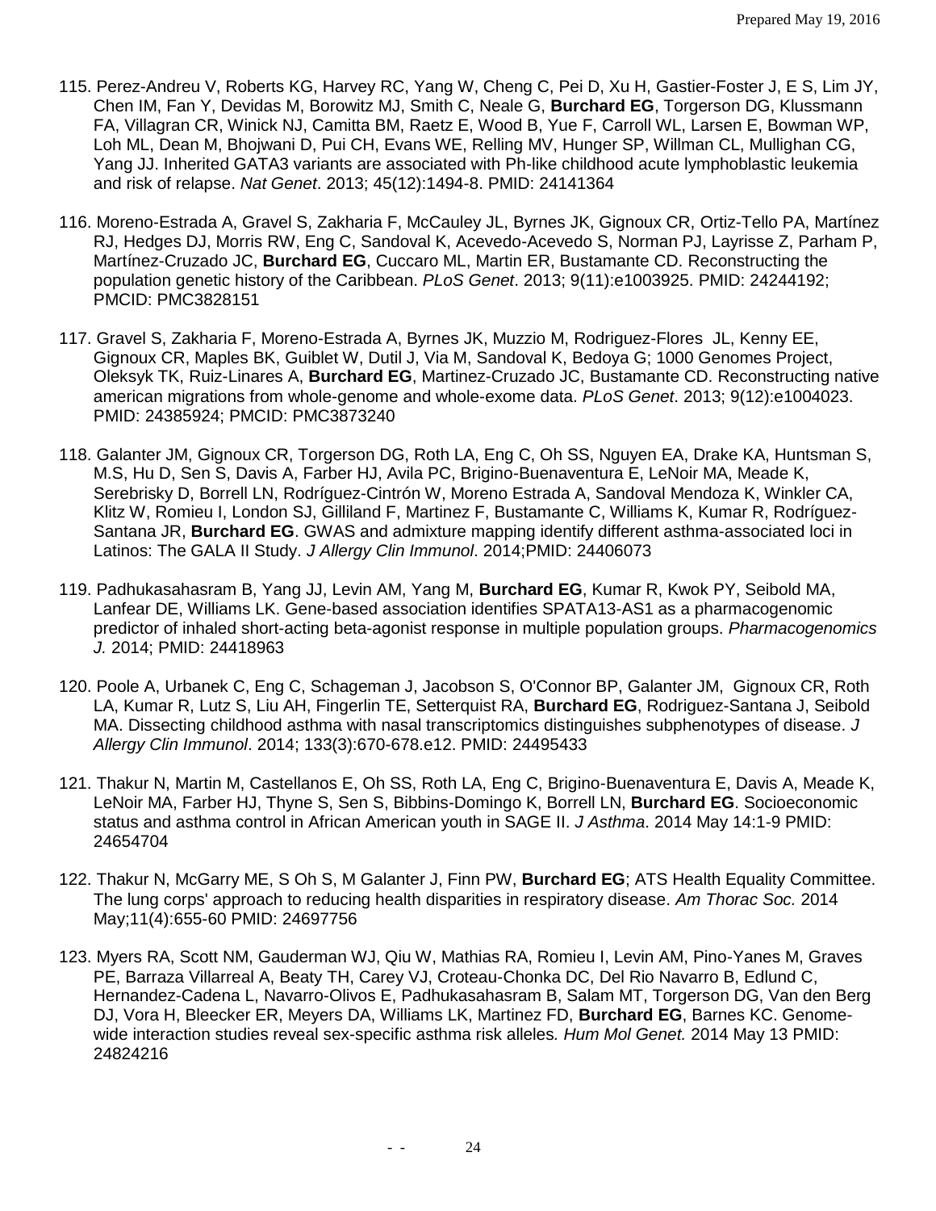115. Perez-Andreu V, Roberts KG, Harvey RC, Yang W, Cheng C, Pei D, Xu H, Gastier-Foster J, E S, Lim JY, Chen IM, Fan Y, Devidas M, Borowitz MJ, Smith C, Neale G, **Burchard EG**, Torgerson DG, Klussmann FA, Villagran CR, Winick NJ, Camitta BM, Raetz E, Wood B, Yue F, Carroll WL, Larsen E, Bowman WP, Loh ML, Dean M, Bhojwani D, Pui CH, Evans WE, Relling MV, Hunger SP, Willman CL, Mullighan CG, Yang JJ. Inherited GATA3 variants are associated with Ph-like childhood acute lymphoblastic leukemia and risk of relapse. *Nat Genet*. 2013; 45(12):1494-8. PMID: 24141364

116. Moreno-Estrada A, Gravel S, Zakharia F, McCauley JL, Byrnes JK, Gignoux CR, Ortiz-Tello PA, Martínez RJ, Hedges DJ, Morris RW, Eng C, Sandoval K, Acevedo-Acevedo S, Norman PJ, Layrisse Z, Parham P, Martínez-Cruzado JC, **Burchard EG**, Cuccaro ML, Martin ER, Bustamante CD. Reconstructing the population genetic history of the Caribbean. *PLoS Genet*. 2013; 9(11):e1003925. PMID: 24244192; PMCID: PMC3828151

117. Gravel S, Zakharia F, Moreno-Estrada A, Byrnes JK, Muzzio M, Rodriguez-Flores JL, Kenny EE, Gignoux CR, Maples BK, Guiblet W, Dutil J, Via M, Sandoval K, Bedoya G; 1000 Genomes Project, Oleksyk TK, Ruiz-Linares A, **Burchard EG**, Martinez-Cruzado JC, Bustamante CD. Reconstructing native american migrations from whole-genome and whole-exome data. *PLoS Genet*. 2013; 9(12):e1004023. PMID: 24385924; PMCID: PMC3873240

118. Galanter JM, Gignoux CR, Torgerson DG, Roth LA, Eng C, Oh SS, Nguyen EA, Drake KA, Huntsman S, M.S, Hu D, Sen S, Davis A, Farber HJ, Avila PC, Brigino-Buenaventura E, LeNoir MA, Meade K, Serebrisky D, Borrell LN, Rodríguez-Cintrón W, Moreno Estrada A, Sandoval Mendoza K, Winkler CA, Klitz W, Romieu I, London SJ, Gilliland F, Martinez F, Bustamante C, Williams K, Kumar R, Rodríguez-Santana JR, **Burchard EG**. GWAS and admixture mapping identify different asthma-associated loci in Latinos: The GALA II Study. *J Allergy Clin Immunol*. 2014;PMID: 24406073

119. Padhukasahasram B, Yang JJ, Levin AM, Yang M, **Burchard EG**, Kumar R, Kwok PY, Seibold MA, Lanfear DE, Williams LK. Gene-based association identifies SPATA13-AS1 as a pharmacogenomic predictor of inhaled short-acting beta-agonist response in multiple population groups. *Pharmacogenomics J.* 2014; PMID: 24418963

120. Poole A, Urbanek C, Eng C, Schageman J, Jacobson S, O'Connor BP, Galanter JM, Gignoux CR, Roth LA, Kumar R, Lutz S, Liu AH, Fingerlin TE, Setterquist RA, **Burchard EG**, Rodriguez-Santana J, Seibold MA. Dissecting childhood asthma with nasal transcriptomics distinguishes subphenotypes of disease. *J Allergy Clin Immunol*. 2014; 133(3):670-678.e12. PMID: 24495433

121. Thakur N, Martin M, Castellanos E, Oh SS, Roth LA, Eng C, Brigino-Buenaventura E, Davis A, Meade K, LeNoir MA, Farber HJ, Thyne S, Sen S, Bibbins-Domingo K, Borrell LN, **Burchard EG**. Socioeconomic status and asthma control in African American youth in SAGE II. *J Asthma*. 2014 May 14:1-9 PMID: 24654704

122. Thakur N, McGarry ME, S Oh S, M Galanter J, Finn PW, **Burchard EG**; ATS Health Equality Committee. The lung corps' approach to reducing health disparities in respiratory disease. *Am Thorac Soc.* 2014 May;11(4):655-60 PMID: 24697756

123. Myers RA, Scott NM, Gauderman WJ, Qiu W, Mathias RA, Romieu I, Levin AM, Pino-Yanes M, Graves PE, Barraza Villarreal A, Beaty TH, Carey VJ, Croteau-Chonka DC, Del Rio Navarro B, Edlund C, Hernandez-Cadena L, Navarro-Olivos E, Padhukasahasram B, Salam MT, Torgerson DG, Van den Berg DJ, Vora H, Bleecker ER, Meyers DA, Williams LK, Martinez FD, **Burchard EG**, Barnes KC. Genome-wide interaction studies reveal sex-specific asthma risk alleles. *Hum Mol Genet.* 2014 May 13 PMID: 24824216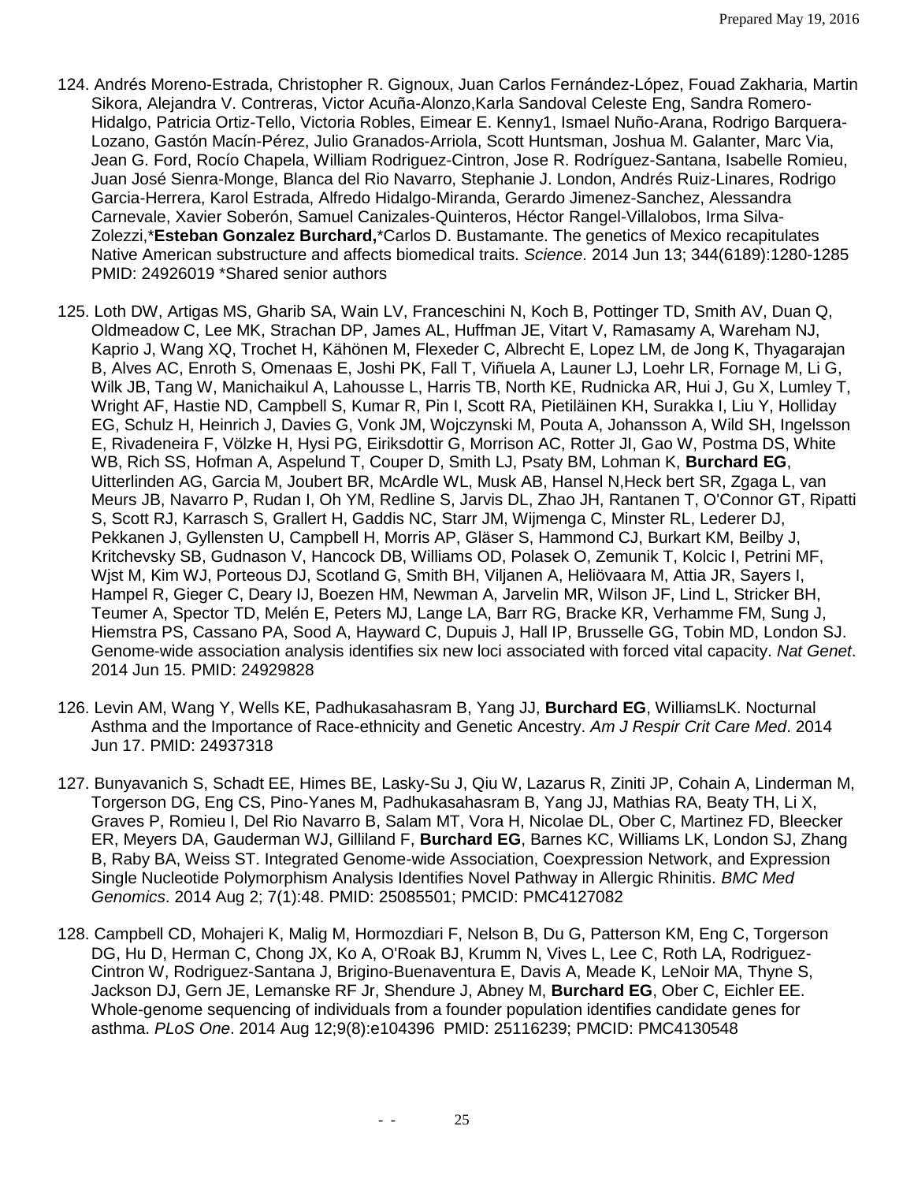124. Andrés Moreno-Estrada, Christopher R. Gignoux, Juan Carlos Fernández-López, Fouad Zakharia, Martin Sikora, Alejandra V. Contreras, Victor Acuña-Alonzo,Karla Sandoval Celeste Eng, Sandra Romero-Hidalgo, Patricia Ortiz-Tello, Victoria Robles, Eimear E. Kenny1, Ismael Nuño-Arana, Rodrigo Barquera-Lozano, Gastón Macín-Pérez, Julio Granados-Arriola, Scott Huntsman, Joshua M. Galanter, Marc Via, Jean G. Ford, Rocío Chapela, William Rodriguez-Cintron, Jose R. Rodríguez-Santana, Isabelle Romieu, Juan José Sienra-Monge, Blanca del Rio Navarro, Stephanie J. London, Andrés Ruiz-Linares, Rodrigo Garcia-Herrera, Karol Estrada, Alfredo Hidalgo-Miranda, Gerardo Jimenez-Sanchez, Alessandra Carnevale, Xavier Soberón, Samuel Canizales-Quinteros, Héctor Rangel-Villalobos, Irma Silva-Zolezzi,***Esteban Gonzalez Burchard,***Carlos D. Bustamante. The genetics of Mexico recapitulates Native American substructure and affects biomedical traits. *Science.* 2014 Jun 13; 344(6189):1280-1285 PMID: 24926019 *Shared senior authors

125. Loth DW, Artigas MS, Gharib SA, Wain LV, Franceschini N, Koch B, Pottinger TD, Smith AV, Duan Q, Oldmeadow C, Lee MK, Strachan DP, James AL, Huffman JE, Vitart V, Ramasamy A, Wareham NJ, Kaprio J, Wang XQ, Trochet H, Kähönen M, Flexeder C, Albrecht E, Lopez LM, de Jong K, Thyagarajan B, Alves AC, Enroth S, Omenaas E, Joshi PK, Fall T, Viñuela A, Launer LJ, Loehr LR, Fornage M, Li G, Wilk JB, Tang W, Manichaikul A, Lahousse L, Harris TB, North KE, Rudnicka AR, Hui J, Gu X, Lumley T, Wright AF, Hastie ND, Campbell S, Kumar R, Pin I, Scott RA, Pietiläinen KH, Surakka I, Liu Y, Holliday EG, Schulz H, Heinrich J, Davies G, Vonk JM, Wojczynski M, Pouta A, Johansson A, Wild SH, Ingelsson E, Rivadeneira F, Völzke H, Hysi PG, Eiriksdottir G, Morrison AC, Rotter JI, Gao W, Postma DS, White WB, Rich SS, Hofman A, Aspelund T, Couper D, Smith LJ, Psaty BM, Lohman K, **Burchard EG**, Uitterlinden AG, Garcia M, Joubert BR, McArdle WL, Musk AB, Hansel N,Heck bert SR, Zgaga L, van Meurs JB, Navarro P, Rudan I, Oh YM, Redline S, Jarvis DL, Zhao JH, Rantanen T, O'Connor GT, Ripatti S, Scott RJ, Karrasch S, Grallert H, Gaddis NC, Starr JM, Wijmenga C, Minster RL, Lederer DJ, Pekkanen J, Gyllensten U, Campbell H, Morris AP, Gläser S, Hammond CJ, Burkart KM, Beilby J, Kritchevsky SB, Gudnason V, Hancock DB, Williams OD, Polasek O, Zemunik T, Kolcic I, Petrini MF, Wjst M, Kim WJ, Porteous DJ, Scotland G, Smith BH, Viljanen A, Heliövaara M, Attia JR, Sayers I, Hampel R, Gieger C, Deary IJ, Boezen HM, Newman A, Jarvelin MR, Wilson JF, Lind L, Stricker BH, Teumer A, Spector TD, Melén E, Peters MJ, Lange LA, Barr RG, Bracke KR, Verhamme FM, Sung J, Hiemstra PS, Cassano PA, Sood A, Hayward C, Dupuis J, Hall IP, Brusselle GG, Tobin MD, London SJ. Genome-wide association analysis identifies six new loci associated with forced vital capacity. *Nat Genet*. 2014 Jun 15. PMID: 24929828

126. Levin AM, Wang Y, Wells KE, Padhukasahasram B, Yang JJ, **Burchard EG**, WilliamsLK. Nocturnal Asthma and the Importance of Race-ethnicity and Genetic Ancestry. *Am J Respir Crit Care Med*. 2014 Jun 17. PMID: 24937318

127. Bunyavanich S, Schadt EE, Himes BE, Lasky-Su J, Qiu W, Lazarus R, Ziniti JP, Cohain A, Linderman M, Torgerson DG, Eng CS, Pino-Yanes M, Padhukasahasram B, Yang JJ, Mathias RA, Beaty TH, Li X, Graves P, Romieu I, Del Rio Navarro B, Salam MT, Vora H, Nicolae DL, Ober C, Martinez FD, Bleecker ER, Meyers DA, Gauderman WJ, Gilliland F, **Burchard EG**, Barnes KC, Williams LK, London SJ, Zhang B, Raby BA, Weiss ST. Integrated Genome-wide Association, Coexpression Network, and Expression Single Nucleotide Polymorphism Analysis Identifies Novel Pathway in Allergic Rhinitis. *BMC Med Genomics*. 2014 Aug 2; 7(1):48. PMID: 25085501; PMCID: PMC4127082

128. Campbell CD, Mohajeri K, Malig M, Hormozdiari F, Nelson B, Du G, Patterson KM, Eng C, Torgerson DG, Hu D, Herman C, Chong JX, Ko A, O'Roak BJ, Krumm N, Vives L, Lee C, Roth LA, Rodriguez-Cintron W, Rodriguez-Santana J, Brigino-Buenaventura E, Davis A, Meade K, LeNoir MA, Thyne S, Jackson DJ, Gern JE, Lemanske RF Jr, Shendure J, Abney M, **Burchard EG**, Ober C, Eichler EE. Whole-genome sequencing of individuals from a founder population identifies candidate genes for asthma. *PLoS One*. 2014 Aug 12;9(8):e104396 PMID: 25116239; PMCID: PMC4130548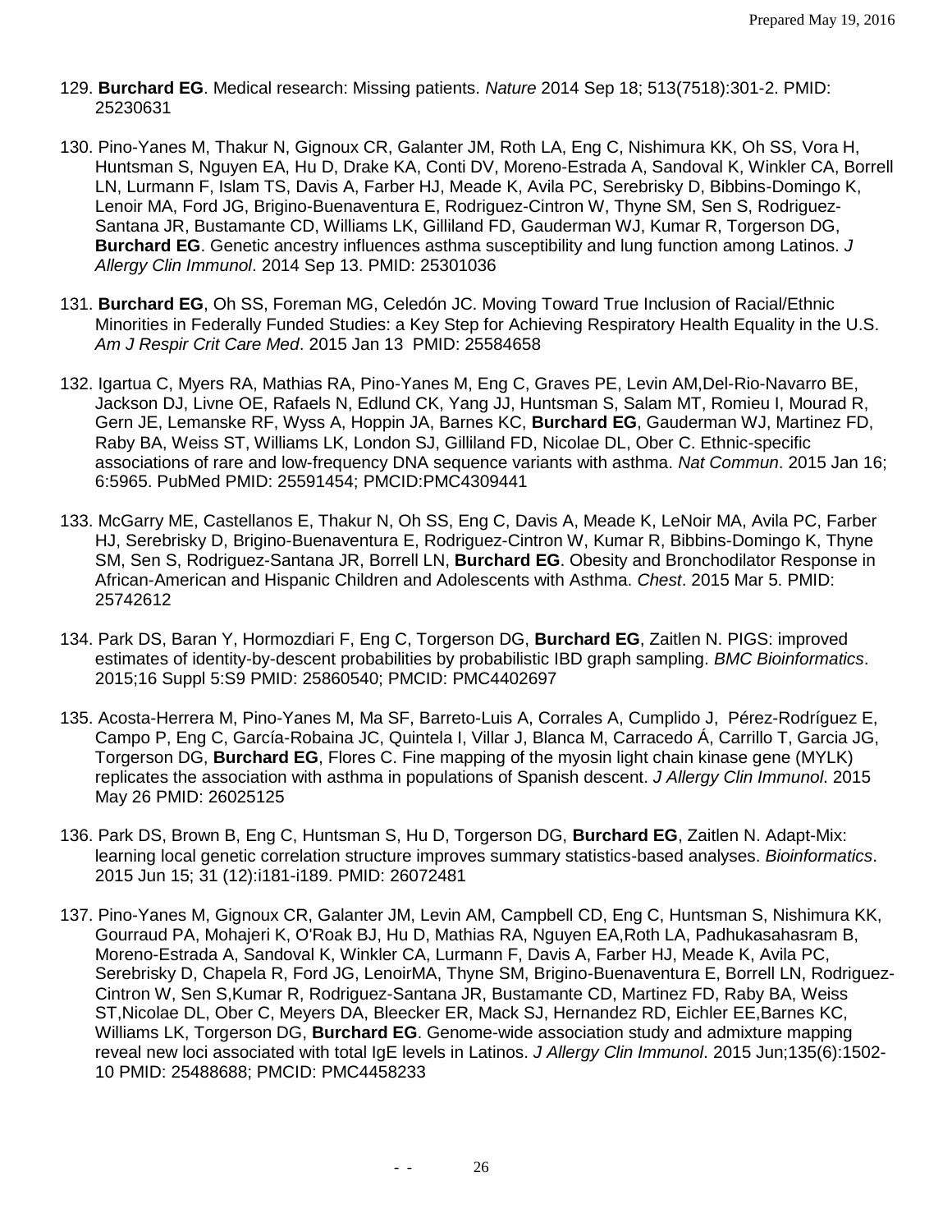129. **Burchard EG**. Medical research: Missing patients. *Nature* 2014 Sep 18; 513(7518):301-2. PMID: 25230631

130. Pino-Yanes M, Thakur N, Gignoux CR, Galanter JM, Roth LA, Eng C, Nishimura KK, Oh SS, Vora H, Huntsman S, Nguyen EA, Hu D, Drake KA, Conti DV, Moreno-Estrada A, Sandoval K, Winkler CA, Borrell LN, Lurmann F, Islam TS, Davis A, Farber HJ, Meade K, Avila PC, Serebrisky D, Bibbins-Domingo K, Lenoir MA, Ford JG, Brigino-Buenaventura E, Rodriguez-Cintron W, Thyne SM, Sen S, Rodriguez-Santana JR, Bustamante CD, Williams LK, Gilliland FD, Gauderman WJ, Kumar R, Torgerson DG, **Burchard EG**. Genetic ancestry influences asthma susceptibility and lung function among Latinos. *J Allergy Clin Immunol*. 2014 Sep 13. PMID: 25301036

131. **Burchard EG**, Oh SS, Foreman MG, Celedón JC. Moving Toward True Inclusion of Racial/Ethnic Minorities in Federally Funded Studies: a Key Step for Achieving Respiratory Health Equality in the U.S. *Am J Respir Crit Care Med*. 2015 Jan 13 PMID: 25584658

132. Igartua C, Myers RA, Mathias RA, Pino-Yanes M, Eng C, Graves PE, Levin AM,Del-Rio-Navarro BE, Jackson DJ, Livne OE, Rafaels N, Edlund CK, Yang JJ, Huntsman S, Salam MT, Romieu I, Mourad R, Gern JE, Lemanske RF, Wyss A, Hoppin JA, Barnes KC, **Burchard EG**, Gauderman WJ, Martinez FD, Raby BA, Weiss ST, Williams LK, London SJ, Gilliland FD, Nicolae DL, Ober C. Ethnic-specific associations of rare and low-frequency DNA sequence variants with asthma. *Nat Commun*. 2015 Jan 16; 6:5965. PubMed PMID: 25591454; PMCID:PMC4309441

133. McGarry ME, Castellanos E, Thakur N, Oh SS, Eng C, Davis A, Meade K, LeNoir MA, Avila PC, Farber HJ, Serebrisky D, Brigino-Buenaventura E, Rodriguez-Cintron W, Kumar R, Bibbins-Domingo K, Thyne SM, Sen S, Rodriguez-Santana JR, Borrell LN, **Burchard EG**. Obesity and Bronchodilator Response in African-American and Hispanic Children and Adolescents with Asthma. *Chest*. 2015 Mar 5. PMID: 25742612

134. Park DS, Baran Y, Hormozdiari F, Eng C, Torgerson DG, **Burchard EG**, Zaitlen N. PIGS: improved estimates of identity-by-descent probabilities by probabilistic IBD graph sampling. *BMC Bioinformatics*. 2015;16 Suppl 5:S9 PMID: 25860540; PMCID: PMC4402697

135. Acosta-Herrera M, Pino-Yanes M, Ma SF, Barreto-Luis A, Corrales A, Cumplido J, Pérez-Rodríguez E, Campo P, Eng C, García-Robaina JC, Quintela I, Villar J, Blanca M, Carracedo Á, Carrillo T, Garcia JG, Torgerson DG, **Burchard EG**, Flores C. Fine mapping of the myosin light chain kinase gene (MYLK) replicates the association with asthma in populations of Spanish descent. *J Allergy Clin Immunol*. 2015 May 26 PMID: 26025125

136. Park DS, Brown B, Eng C, Huntsman S, Hu D, Torgerson DG, **Burchard EG**, Zaitlen N. Adapt-Mix: learning local genetic correlation structure improves summary statistics-based analyses. *Bioinformatics*. 2015 Jun 15; 31 (12):i181-i189. PMID: 26072481

137. Pino-Yanes M, Gignoux CR, Galanter JM, Levin AM, Campbell CD, Eng C, Huntsman S, Nishimura KK, Gourraud PA, Mohajeri K, O'Roak BJ, Hu D, Mathias RA, Nguyen EA,Roth LA, Padhukasahasram B, Moreno-Estrada A, Sandoval K, Winkler CA, Lurmann F, Davis A, Farber HJ, Meade K, Avila PC, Serebrisky D, Chapela R, Ford JG, LenoirMA, Thyne SM, Brigino-Buenaventura E, Borrell LN, Rodriguez-Cintron W, Sen S,Kumar R, Rodriguez-Santana JR, Bustamante CD, Martinez FD, Raby BA, Weiss ST,Nicolae DL, Ober C, Meyers DA, Bleecker ER, Mack SJ, Hernandez RD, Eichler EE,Barnes KC, Williams LK, Torgerson DG, **Burchard EG**. Genome-wide association study and admixture mapping reveal new loci associated with total IgE levels in Latinos. *J Allergy Clin Immunol*. 2015 Jun;135(6):1502-10 PMID: 25488688; PMCID: PMC4458233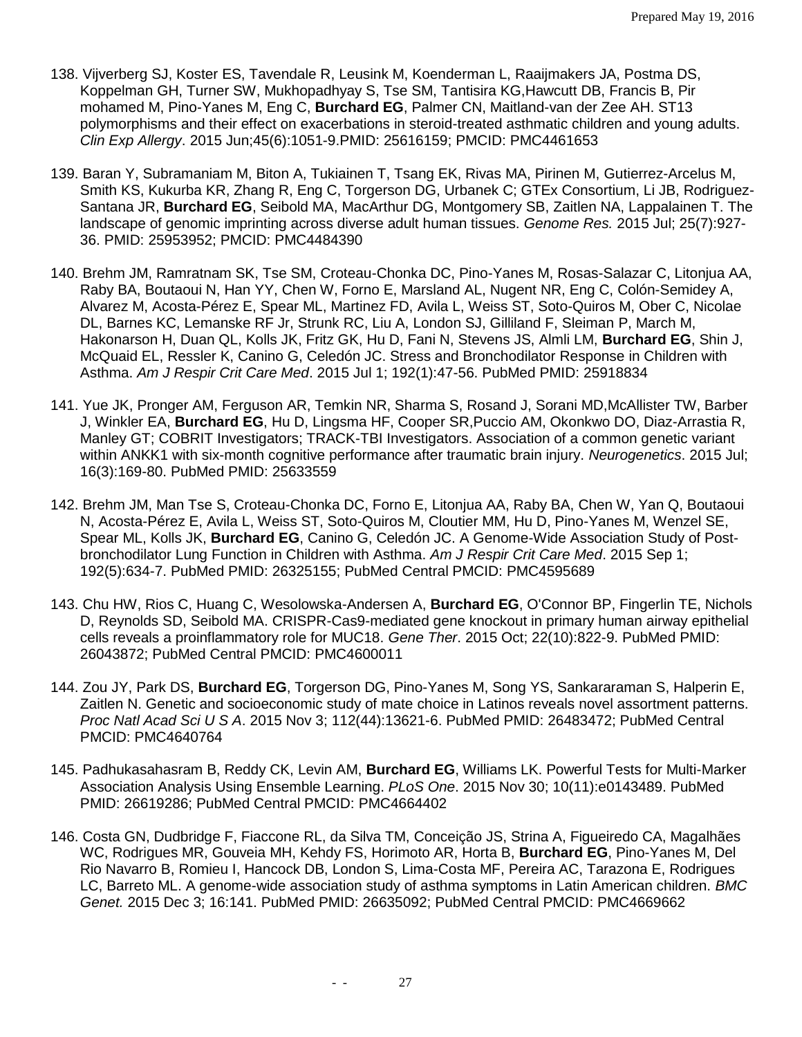138. Vijverberg SJ, Koster ES, Tavendale R, Leusink M, Koenderman L, Raaijmakers JA, Postma DS, Koppelman GH, Turner SW, Mukhopadhyay S, Tse SM, Tantisira KG,Hawcutt DB, Francis B, Pir mohamed M, Pino-Yanes M, Eng C, **Burchard EG**, Palmer CN, Maitland-van der Zee AH. ST13 polymorphisms and their effect on exacerbations in steroid-treated asthmatic children and young adults. *Clin Exp Allergy*. 2015 Jun;45(6):1051-9.PMID: 25616159; PMCID: PMC4461653

139. Baran Y, Subramaniam M, Biton A, Tukiainen T, Tsang EK, Rivas MA, Pirinen M, Gutierrez-Arcelus M, Smith KS, Kukurba KR, Zhang R, Eng C, Torgerson DG, Urbanek C; GTEx Consortium, Li JB, Rodriguez-Santana JR, **Burchard EG**, Seibold MA, MacArthur DG, Montgomery SB, Zaitlen NA, Lappalainen T. The landscape of genomic imprinting across diverse adult human tissues. *Genome Res.* 2015 Jul; 25(7):927-36. PMID: 25953952; PMCID: PMC4484390

140. Brehm JM, Ramratnam SK, Tse SM, Croteau-Chonka DC, Pino-Yanes M, Rosas-Salazar C, Litonjua AA, Raby BA, Boutaoui N, Han YY, Chen W, Forno E, Marsland AL, Nugent NR, Eng C, Colón-Semidey A, Alvarez M, Acosta-Pérez E, Spear ML, Martinez FD, Avila L, Weiss ST, Soto-Quiros M, Ober C, Nicolae DL, Barnes KC, Lemanske RF Jr, Strunk RC, Liu A, London SJ, Gilliland F, Sleiman P, March M, Hakonarson H, Duan QL, Kolls JK, Fritz GK, Hu D, Fani N, Stevens JS, Almli LM, **Burchard EG**, Shin J, McQuaid EL, Ressler K, Canino G, Celedón JC. Stress and Bronchodilator Response in Children with Asthma. *Am J Respir Crit Care Med*. 2015 Jul 1; 192(1):47-56. PubMed PMID: 25918834

141. Yue JK, Pronger AM, Ferguson AR, Temkin NR, Sharma S, Rosand J, Sorani MD,McAllister TW, Barber J, Winkler EA, **Burchard EG**, Hu D, Lingsma HF, Cooper SR,Puccio AM, Okonkwo DO, Diaz-Arrastia R, Manley GT; COBRIT Investigators; TRACK-TBI Investigators. Association of a common genetic variant within ANKK1 with six-month cognitive performance after traumatic brain injury. *Neurogenetics*. 2015 Jul; 16(3):169-80. PubMed PMID: 25633559

142. Brehm JM, Man Tse S, Croteau-Chonka DC, Forno E, Litonjua AA, Raby BA, Chen W, Yan Q, Boutaoui N, Acosta-Pérez E, Avila L, Weiss ST, Soto-Quiros M, Cloutier MM, Hu D, Pino-Yanes M, Wenzel SE, Spear ML, Kolls JK, **Burchard EG**, Canino G, Celedón JC. A Genome-Wide Association Study of Post-bronchodilator Lung Function in Children with Asthma. *Am J Respir Crit Care Med*. 2015 Sep 1; 192(5):634-7. PubMed PMID: 26325155; PubMed Central PMCID: PMC4595689

143. Chu HW, Rios C, Huang C, Wesolowska-Andersen A, **Burchard EG**, O'Connor BP, Fingerlin TE, Nichols D, Reynolds SD, Seibold MA. CRISPR-Cas9-mediated gene knockout in primary human airway epithelial cells reveals a proinflammatory role for MUC18. *Gene Ther*. 2015 Oct; 22(10):822-9. PubMed PMID: 26043872; PubMed Central PMCID: PMC4600011

144. Zou JY, Park DS, **Burchard EG**, Torgerson DG, Pino-Yanes M, Song YS, Sankararaman S, Halperin E, Zaitlen N. Genetic and socioeconomic study of mate choice in Latinos reveals novel assortment patterns. *Proc Natl Acad Sci U S A*. 2015 Nov 3; 112(44):13621-6. PubMed PMID: 26483472; PubMed Central PMCID: PMC4640764

145. Padhukasahasram B, Reddy CK, Levin AM, **Burchard EG**, Williams LK. Powerful Tests for Multi-Marker Association Analysis Using Ensemble Learning. *PLoS One*. 2015 Nov 30; 10(11):e0143489. PubMed PMID: 26619286; PubMed Central PMCID: PMC4664402

146. Costa GN, Dudbridge F, Fiaccone RL, da Silva TM, Conceição JS, Strina A, Figueiredo CA, Magalhães WC, Rodrigues MR, Gouveia MH, Kehdy FS, Horimoto AR, Horta B, **Burchard EG**, Pino-Yanes M, Del Rio Navarro B, Romieu I, Hancock DB, London S, Lima-Costa MF, Pereira AC, Tarazona E, Rodrigues LC, Barreto ML. A genome-wide association study of asthma symptoms in Latin American children. *BMC Genet.* 2015 Dec 3; 16:141. PubMed PMID: 26635092; PubMed Central PMCID: PMC4669662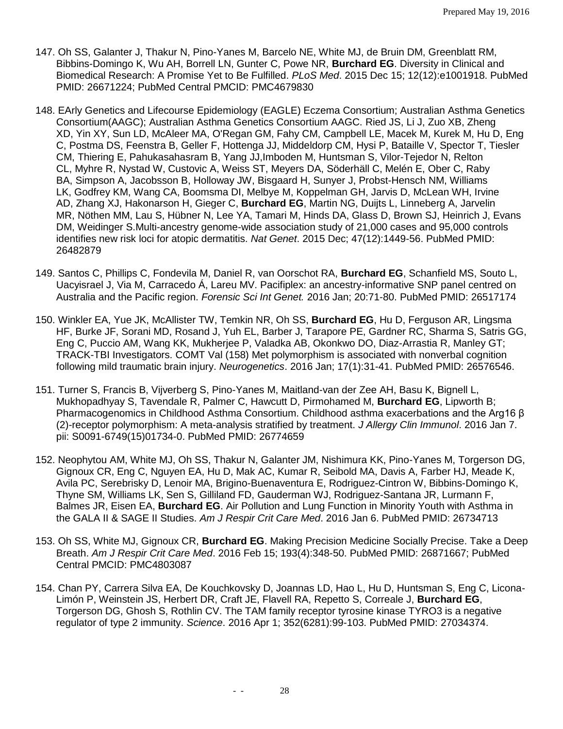147. Oh SS, Galanter J, Thakur N, Pino-Yanes M, Barcelo NE, White MJ, de Bruin DM, Greenblatt RM, Bibbins-Domingo K, Wu AH, Borrell LN, Gunter C, Powe NR, **Burchard EG**. Diversity in Clinical and Biomedical Research: A Promise Yet to Be Fulfilled. *PLoS Med*. 2015 Dec 15; 12(12):e1001918. PubMed PMID: 26671224; PubMed Central PMCID: PMC4679830

148. EArly Genetics and Lifecourse Epidemiology (EAGLE) Eczema Consortium; Australian Asthma Genetics Consortium(AAGC); Australian Asthma Genetics Consortium AAGC. Ried JS, Li J, Zuo XB, Zheng XD, Yin XY, Sun LD, McAleer MA, O'Regan GM, Fahy CM, Campbell LE, Macek M, Kurek M, Hu D, Eng C, Postma DS, Feenstra B, Geller F, Hottenga JJ, Middeldorp CM, Hysi P, Bataille V, Spector T, Tiesler CM, Thiering E, Pahukasahasram B, Yang JJ,Imboden M, Huntsman S, Vilor-Tejedor N, Relton CL, Myhre R, Nystad W, Custovic A, Weiss ST, Meyers DA, Söderhäll C, Melén E, Ober C, Raby BA, Simpson A, Jacobsson B, Holloway JW, Bisgaard H, Sunyer J, Probst-Hensch NM, Williams LK, Godfrey KM, Wang CA, Boomsma DI, Melbye M, Koppelman GH, Jarvis D, McLean WH, Irvine AD, Zhang XJ, Hakonarson H, Gieger C, **Burchard EG**, Martin NG, Duijts L, Linneberg A, Jarvelin MR, Nöthen MM, Lau S, Hübner N, Lee YA, Tamari M, Hinds DA, Glass D, Brown SJ, Heinrich J, Evans DM, Weidinger S.Multi-ancestry genome-wide association study of 21,000 cases and 95,000 controls identifies new risk loci for atopic dermatitis. *Nat Genet*. 2015 Dec; 47(12):1449-56. PubMed PMID: 26482879

149. Santos C, Phillips C, Fondevila M, Daniel R, van Oorschot RA, **Burchard EG**, Schanfield MS, Souto L, Uacyisrael J, Via M, Carracedo Á, Lareu MV. Pacifiplex: an ancestry-informative SNP panel centred on Australia and the Pacific region. *Forensic Sci Int Genet.* 2016 Jan; 20:71-80. PubMed PMID: 26517174

150. Winkler EA, Yue JK, McAllister TW, Temkin NR, Oh SS, **Burchard EG**, Hu D, Ferguson AR, Lingsma HF, Burke JF, Sorani MD, Rosand J, Yuh EL, Barber J, Tarapore PE, Gardner RC, Sharma S, Satris GG, Eng C, Puccio AM, Wang KK, Mukherjee P, Valadka AB, Okonkwo DO, Diaz-Arrastia R, Manley GT; TRACK-TBI Investigators. COMT Val (158) Met polymorphism is associated with nonverbal cognition following mild traumatic brain injury. *Neurogenetics*. 2016 Jan; 17(1):31-41. PubMed PMID: 26576546.

151. Turner S, Francis B, Vijverberg S, Pino-Yanes M, Maitland-van der Zee AH, Basu K, Bignell L, Mukhopadhyay S, Tavendale R, Palmer C, Hawcutt D, Pirmohamed M, **Burchard EG**, Lipworth B; Pharmacogenomics in Childhood Asthma Consortium. Childhood asthma exacerbations and the Arg16 β (2)-receptor polymorphism: A meta-analysis stratified by treatment. *J Allergy Clin Immunol*. 2016 Jan 7. pii: S0091-6749(15)01734-0. PubMed PMID: 26774659

152. Neophytou AM, White MJ, Oh SS, Thakur N, Galanter JM, Nishimura KK, Pino-Yanes M, Torgerson DG, Gignoux CR, Eng C, Nguyen EA, Hu D, Mak AC, Kumar R, Seibold MA, Davis A, Farber HJ, Meade K, Avila PC, Serebrisky D, Lenoir MA, Brigino-Buenaventura E, Rodriguez-Cintron W, Bibbins-Domingo K, Thyne SM, Williams LK, Sen S, Gilliland FD, Gauderman WJ, Rodriguez-Santana JR, Lurmann F, Balmes JR, Eisen EA, **Burchard EG**. Air Pollution and Lung Function in Minority Youth with Asthma in the GALA II & SAGE II Studies. *Am J Respir Crit Care Med*. 2016 Jan 6. PubMed PMID: 26734713

153. Oh SS, White MJ, Gignoux CR, **Burchard EG**. Making Precision Medicine Socially Precise. Take a Deep Breath. *Am J Respir Crit Care Med*. 2016 Feb 15; 193(4):348-50. PubMed PMID: 26871667; PubMed Central PMCID: PMC4803087

154. Chan PY, Carrera Silva EA, De Kouchkovsky D, Joannas LD, Hao L, Hu D, Huntsman S, Eng C, Licona-Limón P, Weinstein JS, Herbert DR, Craft JE, Flavell RA, Repetto S, Correale J, **Burchard EG**, Torgerson DG, Ghosh S, Rothlin CV. The TAM family receptor tyrosine kinase TYRO3 is a negative regulator of type 2 immunity. *Science*. 2016 Apr 1; 352(6281):99-103. PubMed PMID: 27034374.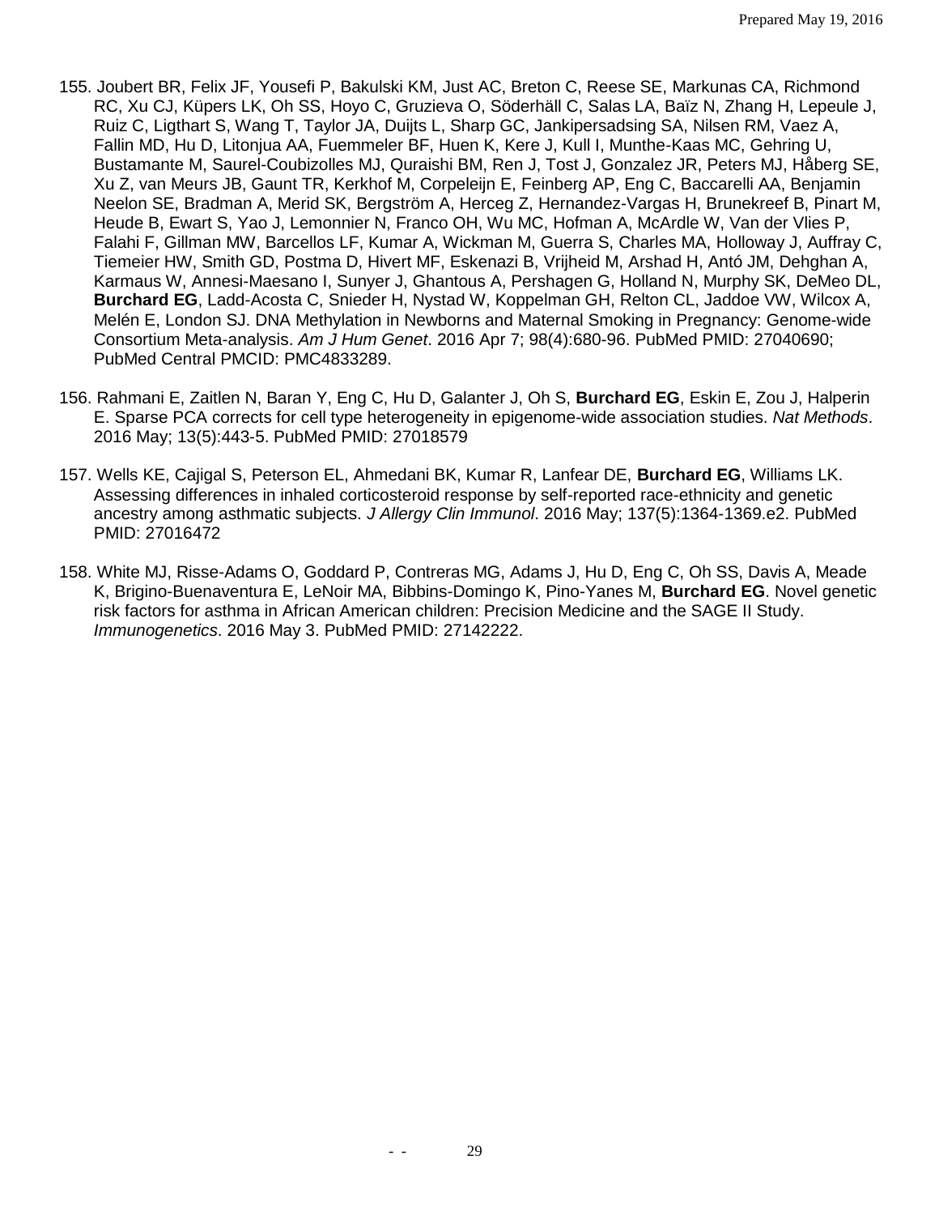155. Joubert BR, Felix JF, Yousefi P, Bakulski KM, Just AC, Breton C, Reese SE, Markunas CA, Richmond RC, Xu CJ, Küpers LK, Oh SS, Hoyo C, Gruzieva O, Söderhäll C, Salas LA, Baïz N, Zhang H, Lepeule J, Ruiz C, Ligthart S, Wang T, Taylor JA, Duijts L, Sharp GC, Jankipersadsing SA, Nilsen RM, Vaez A, Fallin MD, Hu D, Litonjua AA, Fuemmeler BF, Huen K, Kere J, Kull I, Munthe-Kaas MC, Gehring U, Bustamante M, Saurel-Coubizolles MJ, Quraishi BM, Ren J, Tost J, Gonzalez JR, Peters MJ, Håberg SE, Xu Z, van Meurs JB, Gaunt TR, Kerkhof M, Corpeleijn E, Feinberg AP, Eng C, Baccarelli AA, Benjamin Neelon SE, Bradman A, Merid SK, Bergström A, Herceg Z, Hernandez-Vargas H, Brunekreef B, Pinart M, Heude B, Ewart S, Yao J, Lemonnier N, Franco OH, Wu MC, Hofman A, McArdle W, Van der Vlies P, Falahi F, Gillman MW, Barcellos LF, Kumar A, Wickman M, Guerra S, Charles MA, Holloway J, Auffray C, Tiemeier HW, Smith GD, Postma D, Hivert MF, Eskenazi B, Vrijheid M, Arshad H, Antó JM, Dehghan A, Karmaus W, Annesi-Maesano I, Sunyer J, Ghantous A, Pershagen G, Holland N, Murphy SK, DeMeo DL, **Burchard EG**, Ladd-Acosta C, Snieder H, Nystad W, Koppelman GH, Relton CL, Jaddoe VW, Wilcox A, Melén E, London SJ. DNA Methylation in Newborns and Maternal Smoking in Pregnancy: Genome-wide Consortium Meta-analysis. *Am J Hum Genet*. 2016 Apr 7; 98(4):680-96. PubMed PMID: 27040690; PubMed Central PMCID: PMC4833289.

156. Rahmani E, Zaitlen N, Baran Y, Eng C, Hu D, Galanter J, Oh S, **Burchard EG**, Eskin E, Zou J, Halperin E. Sparse PCA corrects for cell type heterogeneity in epigenome-wide association studies. *Nat Methods*. 2016 May; 13(5):443-5. PubMed PMID: 27018579

157. Wells KE, Cajigal S, Peterson EL, Ahmedani BK, Kumar R, Lanfear DE, **Burchard EG**, Williams LK. Assessing differences in inhaled corticosteroid response by self-reported race-ethnicity and genetic ancestry among asthmatic subjects. *J Allergy Clin Immunol*. 2016 May; 137(5):1364-1369.e2. PubMed PMID: 27016472

158. White MJ, Risse-Adams O, Goddard P, Contreras MG, Adams J, Hu D, Eng C, Oh SS, Davis A, Meade K, Brigino-Buenaventura E, LeNoir MA, Bibbins-Domingo K, Pino-Yanes M, **Burchard EG**. Novel genetic risk factors for asthma in African American children: Precision Medicine and the SAGE II Study. *Immunogenetics*. 2016 May 3. PubMed PMID: 27142222.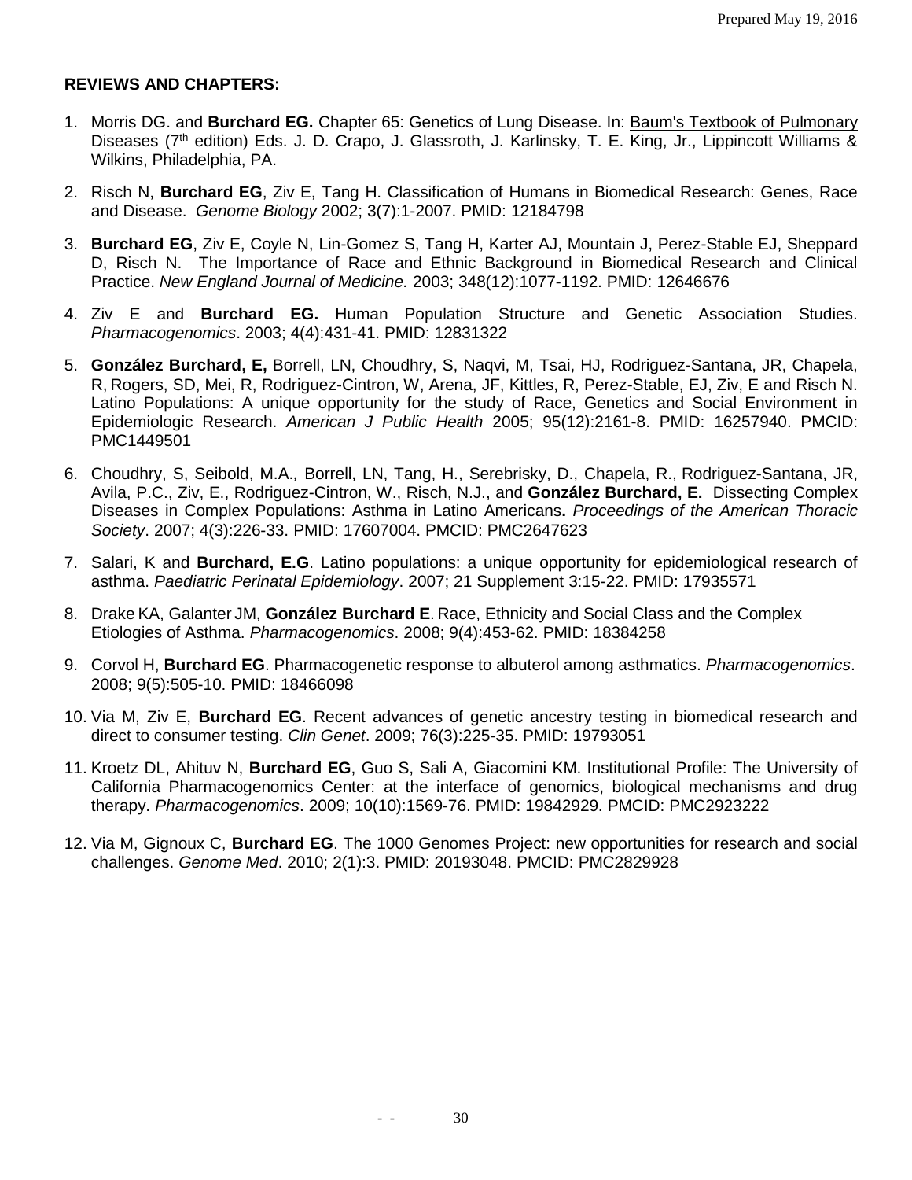**REVIEWS AND CHAPTERS:**

1. Morris DG. and **Burchard EG.** Chapter 65: Genetics of Lung Disease. In: Baum's Textbook of Pulmonary Diseases (7th edition) Eds. J. D. Crapo, J. Glassroth, J. Karlinsky, T. E. King, Jr., Lippincott Williams & Wilkins, Philadelphia, PA.

2. Risch N, **Burchard EG**, Ziv E, Tang H. Classification of Humans in Biomedical Research: Genes, Race and Disease. *Genome Biology* 2002; 3(7):1-2007. PMID: 12184798

3. **Burchard EG**, Ziv E, Coyle N, Lin-Gomez S, Tang H, Karter AJ, Mountain J, Perez-Stable EJ, Sheppard D, Risch N. The Importance of Race and Ethnic Background in Biomedical Research and Clinical Practice. *New England Journal of Medicine.* 2003; 348(12):1077-1192. PMID: 12646676

4. Ziv E and **Burchard EG.** Human Population Structure and Genetic Association Studies. *Pharmacogenomics*. 2003; 4(4):431-41. PMID: 12831322

5. **González Burchard, E,** Borrell, LN, Choudhry, S, Naqvi, M, Tsai, HJ, Rodriguez-Santana, JR, Chapela, R, Rogers, SD, Mei, R, Rodriguez-Cintron, W, Arena, JF, Kittles, R, Perez-Stable, EJ, Ziv, E and Risch N. Latino Populations: A unique opportunity for the study of Race, Genetics and Social Environment in Epidemiologic Research. *American J Public Health* 2005; 95(12):2161-8. PMID: 16257940. PMCID: PMC1449501

6. Choudhry, S, Seibold, M.A.*,* Borrell, LN, Tang, H., Serebrisky, D., Chapela, R., Rodriguez-Santana, JR, Avila, P.C., Ziv, E., Rodriguez-Cintron, W., Risch, N.J., and **González Burchard, E.** Dissecting Complex Diseases in Complex Populations: Asthma in Latino Americans**.** *Proceedings of the American Thoracic Society*. 2007; 4(3):226-33. PMID: 17607004. PMCID: PMC2647623

7. Salari, K and **Burchard, E.G**. Latino populations: a unique opportunity for epidemiological research of asthma. *Paediatric Perinatal Epidemiology*. 2007; 21 Supplement 3:15-22. PMID: 17935571

8. Drake KA, Galanter JM, **González Burchard E**. Race, Ethnicity and Social Class and the Complex Etiologies of Asthma. *Pharmacogenomics*. 2008; 9(4):453-62. PMID: 18384258

9. Corvol H, **Burchard EG**. Pharmacogenetic response to albuterol among asthmatics. *Pharmacogenomics*. 2008; 9(5):505-10. PMID: 18466098

10. Via M, Ziv E, **Burchard EG**. Recent advances of genetic ancestry testing in biomedical research and direct to consumer testing. *Clin Genet*. 2009; 76(3):225-35. PMID: 19793051

11. Kroetz DL, Ahituv N, **Burchard EG**, Guo S, Sali A, Giacomini KM. Institutional Profile: The University of California Pharmacogenomics Center: at the interface of genomics, biological mechanisms and drug therapy. *Pharmacogenomics*. 2009; 10(10):1569-76. PMID: 19842929. PMCID: PMC2923222

12. Via M, Gignoux C, **Burchard EG**. The 1000 Genomes Project: new opportunities for research and social challenges. *Genome Med*. 2010; 2(1):3. PMID: 20193048. PMCID: PMC2829928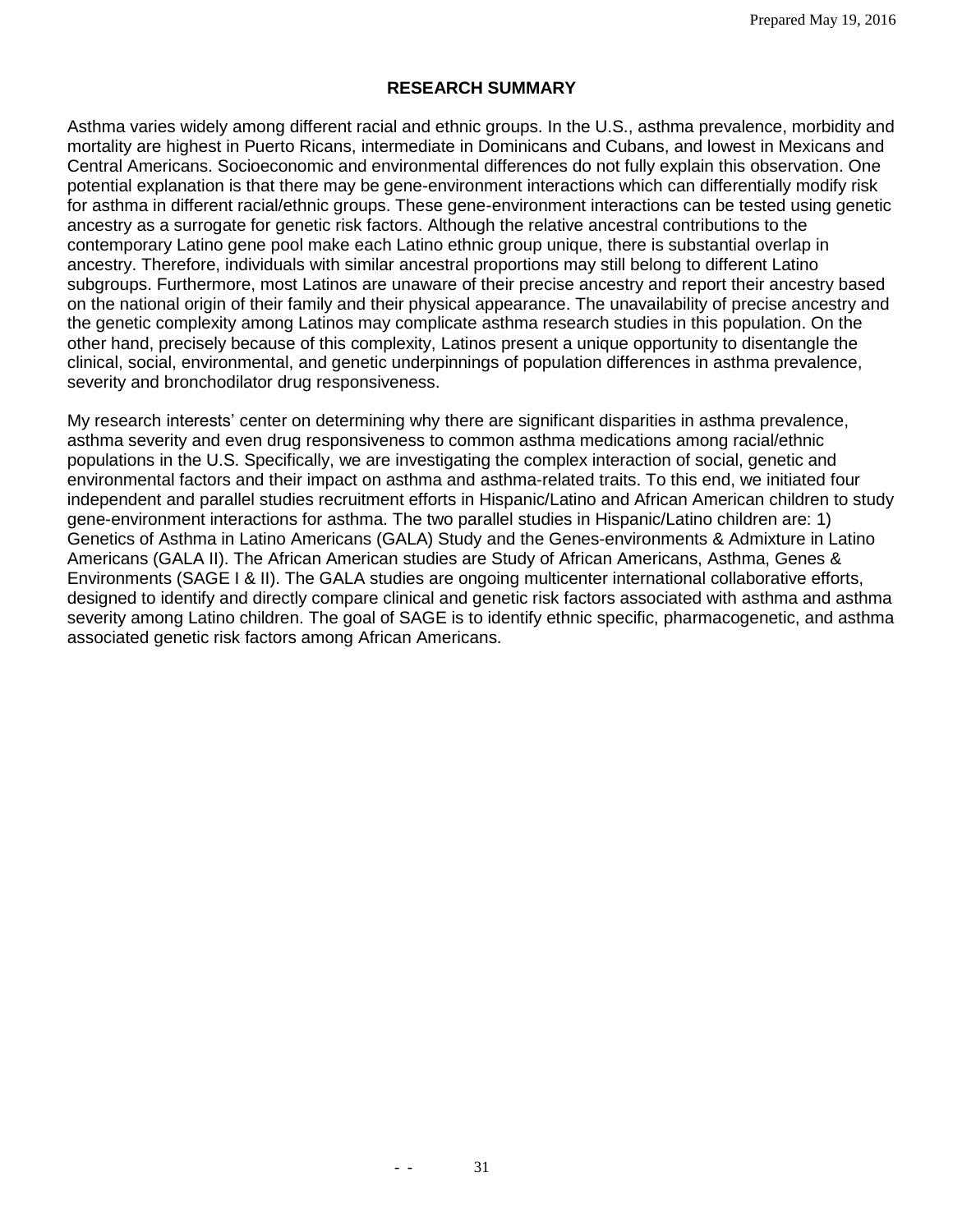## RESEARCH SUMMARY

Asthma varies widely among different racial and ethnic groups. In the U.S., asthma prevalence, morbidity and mortality are highest in Puerto Ricans, intermediate in Dominicans and Cubans, and lowest in Mexicans and Central Americans. Socioeconomic and environmental differences do not fully explain this observation. One potential explanation is that there may be gene-environment interactions which can differentially modify risk for asthma in different racial/ethnic groups. These gene-environment interactions can be tested using genetic ancestry as a surrogate for genetic risk factors. Although the relative ancestral contributions to the contemporary Latino gene pool make each Latino ethnic group unique, there is substantial overlap in ancestry. Therefore, individuals with similar ancestral proportions may still belong to different Latino subgroups. Furthermore, most Latinos are unaware of their precise ancestry and report their ancestry based on the national origin of their family and their physical appearance. The unavailability of precise ancestry and the genetic complexity among Latinos may complicate asthma research studies in this population. On the other hand, precisely because of this complexity, Latinos present a unique opportunity to disentangle the clinical, social, environmental, and genetic underpinnings of population differences in asthma prevalence, severity and bronchodilator drug responsiveness.

My research interests' center on determining why there are significant disparities in asthma prevalence, asthma severity and even drug responsiveness to common asthma medications among racial/ethnic populations in the U.S. Specifically, we are investigating the complex interaction of social, genetic and environmental factors and their impact on asthma and asthma-related traits. To this end, we initiated four independent and parallel studies recruitment efforts in Hispanic/Latino and African American children to study gene-environment interactions for asthma. The two parallel studies in Hispanic/Latino children are: 1) Genetics of Asthma in Latino Americans (GALA) Study and the Genes-environments & Admixture in Latino Americans (GALA II). The African American studies are Study of African Americans, Asthma, Genes & Environments (SAGE I & II). The GALA studies are ongoing multicenter international collaborative efforts, designed to identify and directly compare clinical and genetic risk factors associated with asthma and asthma severity among Latino children. The goal of SAGE is to identify ethnic specific, pharmacogenetic, and asthma associated genetic risk factors among African Americans.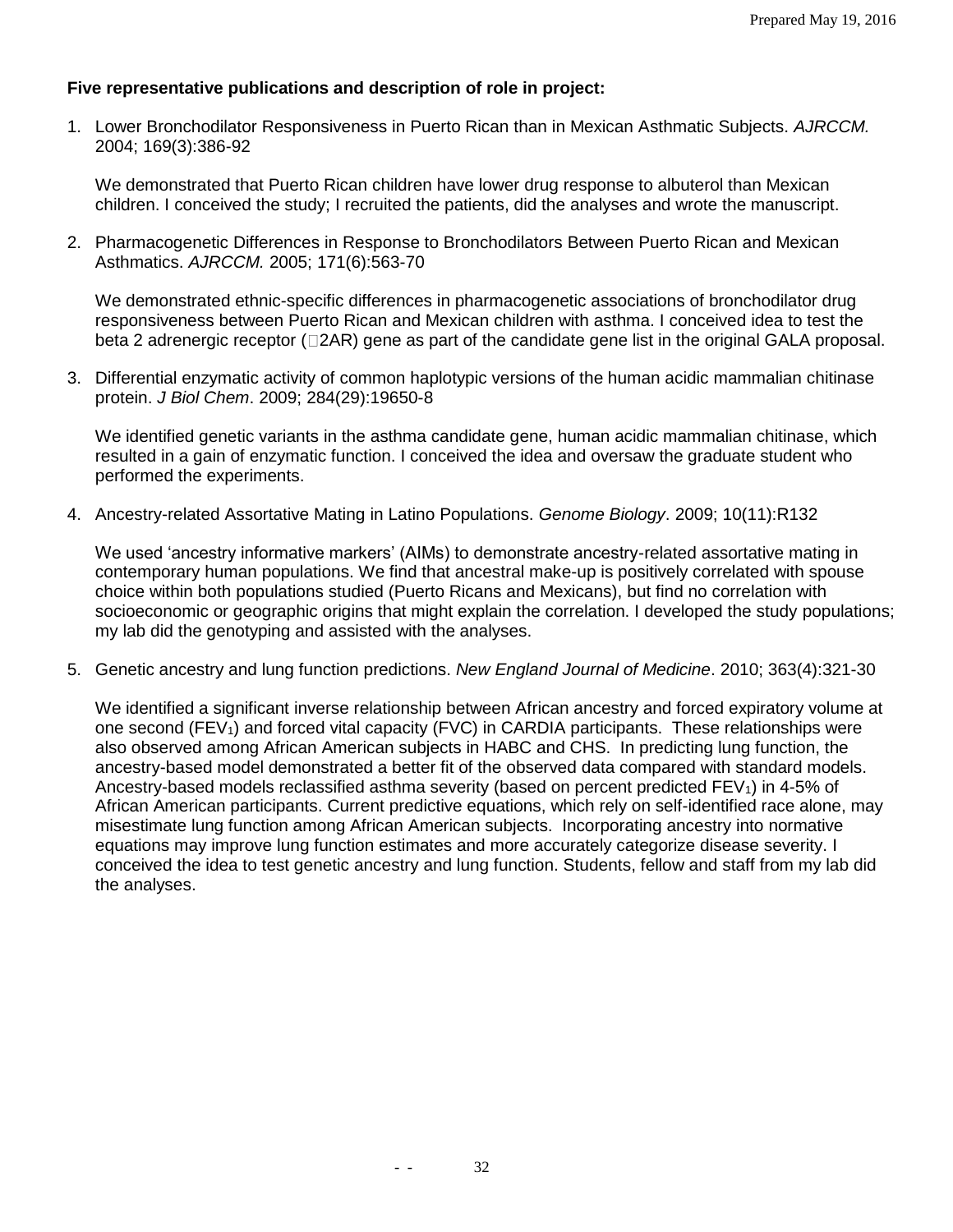**Five representative publications and description of role in project:**

1. Lower Bronchodilator Responsiveness in Puerto Rican than in Mexican Asthmatic Subjects. *AJRCCM.* 2004; 169(3):386-92

   We demonstrated that Puerto Rican children have lower drug response to albuterol than Mexican children. I conceived the study; I recruited the patients, did the analyses and wrote the manuscript.

2. Pharmacogenetic Differences in Response to Bronchodilators Between Puerto Rican and Mexican Asthmatics. *AJRCCM.* 2005; 171(6):563-70

   We demonstrated ethnic-specific differences in pharmacogenetic associations of bronchodilator drug responsiveness between Puerto Rican and Mexican children with asthma. I conceived idea to test the beta 2 adrenergic receptor (□2AR) gene as part of the candidate gene list in the original GALA proposal.

3. Differential enzymatic activity of common haplotypic versions of the human acidic mammalian chitinase protein. *J Biol Chem*. 2009; 284(29):19650-8

   We identified genetic variants in the asthma candidate gene, human acidic mammalian chitinase, which resulted in a gain of enzymatic function. I conceived the idea and oversaw the graduate student who performed the experiments.

4. Ancestry-related Assortative Mating in Latino Populations. *Genome Biology*. 2009; 10(11):R132

   We used 'ancestry informative markers' (AIMs) to demonstrate ancestry-related assortative mating in contemporary human populations. We find that ancestral make-up is positively correlated with spouse choice within both populations studied (Puerto Ricans and Mexicans), but find no correlation with socioeconomic or geographic origins that might explain the correlation. I developed the study populations; my lab did the genotyping and assisted with the analyses.

5. Genetic ancestry and lung function predictions. *New England Journal of Medicine*. 2010; 363(4):321-30

   We identified a significant inverse relationship between African ancestry and forced expiratory volume at one second ($FEV_1$) and forced vital capacity (FVC) in CARDIA participants. These relationships were also observed among African American subjects in HABC and CHS. In predicting lung function, the ancestry-based model demonstrated a better fit of the observed data compared with standard models. Ancestry-based models reclassified asthma severity (based on percent predicted $FEV_1$) in 4-5% of African American participants. Current predictive equations, which rely on self-identified race alone, may misestimate lung function among African American subjects. Incorporating ancestry into normative equations may improve lung function estimates and more accurately categorize disease severity. I conceived the idea to test genetic ancestry and lung function. Students, fellow and staff from my lab did the analyses.